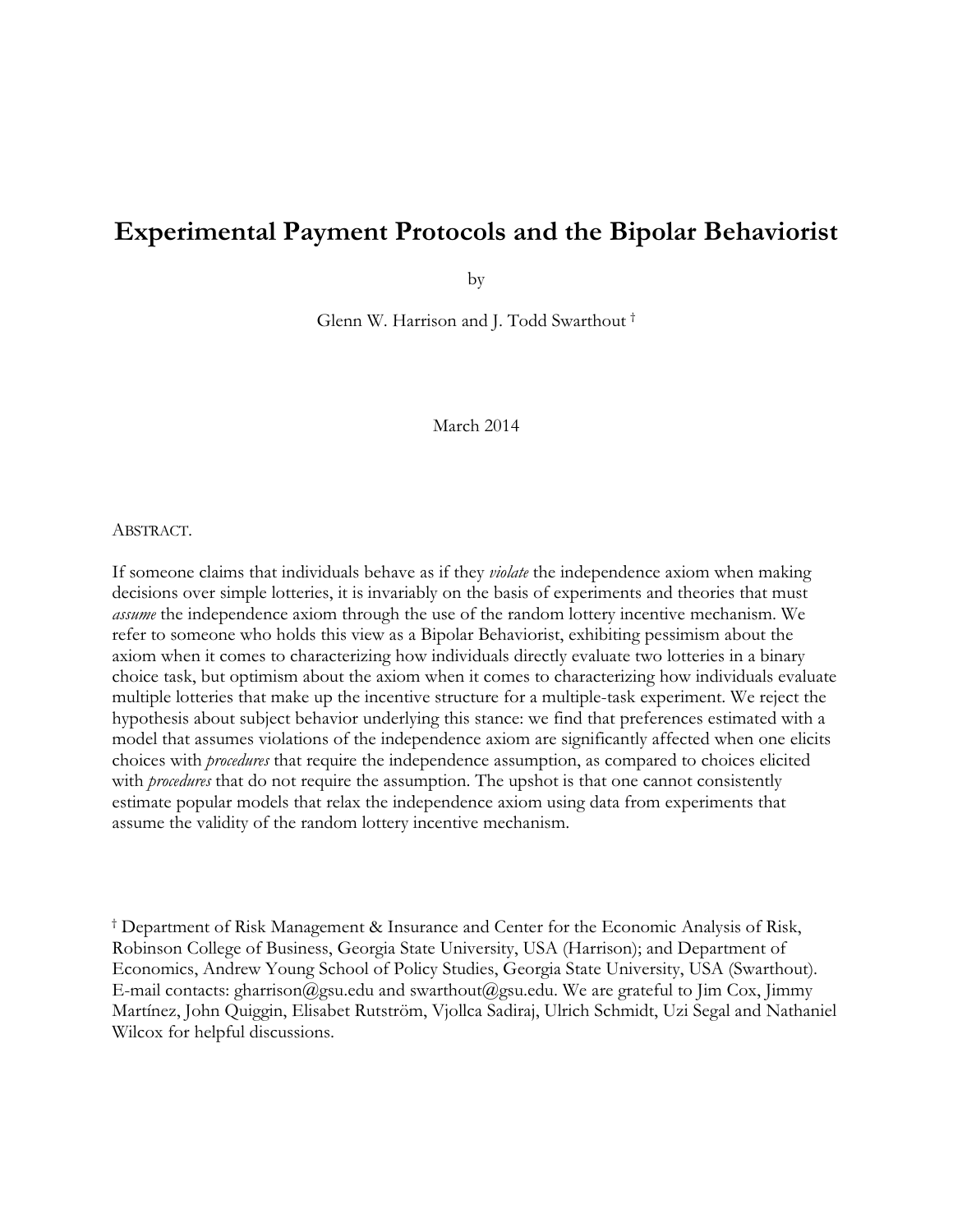# Experimental Payment Protocols and the Bipolar Behaviorist

by

Glenn W. Harrison and J. Todd Swarthout †

March 2014

ABSTRACT.

If someone claims that individuals behave as if they *violate* the independence axiom when making decisions over simple lotteries, it is invariably on the basis of experiments and theories that must *assume* the independence axiom through the use of the random lottery incentive mechanism. We refer to someone who holds this view as a Bipolar Behaviorist, exhibiting pessimism about the axiom when it comes to characterizing how individuals directly evaluate two lotteries in a binary choice task, but optimism about the axiom when it comes to characterizing how individuals evaluate multiple lotteries that make up the incentive structure for a multiple-task experiment. We reject the hypothesis about subject behavior underlying this stance: we find that preferences estimated with a model that assumes violations of the independence axiom are significantly affected when one elicits choices with *procedures* that require the independence assumption, as compared to choices elicited with *procedures* that do not require the assumption. The upshot is that one cannot consistently estimate popular models that relax the independence axiom using data from experiments that assume the validity of the random lottery incentive mechanism.

† Department of Risk Management & Insurance and Center for the Economic Analysis of Risk, Robinson College of Business, Georgia State University, USA (Harrison); and Department of Economics, Andrew Young School of Policy Studies, Georgia State University, USA (Swarthout). E-mail contacts: gharrison@gsu.edu and swarthout@gsu.edu. We are grateful to Jim Cox, Jimmy Martínez, John Quiggin, Elisabet Rutström, Vjollca Sadiraj, Ulrich Schmidt, Uzi Segal and Nathaniel Wilcox for helpful discussions.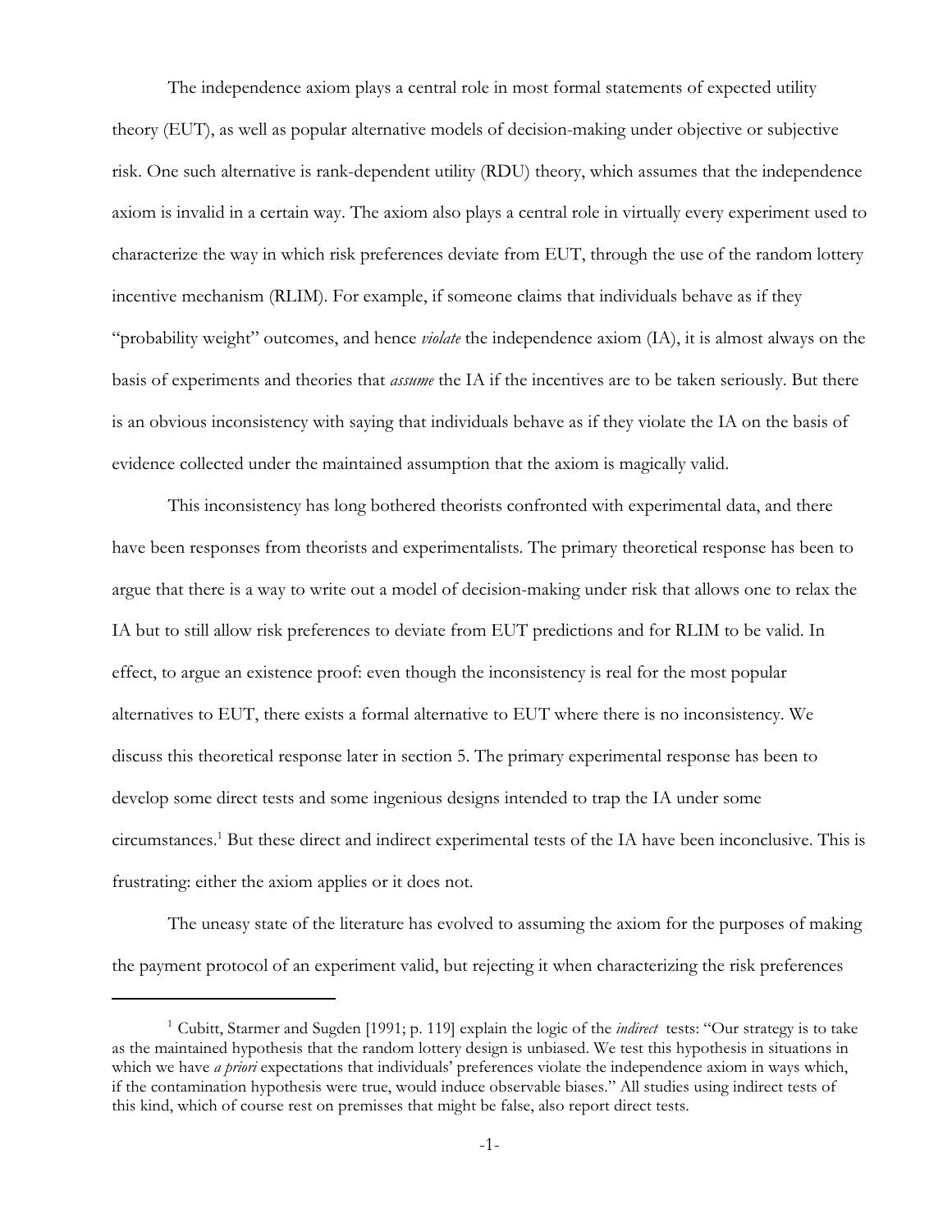The independence axiom plays a central role in most formal statements of expected utility theory (EUT), as well as popular alternative models of decision-making under objective or subjective risk. One such alternative is rank-dependent utility (RDU) theory, which assumes that the independence axiom is invalid in a certain way. The axiom also plays a central role in virtually every experiment used to characterize the way in which risk preferences deviate from EUT, through the use of the random lottery incentive mechanism (RLIM). For example, if someone claims that individuals behave as if they "probability weight" outcomes, and hence *violate* the independence axiom (IA), it is almost always on the basis of experiments and theories that *assume* the IA if the incentives are to be taken seriously. But there is an obvious inconsistency with saying that individuals behave as if they violate the IA on the basis of evidence collected under the maintained assumption that the axiom is magically valid.

This inconsistency has long bothered theorists confronted with experimental data, and there have been responses from theorists and experimentalists. The primary theoretical response has been to argue that there is a way to write out a model of decision-making under risk that allows one to relax the IA but to still allow risk preferences to deviate from EUT predictions and for RLIM to be valid. In effect, to argue an existence proof: even though the inconsistency is real for the most popular alternatives to EUT, there exists a formal alternative to EUT where there is no inconsistency. We discuss this theoretical response later in section 5. The primary experimental response has been to develop some direct tests and some ingenious designs intended to trap the IA under some circumstances.[1] But these direct and indirect experimental tests of the IA have been inconclusive. This is frustrating: either the axiom applies or it does not.

The uneasy state of the literature has evolved to assuming the axiom for the purposes of making the payment protocol of an experiment valid, but rejecting it when characterizing the risk preferences

[1] Cubitt, Starmer and Sugden [1991; p. 119] explain the logic of the *indirect* tests: "Our strategy is to take as the maintained hypothesis that the random lottery design is unbiased. We test this hypothesis in situations in which we have *a priori* expectations that individuals' preferences violate the independence axiom in ways which, if the contamination hypothesis were true, would induce observable biases." All studies using indirect tests of this kind, which of course rest on premisses that might be false, also report direct tests.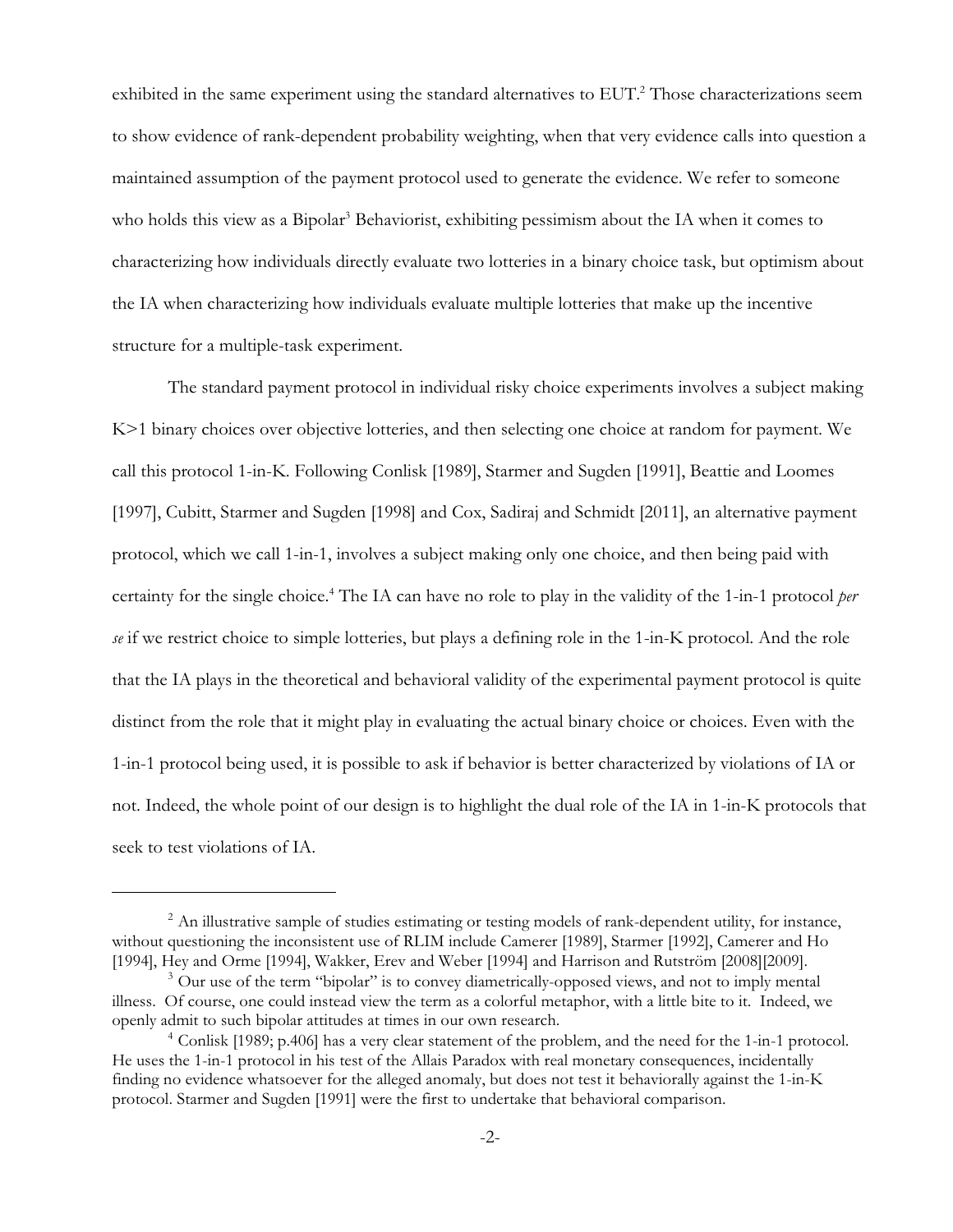exhibited in the same experiment using the standard alternatives to EUT.[2] Those characterizations seem to show evidence of rank-dependent probability weighting, when that very evidence calls into question a maintained assumption of the payment protocol used to generate the evidence. We refer to someone who holds this view as a Bipolar[3] Behaviorist, exhibiting pessimism about the IA when it comes to characterizing how individuals directly evaluate two lotteries in a binary choice task, but optimism about the IA when characterizing how individuals evaluate multiple lotteries that make up the incentive structure for a multiple-task experiment.

The standard payment protocol in individual risky choice experiments involves a subject making K>1 binary choices over objective lotteries, and then selecting one choice at random for payment. We call this protocol 1-in-K. Following Conlisk [1989], Starmer and Sugden [1991], Beattie and Loomes [1997], Cubitt, Starmer and Sugden [1998] and Cox, Sadiraj and Schmidt [2011], an alternative payment protocol, which we call 1-in-1, involves a subject making only one choice, and then being paid with certainty for the single choice.[4] The IA can have no role to play in the validity of the 1-in-1 protocol *per se* if we restrict choice to simple lotteries, but plays a defining role in the 1-in-K protocol. And the role that the IA plays in the theoretical and behavioral validity of the experimental payment protocol is quite distinct from the role that it might play in evaluating the actual binary choice or choices. Even with the 1-in-1 protocol being used, it is possible to ask if behavior is better characterized by violations of IA or not. Indeed, the whole point of our design is to highlight the dual role of the IA in 1-in-K protocols that seek to test violations of IA.

---

[2] An illustrative sample of studies estimating or testing models of rank-dependent utility, for instance, without questioning the inconsistent use of RLIM include Camerer [1989], Starmer [1992], Camerer and Ho [1994], Hey and Orme [1994], Wakker, Erev and Weber [1994] and Harrison and Rutström [2008][2009].

[3] Our use of the term "bipolar" is to convey diametrically-opposed views, and not to imply mental illness. Of course, one could instead view the term as a colorful metaphor, with a little bite to it. Indeed, we openly admit to such bipolar attitudes at times in our own research.

[4] Conlisk [1989; p.406] has a very clear statement of the problem, and the need for the 1-in-1 protocol. He uses the 1-in-1 protocol in his test of the Allais Paradox with real monetary consequences, incidentally finding no evidence whatsoever for the alleged anomaly, but does not test it behaviorally against the 1-in-K protocol. Starmer and Sugden [1991] were the first to undertake that behavioral comparison.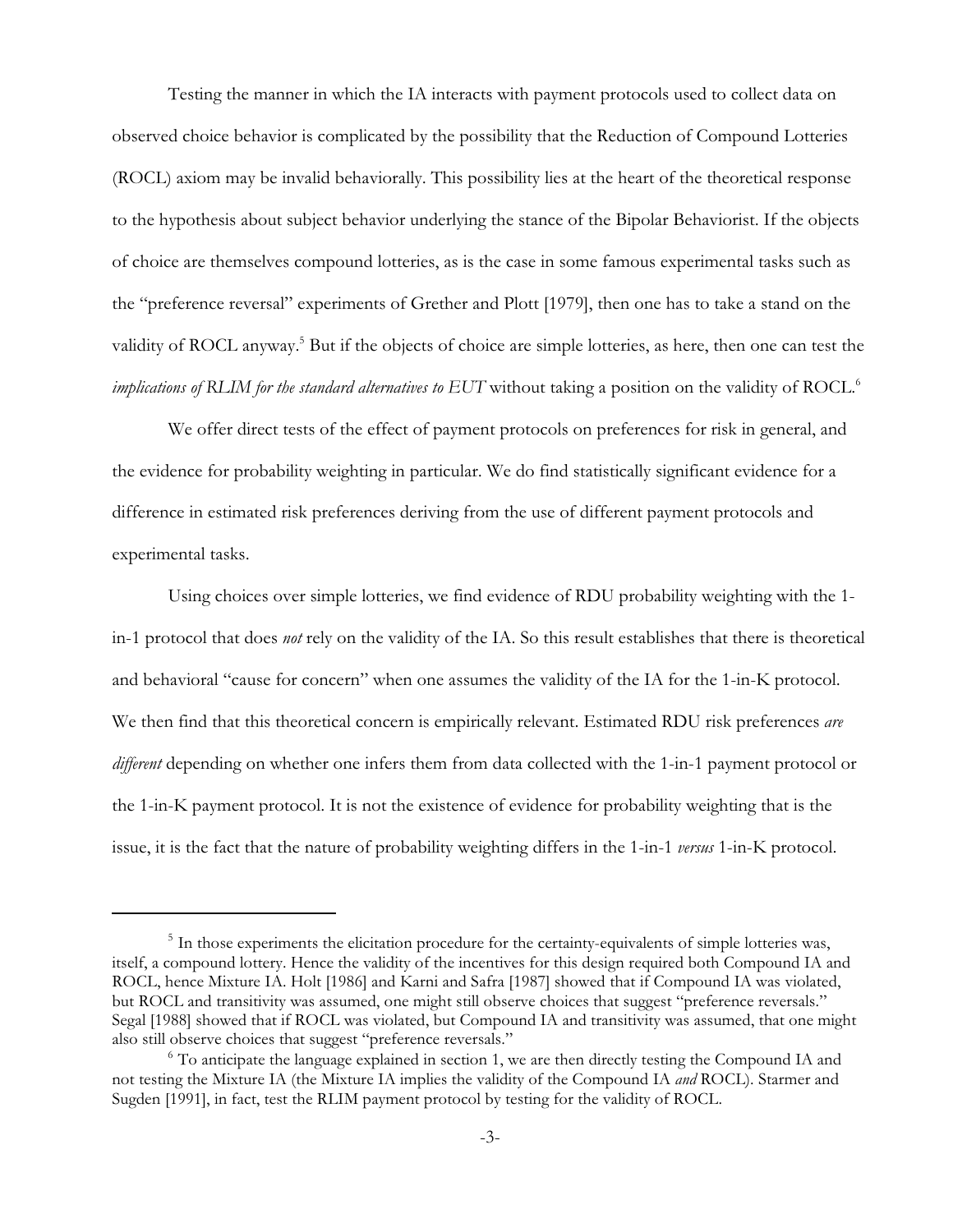Testing the manner in which the IA interacts with payment protocols used to collect data on observed choice behavior is complicated by the possibility that the Reduction of Compound Lotteries (ROCL) axiom may be invalid behaviorally. This possibility lies at the heart of the theoretical response to the hypothesis about subject behavior underlying the stance of the Bipolar Behaviorist. If the objects of choice are themselves compound lotteries, as is the case in some famous experimental tasks such as the "preference reversal" experiments of Grether and Plott [1979], then one has to take a stand on the validity of ROCL anyway.[5] But if the objects of choice are simple lotteries, as here, then one can test the *implications of RLIM for the standard alternatives to EUT* without taking a position on the validity of ROCL.[6]

We offer direct tests of the effect of payment protocols on preferences for risk in general, and the evidence for probability weighting in particular. We do find statistically significant evidence for a difference in estimated risk preferences deriving from the use of different payment protocols and experimental tasks.

Using choices over simple lotteries, we find evidence of RDU probability weighting with the 1-in-1 protocol that does *not* rely on the validity of the IA. So this result establishes that there is theoretical and behavioral "cause for concern" when one assumes the validity of the IA for the 1-in-K protocol. We then find that this theoretical concern is empirically relevant. Estimated RDU risk preferences *are different* depending on whether one infers them from data collected with the 1-in-1 payment protocol or the 1-in-K payment protocol. It is not the existence of evidence for probability weighting that is the issue, it is the fact that the nature of probability weighting differs in the 1-in-1 *versus* 1-in-K protocol.

---

[5] In those experiments the elicitation procedure for the certainty-equivalents of simple lotteries was, itself, a compound lottery. Hence the validity of the incentives for this design required both Compound IA and ROCL, hence Mixture IA. Holt [1986] and Karni and Safra [1987] showed that if Compound IA was violated, but ROCL and transitivity was assumed, one might still observe choices that suggest "preference reversals." Segal [1988] showed that if ROCL was violated, but Compound IA and transitivity was assumed, that one might also still observe choices that suggest "preference reversals."

[6] To anticipate the language explained in section 1, we are then directly testing the Compound IA and not testing the Mixture IA (the Mixture IA implies the validity of the Compound IA *and* ROCL). Starmer and Sugden [1991], in fact, test the RLIM payment protocol by testing for the validity of ROCL.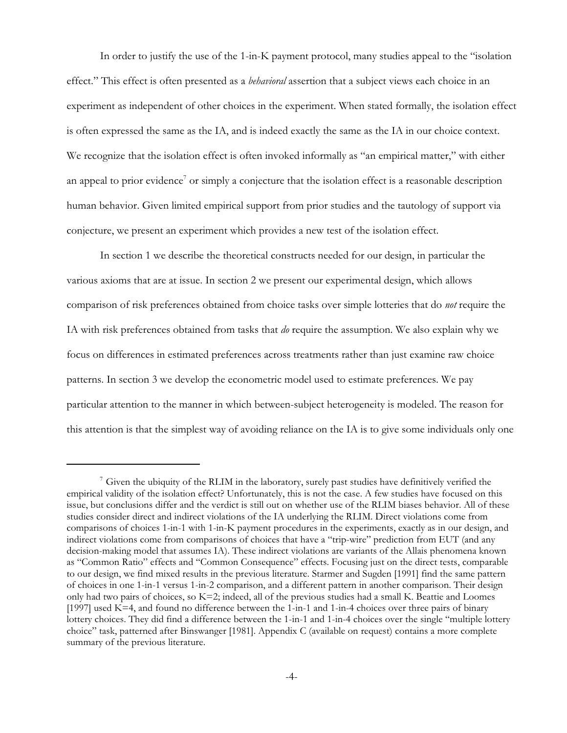In order to justify the use of the 1-in-K payment protocol, many studies appeal to the "isolation effect." This effect is often presented as a *behavioral* assertion that a subject views each choice in an experiment as independent of other choices in the experiment. When stated formally, the isolation effect is often expressed the same as the IA, and is indeed exactly the same as the IA in our choice context. We recognize that the isolation effect is often invoked informally as "an empirical matter," with either an appeal to prior evidence[7] or simply a conjecture that the isolation effect is a reasonable description human behavior. Given limited empirical support from prior studies and the tautology of support via conjecture, we present an experiment which provides a new test of the isolation effect.

In section 1 we describe the theoretical constructs needed for our design, in particular the various axioms that are at issue. In section 2 we present our experimental design, which allows comparison of risk preferences obtained from choice tasks over simple lotteries that do *not* require the IA with risk preferences obtained from tasks that *do* require the assumption. We also explain why we focus on differences in estimated preferences across treatments rather than just examine raw choice patterns. In section 3 we develop the econometric model used to estimate preferences. We pay particular attention to the manner in which between-subject heterogeneity is modeled. The reason for this attention is that the simplest way of avoiding reliance on the IA is to give some individuals only one

---

[7] Given the ubiquity of the RLIM in the laboratory, surely past studies have definitively verified the empirical validity of the isolation effect? Unfortunately, this is not the case. A few studies have focused on this issue, but conclusions differ and the verdict is still out on whether use of the RLIM biases behavior. All of these studies consider direct and indirect violations of the IA underlying the RLIM. Direct violations come from comparisons of choices 1-in-1 with 1-in-K payment procedures in the experiments, exactly as in our design, and indirect violations come from comparisons of choices that have a "trip-wire" prediction from EUT (and any decision-making model that assumes IA). These indirect violations are variants of the Allais phenomena known as "Common Ratio" effects and "Common Consequence" effects. Focusing just on the direct tests, comparable to our design, we find mixed results in the previous literature. Starmer and Sugden [1991] find the same pattern of choices in one 1-in-1 versus 1-in-2 comparison, and a different pattern in another comparison. Their design only had two pairs of choices, so K=2; indeed, all of the previous studies had a small K. Beattie and Loomes [1997] used K=4, and found no difference between the 1-in-1 and 1-in-4 choices over three pairs of binary lottery choices. They did find a difference between the 1-in-1 and 1-in-4 choices over the single "multiple lottery choice" task, patterned after Binswanger [1981]. Appendix C (available on request) contains a more complete summary of the previous literature.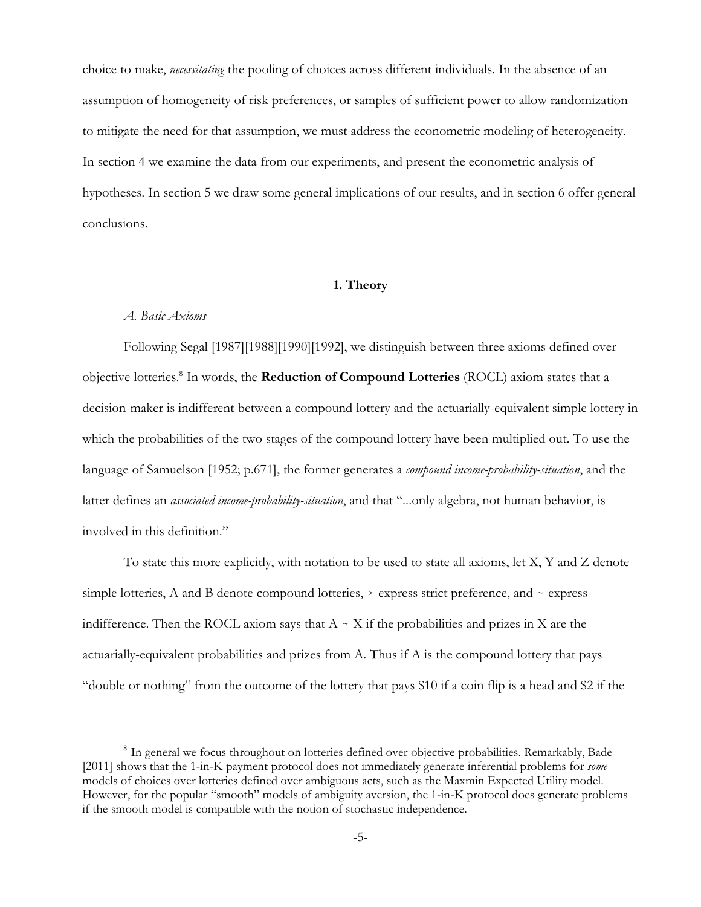choice to make, *necessitating* the pooling of choices across different individuals. In the absence of an assumption of homogeneity of risk preferences, or samples of sufficient power to allow randomization to mitigate the need for that assumption, we must address the econometric modeling of heterogeneity. In section 4 we examine the data from our experiments, and present the econometric analysis of hypotheses. In section 5 we draw some general implications of our results, and in section 6 offer general conclusions.

## 1. Theory

### *A. Basic Axioms*

Following Segal [1987][1988][1990][1992], we distinguish between three axioms defined over objective lotteries.[8] In words, the **Reduction of Compound Lotteries** (ROCL) axiom states that a decision-maker is indifferent between a compound lottery and the actuarially-equivalent simple lottery in which the probabilities of the two stages of the compound lottery have been multiplied out. To use the language of Samuelson [1952; p.671], the former generates a *compound income-probability-situation*, and the latter defines an *associated income-probability-situation*, and that "...only algebra, not human behavior, is involved in this definition."

To state this more explicitly, with notation to be used to state all axioms, let X, Y and Z denote simple lotteries, A and B denote compound lotteries, $\succ$ express strict preference, and $\sim$ express indifference. Then the ROCL axiom says that $A \sim X$ if the probabilities and prizes in X are the actuarially-equivalent probabilities and prizes from A. Thus if A is the compound lottery that pays "double or nothing" from the outcome of the lottery that pays \$10 if a coin flip is a head and \$2 if the

---

[8] In general we focus throughout on lotteries defined over objective probabilities. Remarkably, Bade [2011] shows that the 1-in-K payment protocol does not immediately generate inferential problems for *some* models of choices over lotteries defined over ambiguous acts, such as the Maxmin Expected Utility model. However, for the popular "smooth" models of ambiguity aversion, the 1-in-K protocol does generate problems if the smooth model is compatible with the notion of stochastic independence.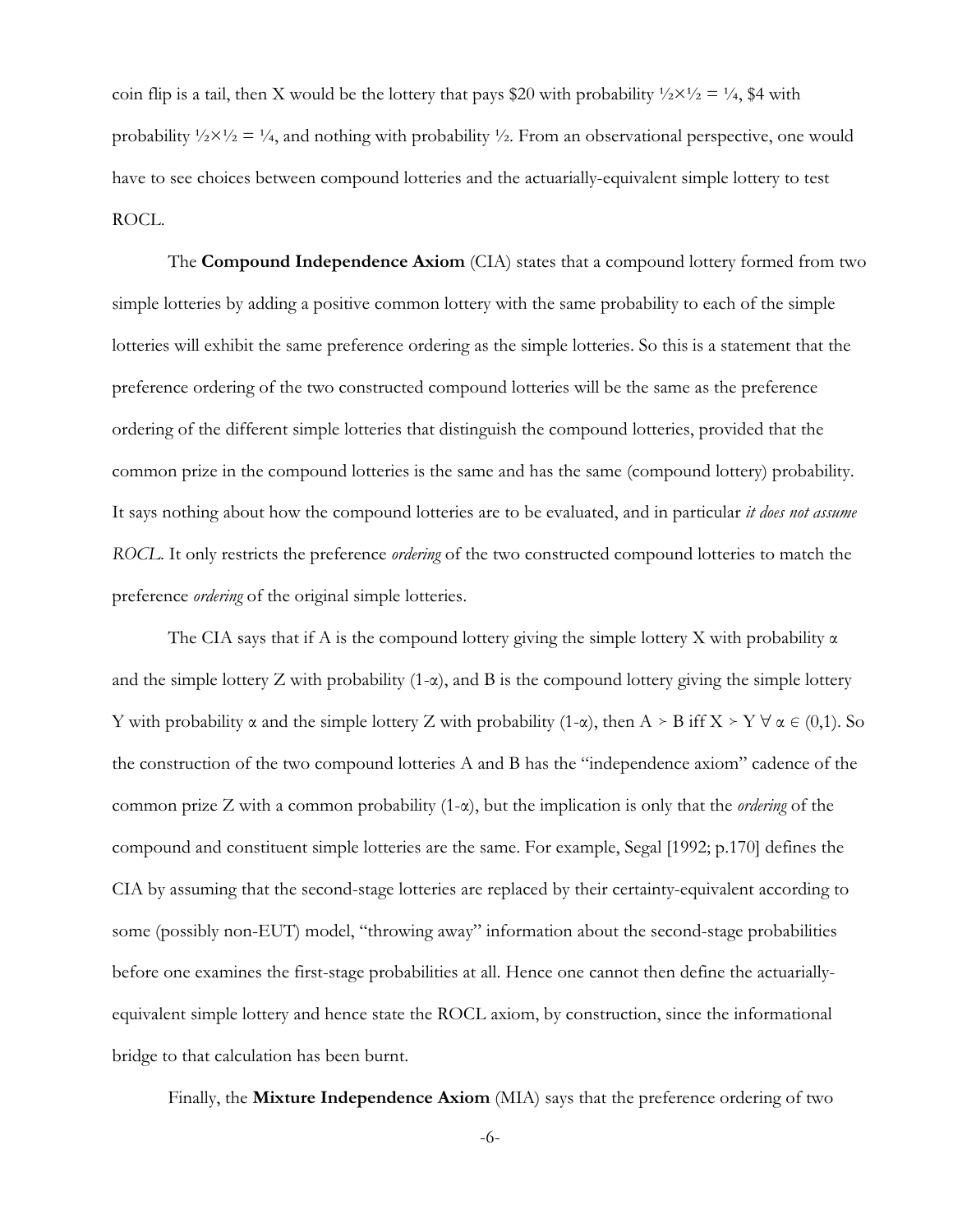coin flip is a tail, then X would be the lottery that pays \$20 with probability $\frac{1}{2} \times \frac{1}{2} = \frac{1}{4}$, \$4 with probability $\frac{1}{2} \times \frac{1}{2} = \frac{1}{4}$, and nothing with probability $\frac{1}{2}$. From an observational perspective, one would have to see choices between compound lotteries and the actuarially-equivalent simple lottery to test ROCL.

The **Compound Independence Axiom** (CIA) states that a compound lottery formed from two simple lotteries by adding a positive common lottery with the same probability to each of the simple lotteries will exhibit the same preference ordering as the simple lotteries. So this is a statement that the preference ordering of the two constructed compound lotteries will be the same as the preference ordering of the different simple lotteries that distinguish the compound lotteries, provided that the common prize in the compound lotteries is the same and has the same (compound lottery) probability. It says nothing about how the compound lotteries are to be evaluated, and in particular *it does not assume ROCL*. It only restricts the preference *ordering* of the two constructed compound lotteries to match the preference *ordering* of the original simple lotteries.

The CIA says that if A is the compound lottery giving the simple lottery X with probability $\alpha$ and the simple lottery Z with probability $(1-\alpha)$, and B is the compound lottery giving the simple lottery Y with probability $\alpha$ and the simple lottery Z with probability $(1-\alpha)$, then $A \succ B$ iff $X \succ Y \ \forall \ \alpha \in (0,1)$. So the construction of the two compound lotteries A and B has the "independence axiom" cadence of the common prize Z with a common probability $(1-\alpha)$, but the implication is only that the *ordering* of the compound and constituent simple lotteries are the same. For example, Segal [1992; p.170] defines the CIA by assuming that the second-stage lotteries are replaced by their certainty-equivalent according to some (possibly non-EUT) model, "throwing away" information about the second-stage probabilities before one examines the first-stage probabilities at all. Hence one cannot then define the actuarially-equivalent simple lottery and hence state the ROCL axiom, by construction, since the informational bridge to that calculation has been burnt.

Finally, the **Mixture Independence Axiom** (MIA) says that the preference ordering of two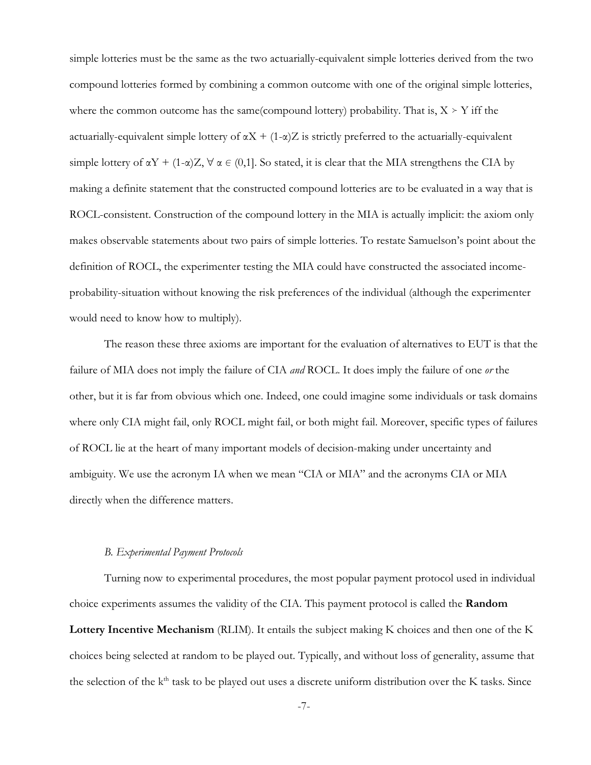simple lotteries must be the same as the two actuarially-equivalent simple lotteries derived from the two compound lotteries formed by combining a common outcome with one of the original simple lotteries, where the common outcome has the same(compound lottery) probability. That is, $X \succ Y$ iff the actuarially-equivalent simple lottery of $\alpha X + (1-\alpha)Z$ is strictly preferred to the actuarially-equivalent simple lottery of $\alpha Y + (1-\alpha)Z$, $\forall \alpha \in (0,1]$. So stated, it is clear that the MIA strengthens the CIA by making a definite statement that the constructed compound lotteries are to be evaluated in a way that is ROCL-consistent. Construction of the compound lottery in the MIA is actually implicit: the axiom only makes observable statements about two pairs of simple lotteries. To restate Samuelson's point about the definition of ROCL, the experimenter testing the MIA could have constructed the associated income-probability-situation without knowing the risk preferences of the individual (although the experimenter would need to know how to multiply).

The reason these three axioms are important for the evaluation of alternatives to EUT is that the failure of MIA does not imply the failure of CIA *and* ROCL. It does imply the failure of one *or* the other, but it is far from obvious which one. Indeed, one could imagine some individuals or task domains where only CIA might fail, only ROCL might fail, or both might fail. Moreover, specific types of failures of ROCL lie at the heart of many important models of decision-making under uncertainty and ambiguity. We use the acronym IA when we mean "CIA or MIA" and the acronyms CIA or MIA directly when the difference matters.

### *B. Experimental Payment Protocols*

Turning now to experimental procedures, the most popular payment protocol used in individual choice experiments assumes the validity of the CIA. This payment protocol is called the **Random Lottery Incentive Mechanism** (RLIM). It entails the subject making K choices and then one of the K choices being selected at random to be played out. Typically, and without loss of generality, assume that the selection of the $k^{th}$ task to be played out uses a discrete uniform distribution over the K tasks. Since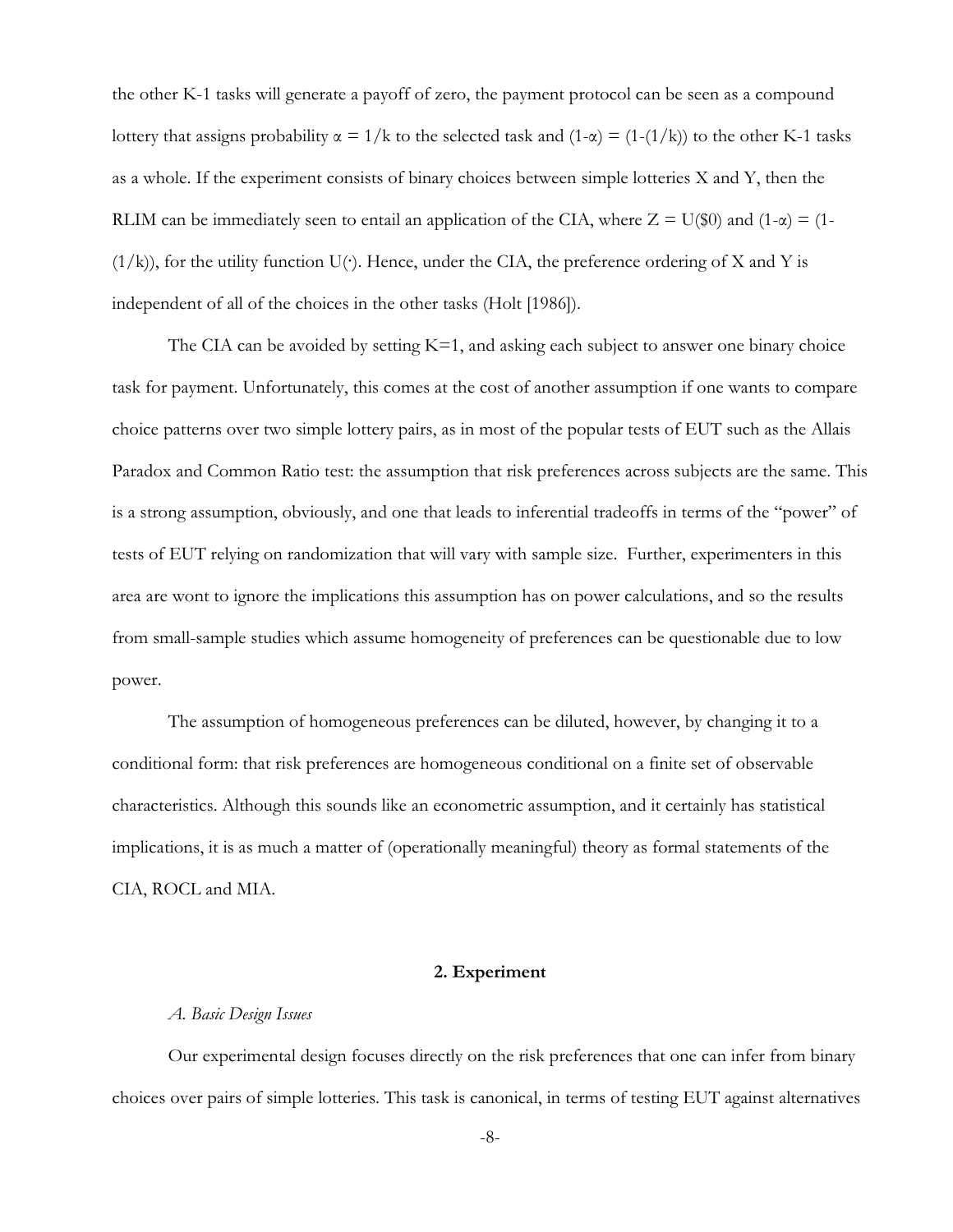the other K-1 tasks will generate a payoff of zero, the payment protocol can be seen as a compound lottery that assigns probability $\alpha = 1/k$ to the selected task and $(1-\alpha) = (1-(1/k))$ to the other K-1 tasks as a whole. If the experiment consists of binary choices between simple lotteries X and Y, then the RLIM can be immediately seen to entail an application of the CIA, where $Z = U(\$0)$ and $(1-\alpha) = (1-(1/k))$, for the utility function $U(\cdot)$. Hence, under the CIA, the preference ordering of X and Y is independent of all of the choices in the other tasks (Holt [1986]).

The CIA can be avoided by setting K=1, and asking each subject to answer one binary choice task for payment. Unfortunately, this comes at the cost of another assumption if one wants to compare choice patterns over two simple lottery pairs, as in most of the popular tests of EUT such as the Allais Paradox and Common Ratio test: the assumption that risk preferences across subjects are the same. This is a strong assumption, obviously, and one that leads to inferential tradeoffs in terms of the "power" of tests of EUT relying on randomization that will vary with sample size. Further, experimenters in this area are wont to ignore the implications this assumption has on power calculations, and so the results from small-sample studies which assume homogeneity of preferences can be questionable due to low power.

The assumption of homogeneous preferences can be diluted, however, by changing it to a conditional form: that risk preferences are homogeneous conditional on a finite set of observable characteristics. Although this sounds like an econometric assumption, and it certainly has statistical implications, it is as much a matter of (operationally meaningful) theory as formal statements of the CIA, ROCL and MIA.

## 2. Experiment

### *A. Basic Design Issues*

Our experimental design focuses directly on the risk preferences that one can infer from binary choices over pairs of simple lotteries. This task is canonical, in terms of testing EUT against alternatives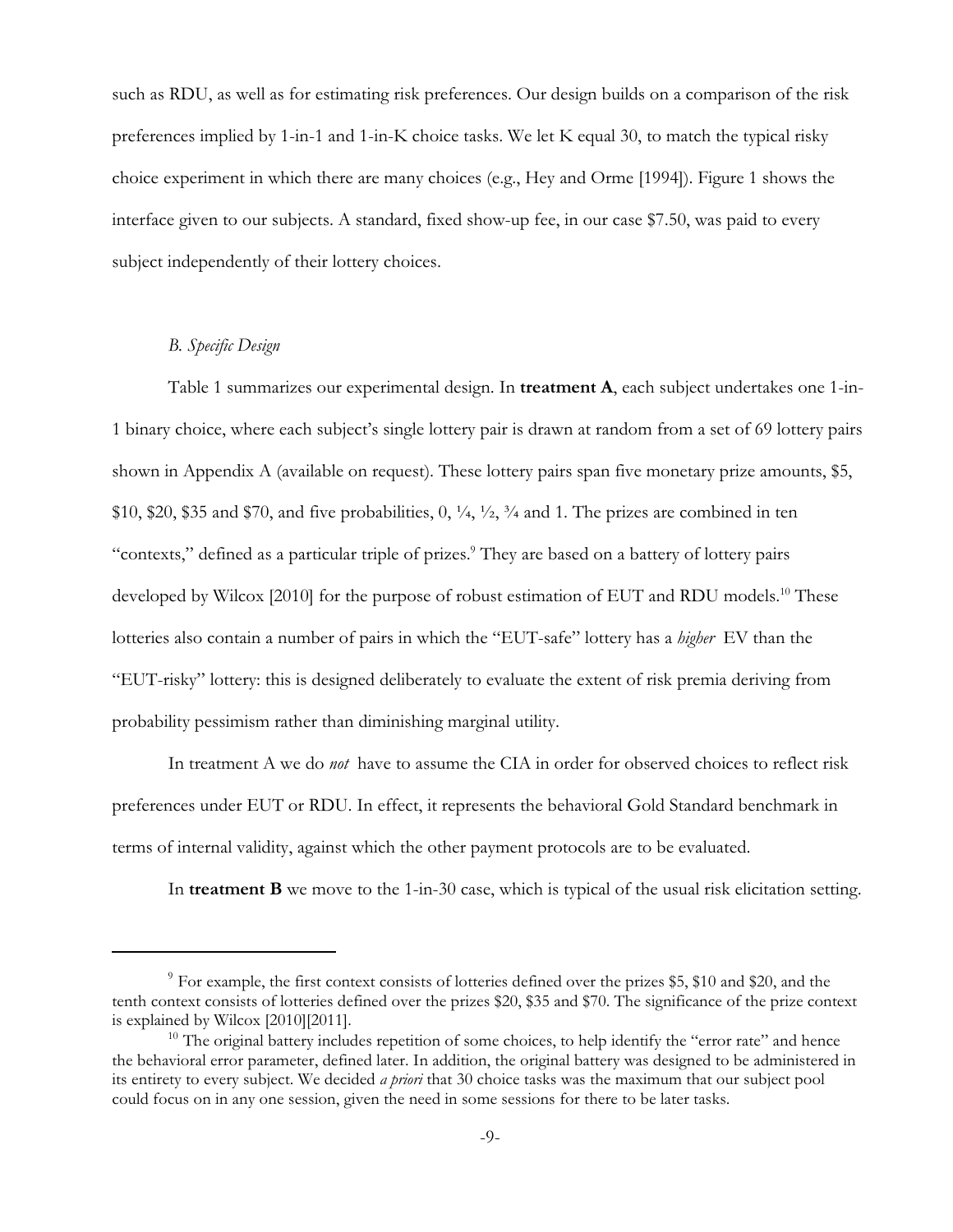such as RDU, as well as for estimating risk preferences. Our design builds on a comparison of the risk preferences implied by 1-in-1 and 1-in-K choice tasks. We let K equal 30, to match the typical risky choice experiment in which there are many choices (e.g., Hey and Orme [1994]). Figure 1 shows the interface given to our subjects. A standard, fixed show-up fee, in our case $7.50, was paid to every subject independently of their lottery choices.

### *B. Specific Design*

Table 1 summarizes our experimental design. In **treatment A**, each subject undertakes one 1-in-1 binary choice, where each subject's single lottery pair is drawn at random from a set of 69 lottery pairs shown in Appendix A (available on request). These lottery pairs span five monetary prize amounts, $5, $10, $20, $35 and $70, and five probabilities, 0, ¼, ½, ¾ and 1. The prizes are combined in ten "contexts," defined as a particular triple of prizes.[9] They are based on a battery of lottery pairs developed by Wilcox [2010] for the purpose of robust estimation of EUT and RDU models.[10] These lotteries also contain a number of pairs in which the "EUT-safe" lottery has a *higher* EV than the "EUT-risky" lottery: this is designed deliberately to evaluate the extent of risk premia deriving from probability pessimism rather than diminishing marginal utility.

In treatment A we do *not* have to assume the CIA in order for observed choices to reflect risk preferences under EUT or RDU. In effect, it represents the behavioral Gold Standard benchmark in terms of internal validity, against which the other payment protocols are to be evaluated.

In **treatment B** we move to the 1-in-30 case, which is typical of the usual risk elicitation setting.

---

[9] For example, the first context consists of lotteries defined over the prizes $5, $10 and $20, and the tenth context consists of lotteries defined over the prizes $20, $35 and $70. The significance of the prize context is explained by Wilcox [2010][2011].

[10] The original battery includes repetition of some choices, to help identify the "error rate" and hence the behavioral error parameter, defined later. In addition, the original battery was designed to be administered in its entirety to every subject. We decided *a priori* that 30 choice tasks was the maximum that our subject pool could focus on in any one session, given the need in some sessions for there to be later tasks.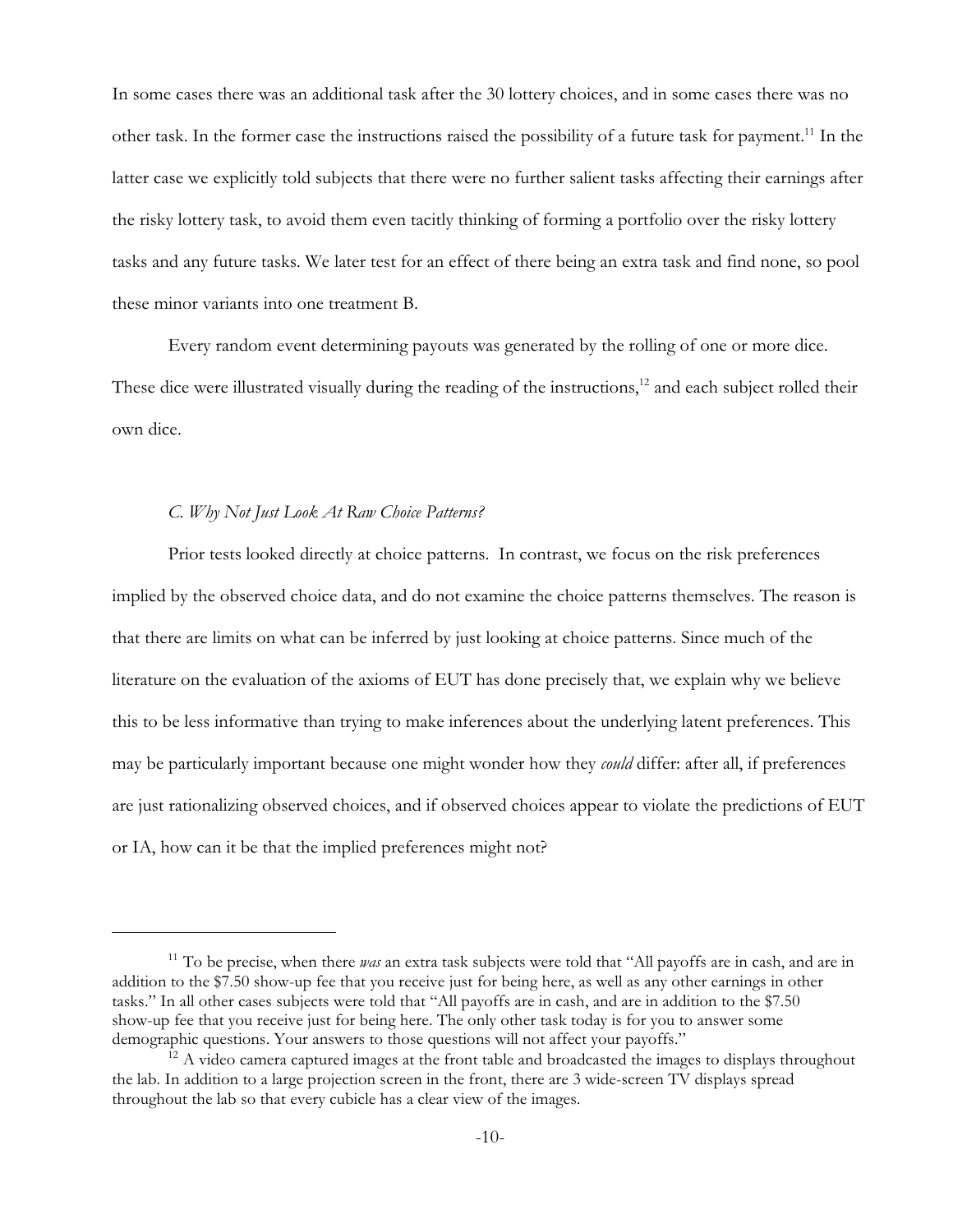In some cases there was an additional task after the 30 lottery choices, and in some cases there was no other task. In the former case the instructions raised the possibility of a future task for payment.[11] In the latter case we explicitly told subjects that there were no further salient tasks affecting their earnings after the risky lottery task, to avoid them even tacitly thinking of forming a portfolio over the risky lottery tasks and any future tasks. We later test for an effect of there being an extra task and find none, so pool these minor variants into one treatment B.

Every random event determining payouts was generated by the rolling of one or more dice. These dice were illustrated visually during the reading of the instructions,[12] and each subject rolled their own dice.

### *C. Why Not Just Look At Raw Choice Patterns?*

Prior tests looked directly at choice patterns. In contrast, we focus on the risk preferences implied by the observed choice data, and do not examine the choice patterns themselves. The reason is that there are limits on what can be inferred by just looking at choice patterns. Since much of the literature on the evaluation of the axioms of EUT has done precisely that, we explain why we believe this to be less informative than trying to make inferences about the underlying latent preferences. This may be particularly important because one might wonder how they *could* differ: after all, if preferences are just rationalizing observed choices, and if observed choices appear to violate the predictions of EUT or IA, how can it be that the implied preferences might not?

---

[11] To be precise, when there *was* an extra task subjects were told that "All payoffs are in cash, and are in addition to the $7.50 show-up fee that you receive just for being here, as well as any other earnings in other tasks." In all other cases subjects were told that "All payoffs are in cash, and are in addition to the $7.50 show-up fee that you receive just for being here. The only other task today is for you to answer some demographic questions. Your answers to those questions will not affect your payoffs."

[12] A video camera captured images at the front table and broadcasted the images to displays throughout the lab. In addition to a large projection screen in the front, there are 3 wide-screen TV displays spread throughout the lab so that every cubicle has a clear view of the images.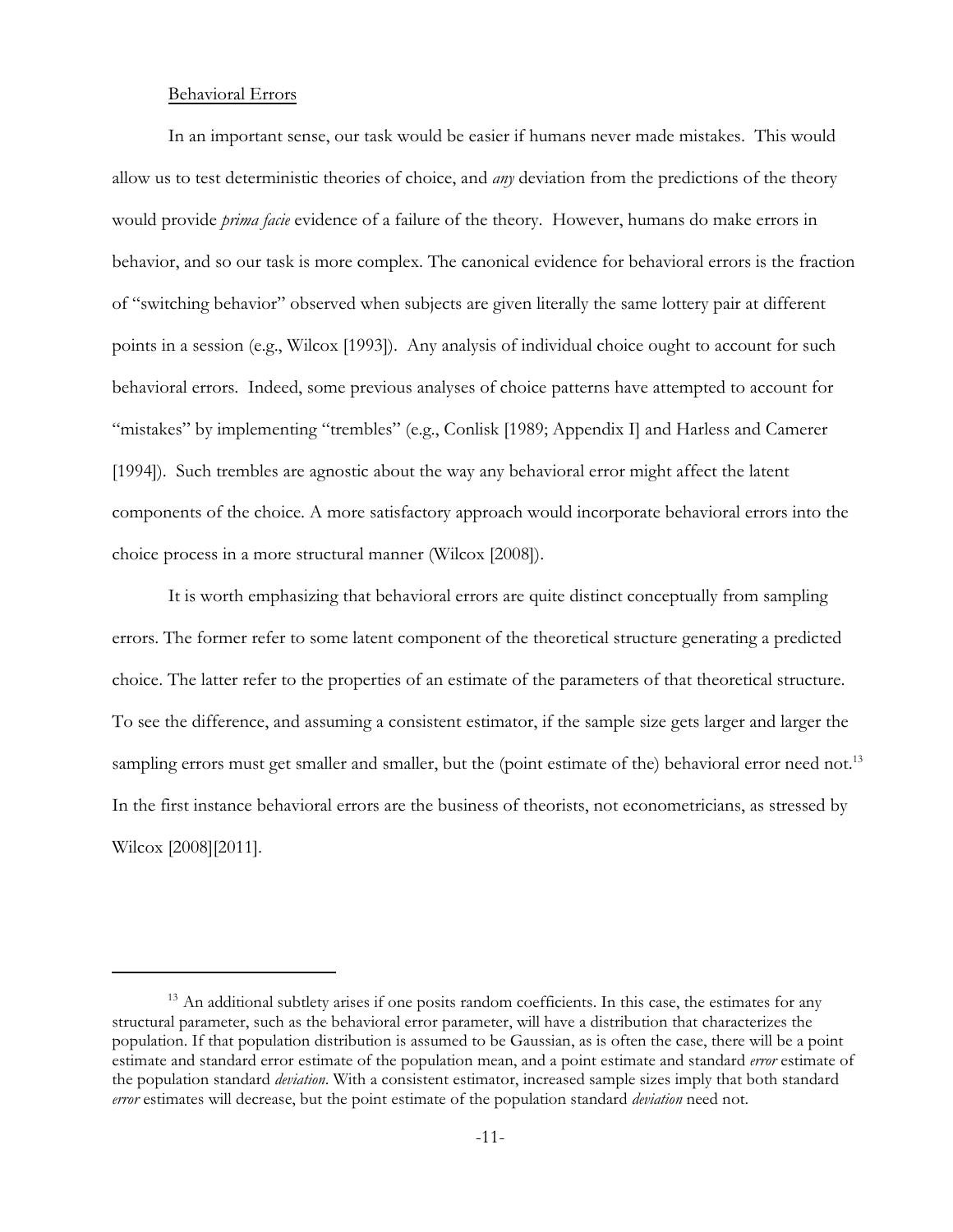Behavioral Errors

In an important sense, our task would be easier if humans never made mistakes. This would allow us to test deterministic theories of choice, and *any* deviation from the predictions of the theory would provide *prima facie* evidence of a failure of the theory. However, humans do make errors in behavior, and so our task is more complex. The canonical evidence for behavioral errors is the fraction of "switching behavior" observed when subjects are given literally the same lottery pair at different points in a session (e.g., Wilcox [1993]). Any analysis of individual choice ought to account for such behavioral errors. Indeed, some previous analyses of choice patterns have attempted to account for "mistakes" by implementing "trembles" (e.g., Conlisk [1989; Appendix I] and Harless and Camerer [1994]). Such trembles are agnostic about the way any behavioral error might affect the latent components of the choice. A more satisfactory approach would incorporate behavioral errors into the choice process in a more structural manner (Wilcox [2008]).

It is worth emphasizing that behavioral errors are quite distinct conceptually from sampling errors. The former refer to some latent component of the theoretical structure generating a predicted choice. The latter refer to the properties of an estimate of the parameters of that theoretical structure. To see the difference, and assuming a consistent estimator, if the sample size gets larger and larger the sampling errors must get smaller and smaller, but the (point estimate of the) behavioral error need not.[13] In the first instance behavioral errors are the business of theorists, not econometricians, as stressed by Wilcox [2008][2011].

---

[13] An additional subtlety arises if one posits random coefficients. In this case, the estimates for any structural parameter, such as the behavioral error parameter, will have a distribution that characterizes the population. If that population distribution is assumed to be Gaussian, as is often the case, there will be a point estimate and standard error estimate of the population mean, and a point estimate and standard *error* estimate of the population standard *deviation*. With a consistent estimator, increased sample sizes imply that both standard *error* estimates will decrease, but the point estimate of the population standard *deviation* need not.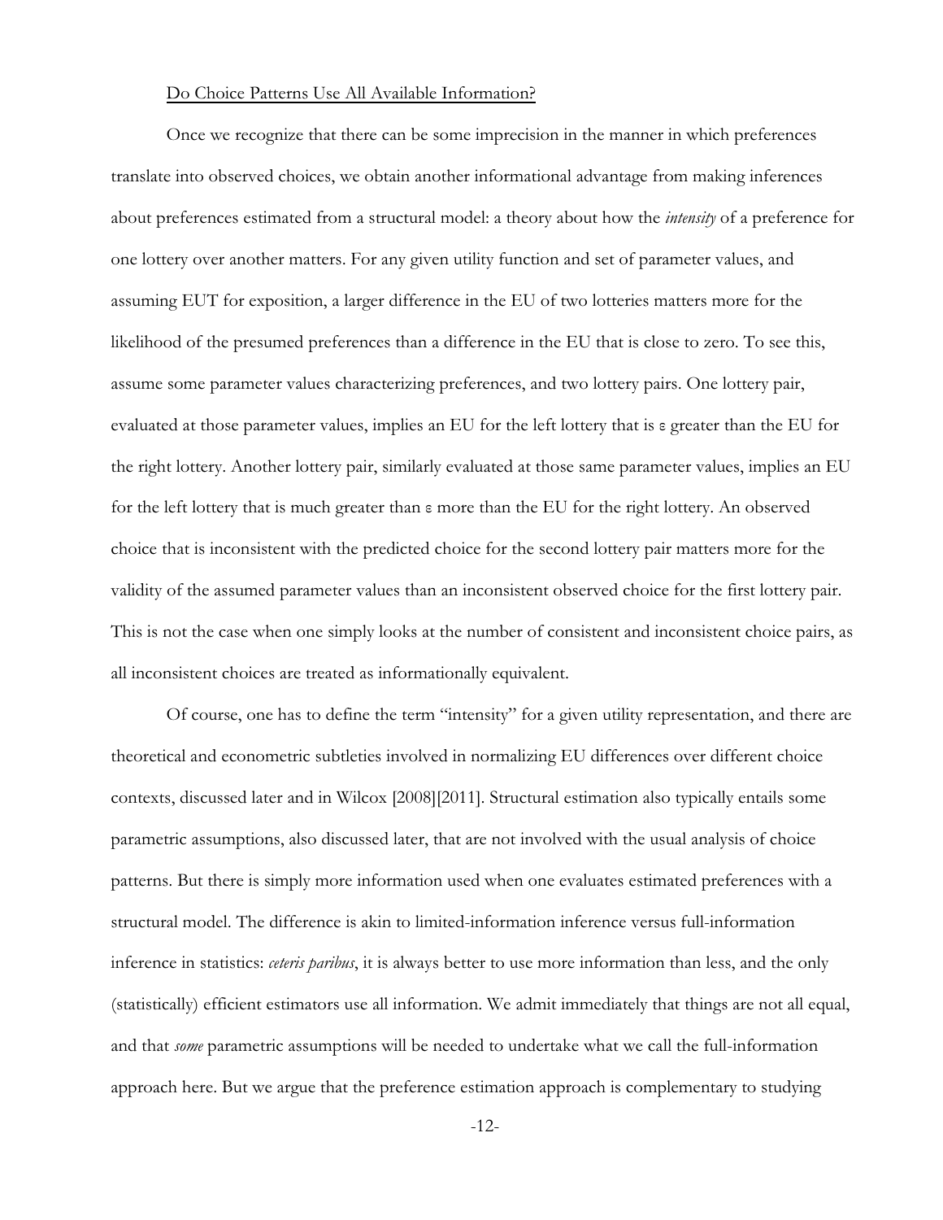Do Choice Patterns Use All Available Information?

Once we recognize that there can be some imprecision in the manner in which preferences translate into observed choices, we obtain another informational advantage from making inferences about preferences estimated from a structural model: a theory about how the *intensity* of a preference for one lottery over another matters. For any given utility function and set of parameter values, and assuming EUT for exposition, a larger difference in the EU of two lotteries matters more for the likelihood of the presumed preferences than a difference in the EU that is close to zero. To see this, assume some parameter values characterizing preferences, and two lottery pairs. One lottery pair, evaluated at those parameter values, implies an EU for the left lottery that is $\varepsilon$ greater than the EU for the right lottery. Another lottery pair, similarly evaluated at those same parameter values, implies an EU for the left lottery that is much greater than $\varepsilon$ more than the EU for the right lottery. An observed choice that is inconsistent with the predicted choice for the second lottery pair matters more for the validity of the assumed parameter values than an inconsistent observed choice for the first lottery pair. This is not the case when one simply looks at the number of consistent and inconsistent choice pairs, as all inconsistent choices are treated as informationally equivalent.

Of course, one has to define the term "intensity" for a given utility representation, and there are theoretical and econometric subtleties involved in normalizing EU differences over different choice contexts, discussed later and in Wilcox [2008][2011]. Structural estimation also typically entails some parametric assumptions, also discussed later, that are not involved with the usual analysis of choice patterns. But there is simply more information used when one evaluates estimated preferences with a structural model. The difference is akin to limited-information inference versus full-information inference in statistics: *ceteris paribus*, it is always better to use more information than less, and the only (statistically) efficient estimators use all information. We admit immediately that things are not all equal, and that *some* parametric assumptions will be needed to undertake what we call the full-information approach here. But we argue that the preference estimation approach is complementary to studying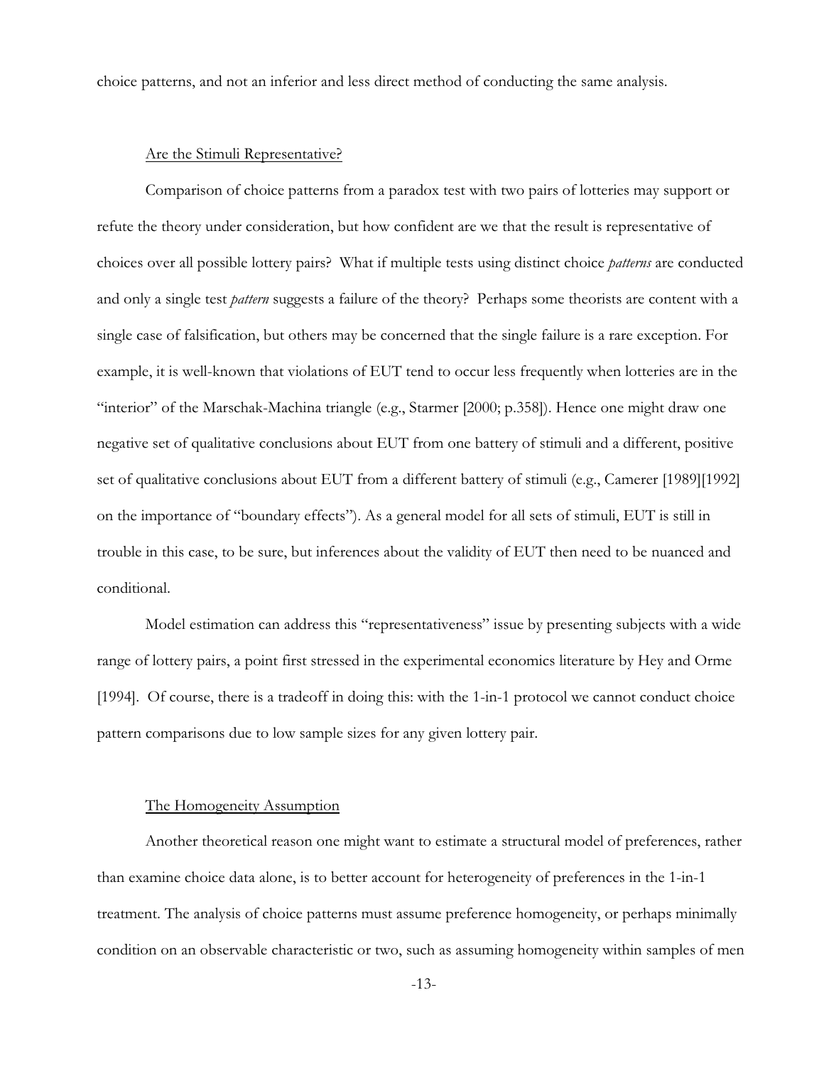choice patterns, and not an inferior and less direct method of conducting the same analysis.

### Are the Stimuli Representative?

Comparison of choice patterns from a paradox test with two pairs of lotteries may support or refute the theory under consideration, but how confident are we that the result is representative of choices over all possible lottery pairs? What if multiple tests using distinct choice *patterns* are conducted and only a single test *pattern* suggests a failure of the theory? Perhaps some theorists are content with a single case of falsification, but others may be concerned that the single failure is a rare exception. For example, it is well-known that violations of EUT tend to occur less frequently when lotteries are in the "interior" of the Marschak-Machina triangle (e.g., Starmer [2000; p.358]). Hence one might draw one negative set of qualitative conclusions about EUT from one battery of stimuli and a different, positive set of qualitative conclusions about EUT from a different battery of stimuli (e.g., Camerer [1989][1992] on the importance of "boundary effects"). As a general model for all sets of stimuli, EUT is still in trouble in this case, to be sure, but inferences about the validity of EUT then need to be nuanced and conditional.

Model estimation can address this "representativeness" issue by presenting subjects with a wide range of lottery pairs, a point first stressed in the experimental economics literature by Hey and Orme [1994]. Of course, there is a tradeoff in doing this: with the 1-in-1 protocol we cannot conduct choice pattern comparisons due to low sample sizes for any given lottery pair.

### The Homogeneity Assumption

Another theoretical reason one might want to estimate a structural model of preferences, rather than examine choice data alone, is to better account for heterogeneity of preferences in the 1-in-1 treatment. The analysis of choice patterns must assume preference homogeneity, or perhaps minimally condition on an observable characteristic or two, such as assuming homogeneity within samples of men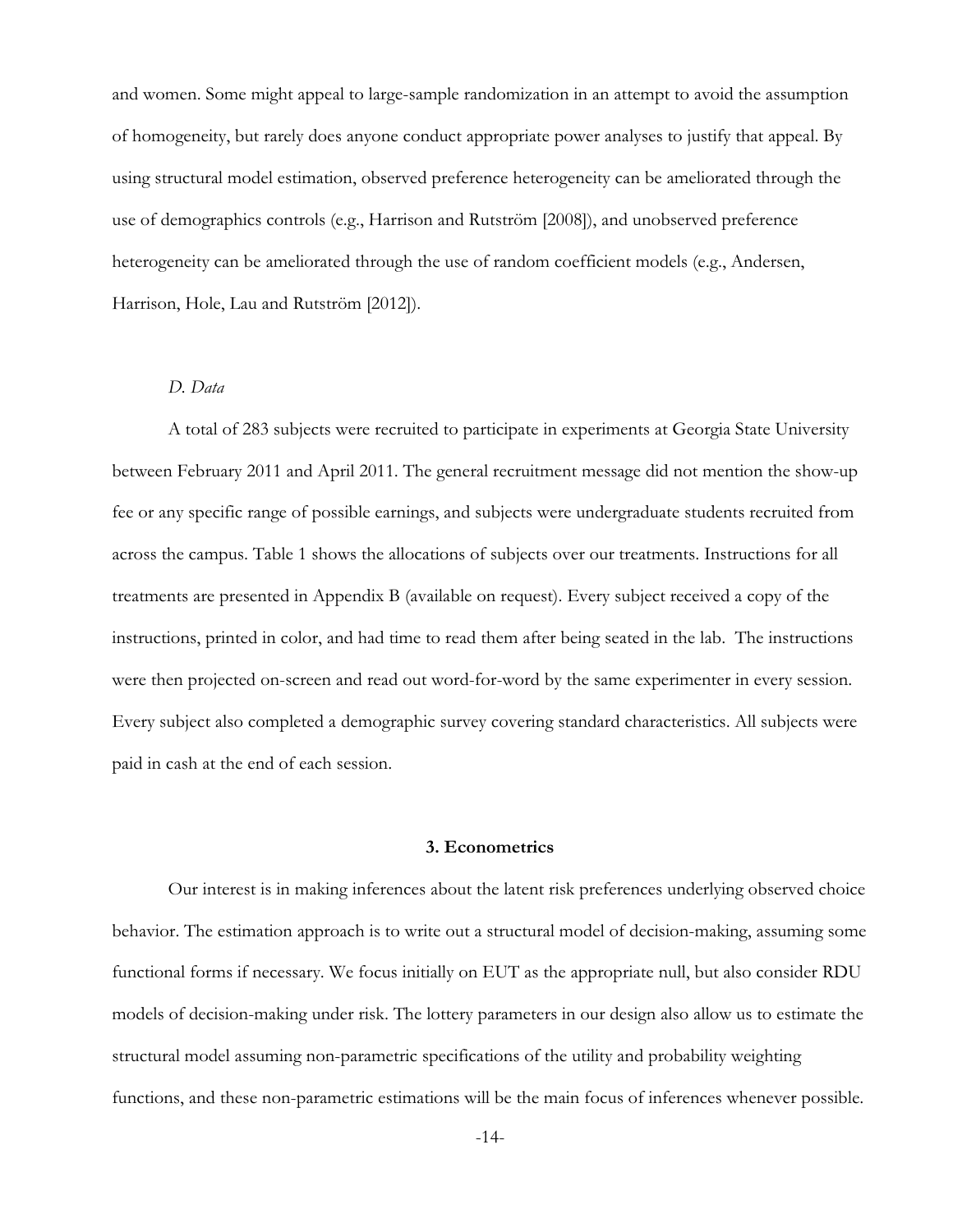and women. Some might appeal to large-sample randomization in an attempt to avoid the assumption of homogeneity, but rarely does anyone conduct appropriate power analyses to justify that appeal. By using structural model estimation, observed preference heterogeneity can be ameliorated through the use of demographics controls (e.g., Harrison and Rutström [2008]), and unobserved preference heterogeneity can be ameliorated through the use of random coefficient models (e.g., Andersen, Harrison, Hole, Lau and Rutström [2012]).

### *D. Data*

A total of 283 subjects were recruited to participate in experiments at Georgia State University between February 2011 and April 2011. The general recruitment message did not mention the show-up fee or any specific range of possible earnings, and subjects were undergraduate students recruited from across the campus. Table 1 shows the allocations of subjects over our treatments. Instructions for all treatments are presented in Appendix B (available on request). Every subject received a copy of the instructions, printed in color, and had time to read them after being seated in the lab. The instructions were then projected on-screen and read out word-for-word by the same experimenter in every session. Every subject also completed a demographic survey covering standard characteristics. All subjects were paid in cash at the end of each session.

## 3. Econometrics

Our interest is in making inferences about the latent risk preferences underlying observed choice behavior. The estimation approach is to write out a structural model of decision-making, assuming some functional forms if necessary. We focus initially on EUT as the appropriate null, but also consider RDU models of decision-making under risk. The lottery parameters in our design also allow us to estimate the structural model assuming non-parametric specifications of the utility and probability weighting functions, and these non-parametric estimations will be the main focus of inferences whenever possible.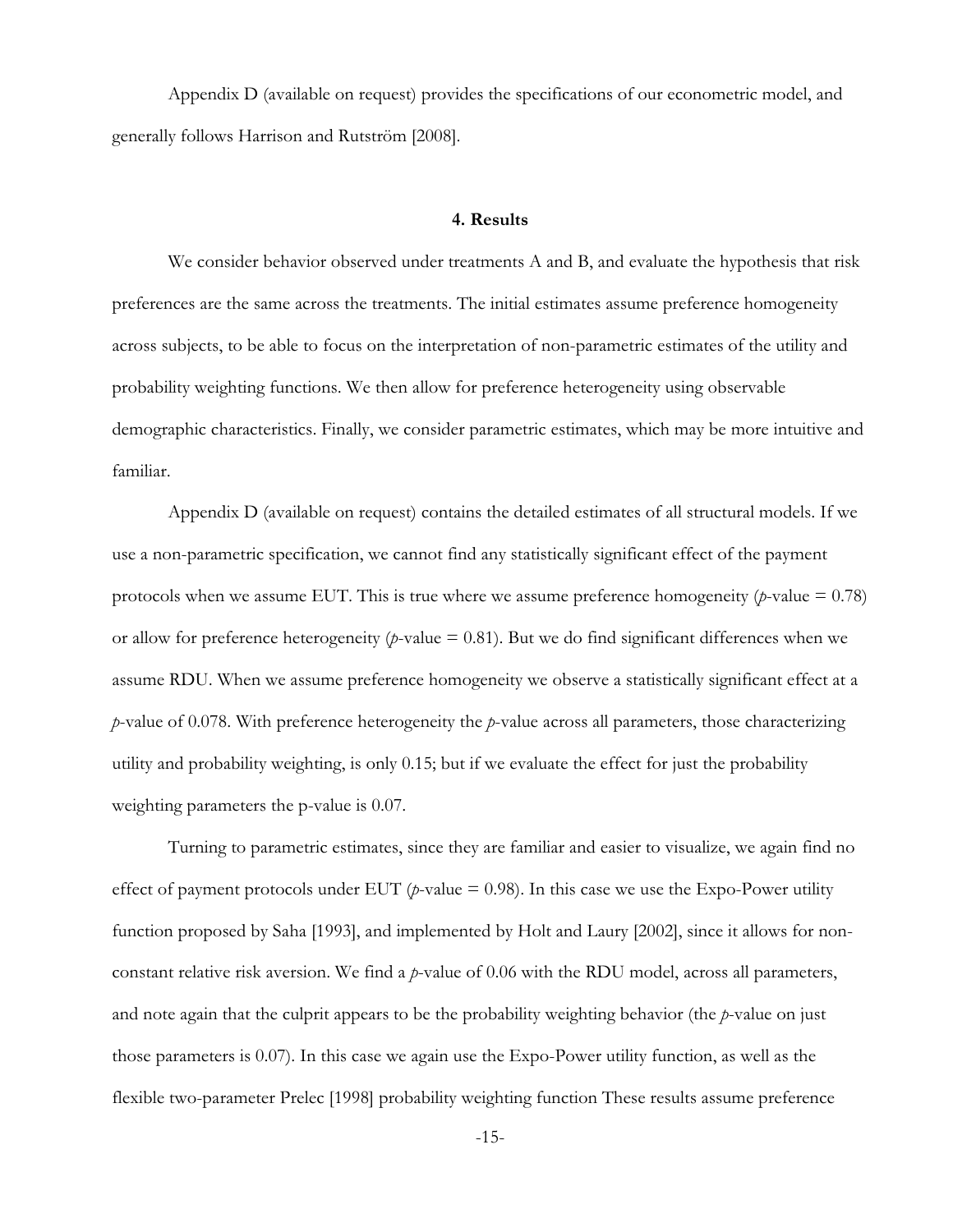Appendix D (available on request) provides the specifications of our econometric model, and generally follows Harrison and Rutström [2008].

## 4. Results

We consider behavior observed under treatments A and B, and evaluate the hypothesis that risk preferences are the same across the treatments. The initial estimates assume preference homogeneity across subjects, to be able to focus on the interpretation of non-parametric estimates of the utility and probability weighting functions. We then allow for preference heterogeneity using observable demographic characteristics. Finally, we consider parametric estimates, which may be more intuitive and familiar.

Appendix D (available on request) contains the detailed estimates of all structural models. If we use a non-parametric specification, we cannot find any statistically significant effect of the payment protocols when we assume EUT. This is true where we assume preference homogeneity (*p*-value = 0.78) or allow for preference heterogeneity (*p*-value = 0.81). But we do find significant differences when we assume RDU. When we assume preference homogeneity we observe a statistically significant effect at a *p*-value of 0.078. With preference heterogeneity the *p*-value across all parameters, those characterizing utility and probability weighting, is only 0.15; but if we evaluate the effect for just the probability weighting parameters the p-value is 0.07.

Turning to parametric estimates, since they are familiar and easier to visualize, we again find no effect of payment protocols under EUT (*p*-value = 0.98). In this case we use the Expo-Power utility function proposed by Saha [1993], and implemented by Holt and Laury [2002], since it allows for non-constant relative risk aversion. We find a *p*-value of 0.06 with the RDU model, across all parameters, and note again that the culprit appears to be the probability weighting behavior (the *p*-value on just those parameters is 0.07). In this case we again use the Expo-Power utility function, as well as the flexible two-parameter Prelec [1998] probability weighting function These results assume preference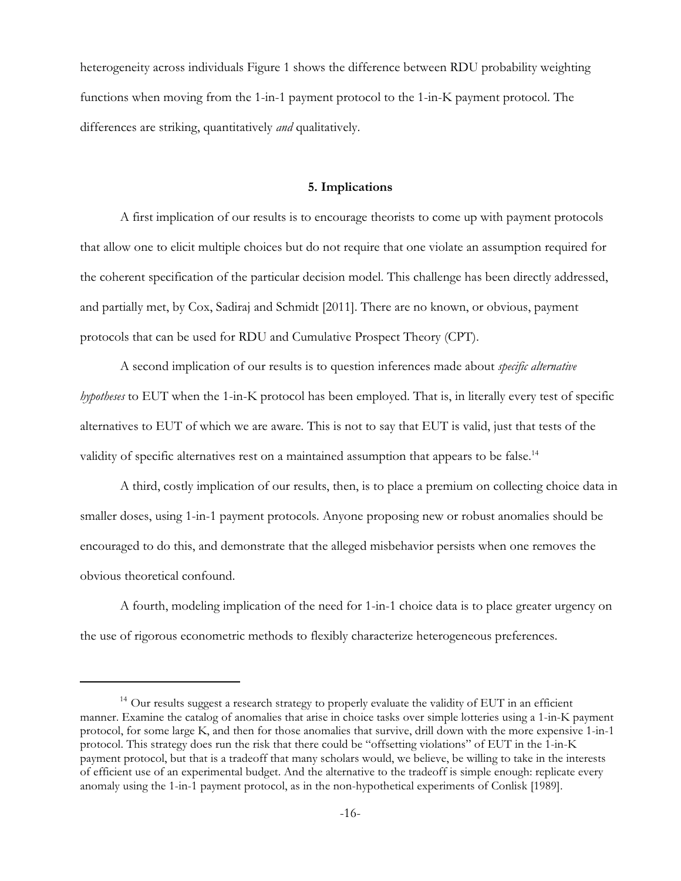heterogeneity across individuals Figure 1 shows the difference between RDU probability weighting functions when moving from the 1-in-1 payment protocol to the 1-in-K payment protocol. The differences are striking, quantitatively *and* qualitatively.

## 5. Implications

A first implication of our results is to encourage theorists to come up with payment protocols that allow one to elicit multiple choices but do not require that one violate an assumption required for the coherent specification of the particular decision model. This challenge has been directly addressed, and partially met, by Cox, Sadiraj and Schmidt [2011]. There are no known, or obvious, payment protocols that can be used for RDU and Cumulative Prospect Theory (CPT).

A second implication of our results is to question inferences made about *specific alternative hypotheses* to EUT when the 1-in-K protocol has been employed. That is, in literally every test of specific alternatives to EUT of which we are aware. This is not to say that EUT is valid, just that tests of the validity of specific alternatives rest on a maintained assumption that appears to be false.[14]

A third, costly implication of our results, then, is to place a premium on collecting choice data in smaller doses, using 1-in-1 payment protocols. Anyone proposing new or robust anomalies should be encouraged to do this, and demonstrate that the alleged misbehavior persists when one removes the obvious theoretical confound.

A fourth, modeling implication of the need for 1-in-1 choice data is to place greater urgency on the use of rigorous econometric methods to flexibly characterize heterogeneous preferences.

---

[14] Our results suggest a research strategy to properly evaluate the validity of EUT in an efficient manner. Examine the catalog of anomalies that arise in choice tasks over simple lotteries using a 1-in-K payment protocol, for some large K, and then for those anomalies that survive, drill down with the more expensive 1-in-1 protocol. This strategy does run the risk that there could be "offsetting violations" of EUT in the 1-in-K payment protocol, but that is a tradeoff that many scholars would, we believe, be willing to take in the interests of efficient use of an experimental budget. And the alternative to the tradeoff is simple enough: replicate every anomaly using the 1-in-1 payment protocol, as in the non-hypothetical experiments of Conlisk [1989].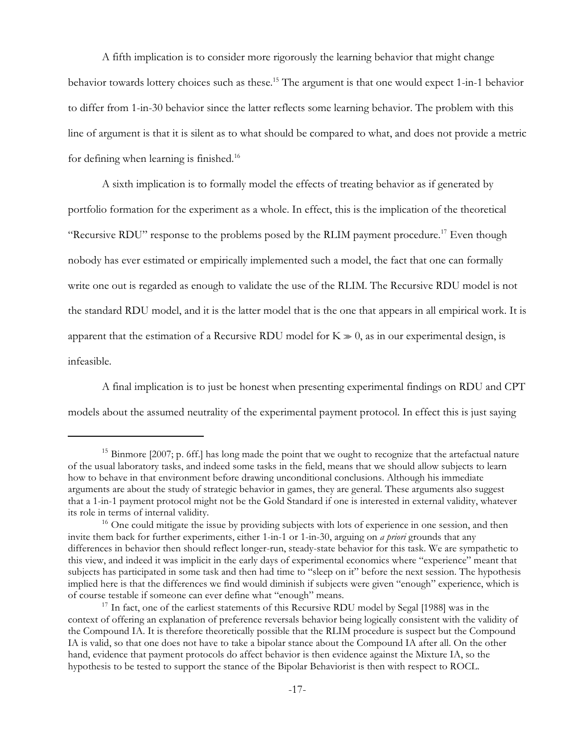A fifth implication is to consider more rigorously the learning behavior that might change behavior towards lottery choices such as these.[15] The argument is that one would expect 1-in-1 behavior to differ from 1-in-30 behavior since the latter reflects some learning behavior. The problem with this line of argument is that it is silent as to what should be compared to what, and does not provide a metric for defining when learning is finished.[16]

A sixth implication is to formally model the effects of treating behavior as if generated by portfolio formation for the experiment as a whole. In effect, this is the implication of the theoretical "Recursive RDU" response to the problems posed by the RLIM payment procedure.[17] Even though nobody has ever estimated or empirically implemented such a model, the fact that one can formally write one out is regarded as enough to validate the use of the RLIM. The Recursive RDU model is not the standard RDU model, and it is the latter model that is the one that appears in all empirical work. It is apparent that the estimation of a Recursive RDU model for $K \gg 0$, as in our experimental design, is infeasible.

A final implication is to just be honest when presenting experimental findings on RDU and CPT models about the assumed neutrality of the experimental payment protocol. In effect this is just saying

---

[15] Binmore [2007; p. 6ff.] has long made the point that we ought to recognize that the artefactual nature of the usual laboratory tasks, and indeed some tasks in the field, means that we should allow subjects to learn how to behave in that environment before drawing unconditional conclusions. Although his immediate arguments are about the study of strategic behavior in games, they are general. These arguments also suggest that a 1-in-1 payment protocol might not be the Gold Standard if one is interested in external validity, whatever its role in terms of internal validity.

[16] One could mitigate the issue by providing subjects with lots of experience in one session, and then invite them back for further experiments, either 1-in-1 or 1-in-30, arguing on *a priori* grounds that any differences in behavior then should reflect longer-run, steady-state behavior for this task. We are sympathetic to this view, and indeed it was implicit in the early days of experimental economics where "experience" meant that subjects has participated in some task and then had time to "sleep on it" before the next session. The hypothesis implied here is that the differences we find would diminish if subjects were given "enough" experience, which is of course testable if someone can ever define what "enough" means.

[17] In fact, one of the earliest statements of this Recursive RDU model by Segal [1988] was in the context of offering an explanation of preference reversals behavior being logically consistent with the validity of the Compound IA. It is therefore theoretically possible that the RLIM procedure is suspect but the Compound IA is valid, so that one does not have to take a bipolar stance about the Compound IA after all. On the other hand, evidence that payment protocols do affect behavior is then evidence against the Mixture IA, so the hypothesis to be tested to support the stance of the Bipolar Behaviorist is then with respect to ROCL.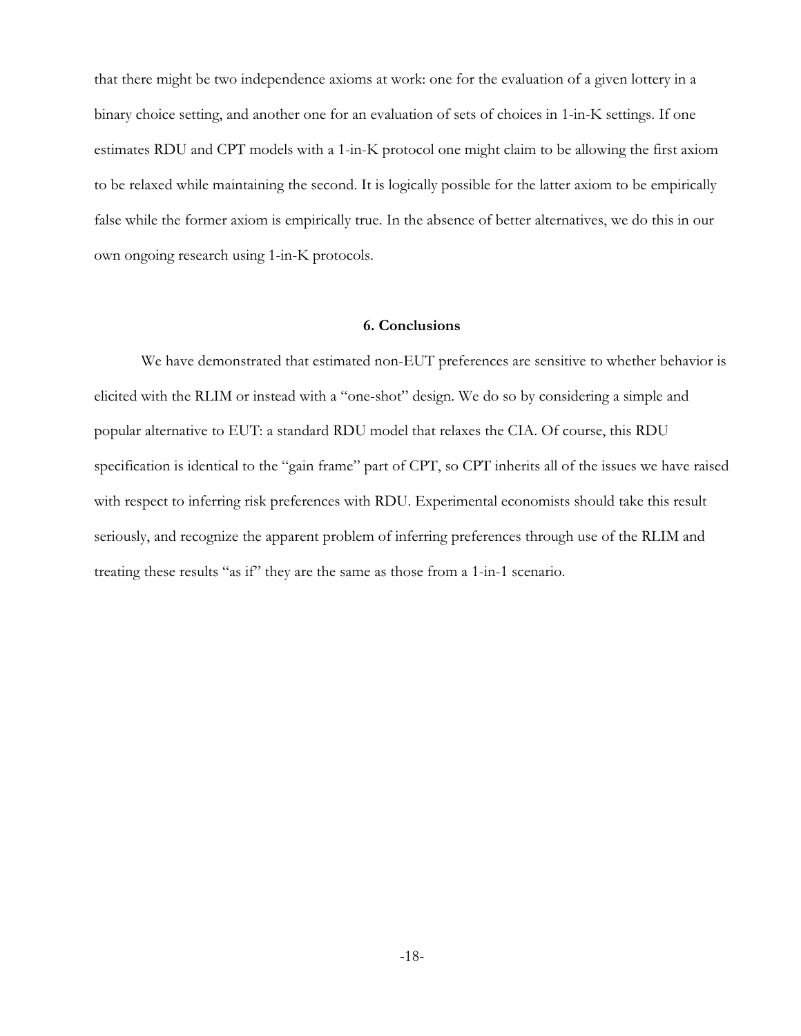that there might be two independence axioms at work: one for the evaluation of a given lottery in a binary choice setting, and another one for an evaluation of sets of choices in 1-in-K settings. If one estimates RDU and CPT models with a 1-in-K protocol one might claim to be allowing the first axiom to be relaxed while maintaining the second. It is logically possible for the latter axiom to be empirically false while the former axiom is empirically true. In the absence of better alternatives, we do this in our own ongoing research using 1-in-K protocols.

## 6. Conclusions

We have demonstrated that estimated non-EUT preferences are sensitive to whether behavior is elicited with the RLIM or instead with a "one-shot" design. We do so by considering a simple and popular alternative to EUT: a standard RDU model that relaxes the CIA. Of course, this RDU specification is identical to the "gain frame" part of CPT, so CPT inherits all of the issues we have raised with respect to inferring risk preferences with RDU. Experimental economists should take this result seriously, and recognize the apparent problem of inferring preferences through use of the RLIM and treating these results "as if" they are the same as those from a 1-in-1 scenario.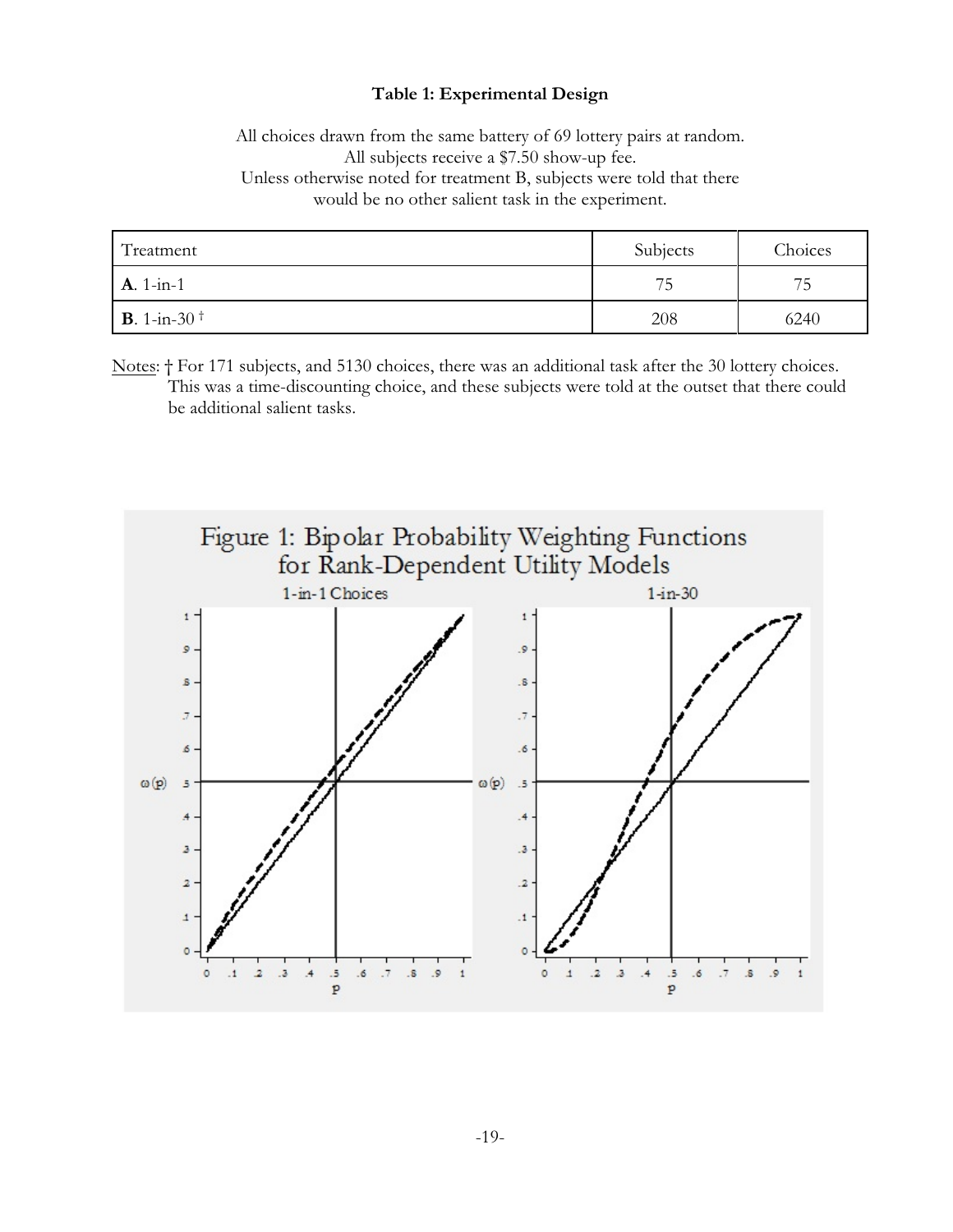**Table 1: Experimental Design**

All choices drawn from the same battery of 69 lottery pairs at random.
All subjects receive a $7.50 show-up fee.
Unless otherwise noted for treatment B, subjects were told that there would be no other salient task in the experiment.

| Treatment | Subjects | Choices |
|---|---|---|
| **A**. 1-in-1 | 75 | 75 |
| **B**. 1-in-30 † | 208 | 6240 |

Notes: † For 171 subjects, and 5130 choices, there was an additional task after the 30 lottery choices. This was a time-discounting choice, and these subjects were told at the outset that there could be additional salient tasks.

Figure 1: Bipolar Probability Weighting Functions for Rank-Dependent Utility Models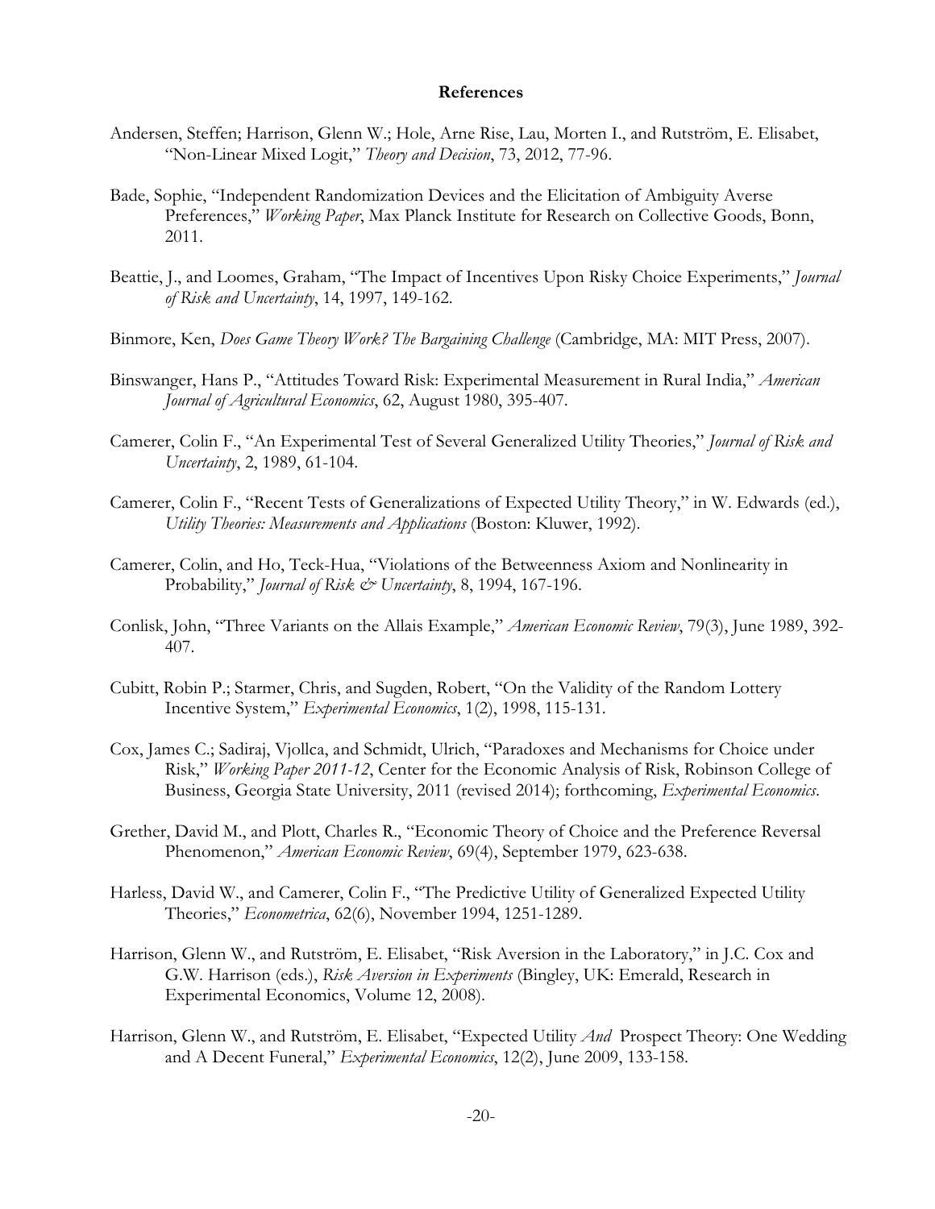## References

Andersen, Steffen; Harrison, Glenn W.; Hole, Arne Rise, Lau, Morten I., and Rutström, E. Elisabet, "Non-Linear Mixed Logit," *Theory and Decision*, 73, 2012, 77-96.

Bade, Sophie, "Independent Randomization Devices and the Elicitation of Ambiguity Averse Preferences," *Working Paper*, Max Planck Institute for Research on Collective Goods, Bonn, 2011.

Beattie, J., and Loomes, Graham, "The Impact of Incentives Upon Risky Choice Experiments," *Journal of Risk and Uncertainty*, 14, 1997, 149-162.

Binmore, Ken, *Does Game Theory Work? The Bargaining Challenge* (Cambridge, MA: MIT Press, 2007).

Binswanger, Hans P., "Attitudes Toward Risk: Experimental Measurement in Rural India," *American Journal of Agricultural Economics*, 62, August 1980, 395-407.

Camerer, Colin F., "An Experimental Test of Several Generalized Utility Theories," *Journal of Risk and Uncertainty*, 2, 1989, 61-104.

Camerer, Colin F., "Recent Tests of Generalizations of Expected Utility Theory," in W. Edwards (ed.), *Utility Theories: Measurements and Applications* (Boston: Kluwer, 1992).

Camerer, Colin, and Ho, Teck-Hua, "Violations of the Betweenness Axiom and Nonlinearity in Probability," *Journal of Risk & Uncertainty*, 8, 1994, 167-196.

Conlisk, John, "Three Variants on the Allais Example," *American Economic Review*, 79(3), June 1989, 392-407.

Cubitt, Robin P.; Starmer, Chris, and Sugden, Robert, "On the Validity of the Random Lottery Incentive System," *Experimental Economics*, 1(2), 1998, 115-131.

Cox, James C.; Sadiraj, Vjollca, and Schmidt, Ulrich, "Paradoxes and Mechanisms for Choice under Risk," *Working Paper 2011-12*, Center for the Economic Analysis of Risk, Robinson College of Business, Georgia State University, 2011 (revised 2014); forthcoming, *Experimental Economics*.

Grether, David M., and Plott, Charles R., "Economic Theory of Choice and the Preference Reversal Phenomenon," *American Economic Review*, 69(4), September 1979, 623-638.

Harless, David W., and Camerer, Colin F., "The Predictive Utility of Generalized Expected Utility Theories," *Econometrica*, 62(6), November 1994, 1251-1289.

Harrison, Glenn W., and Rutström, E. Elisabet, "Risk Aversion in the Laboratory," in J.C. Cox and G.W. Harrison (eds.), *Risk Aversion in Experiments* (Bingley, UK: Emerald, Research in Experimental Economics, Volume 12, 2008).

Harrison, Glenn W., and Rutström, E. Elisabet, "Expected Utility *And* Prospect Theory: One Wedding and A Decent Funeral," *Experimental Economics*, 12(2), June 2009, 133-158.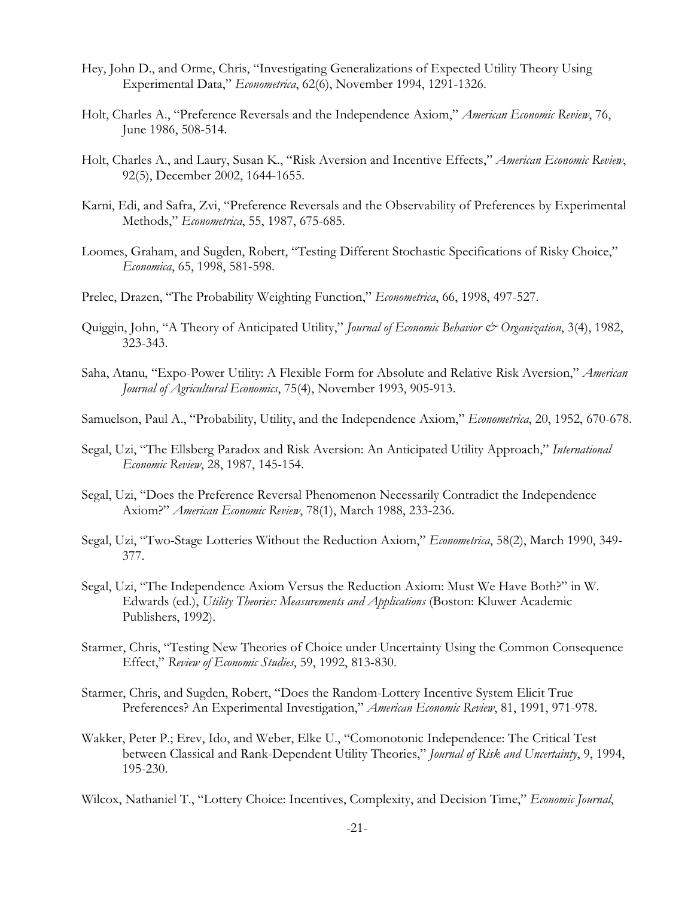Hey, John D., and Orme, Chris, "Investigating Generalizations of Expected Utility Theory Using Experimental Data," *Econometrica*, 62(6), November 1994, 1291-1326.

Holt, Charles A., "Preference Reversals and the Independence Axiom," *American Economic Review*, 76, June 1986, 508-514.

Holt, Charles A., and Laury, Susan K., "Risk Aversion and Incentive Effects," *American Economic Review*, 92(5), December 2002, 1644-1655.

Karni, Edi, and Safra, Zvi, "Preference Reversals and the Observability of Preferences by Experimental Methods," *Econometrica*, 55, 1987, 675-685.

Loomes, Graham, and Sugden, Robert, "Testing Different Stochastic Specifications of Risky Choice," *Economica*, 65, 1998, 581-598.

Prelec, Drazen, "The Probability Weighting Function," *Econometrica*, 66, 1998, 497-527.

Quiggin, John, "A Theory of Anticipated Utility," *Journal of Economic Behavior & Organization*, 3(4), 1982, 323-343.

Saha, Atanu, "Expo-Power Utility: A Flexible Form for Absolute and Relative Risk Aversion," *American Journal of Agricultural Economics*, 75(4), November 1993, 905-913.

Samuelson, Paul A., "Probability, Utility, and the Independence Axiom," *Econometrica*, 20, 1952, 670-678.

Segal, Uzi, "The Ellsberg Paradox and Risk Aversion: An Anticipated Utility Approach," *International Economic Review*, 28, 1987, 145-154.

Segal, Uzi, "Does the Preference Reversal Phenomenon Necessarily Contradict the Independence Axiom?" *American Economic Review*, 78(1), March 1988, 233-236.

Segal, Uzi, "Two-Stage Lotteries Without the Reduction Axiom," *Econometrica*, 58(2), March 1990, 349-377.

Segal, Uzi, "The Independence Axiom Versus the Reduction Axiom: Must We Have Both?" in W. Edwards (ed.), *Utility Theories: Measurements and Applications* (Boston: Kluwer Academic Publishers, 1992).

Starmer, Chris, "Testing New Theories of Choice under Uncertainty Using the Common Consequence Effect," *Review of Economic Studies*, 59, 1992, 813-830.

Starmer, Chris, and Sugden, Robert, "Does the Random-Lottery Incentive System Elicit True Preferences? An Experimental Investigation," *American Economic Review*, 81, 1991, 971-978.

Wakker, Peter P.; Erev, Ido, and Weber, Elke U., "Comonotonic Independence: The Critical Test between Classical and Rank-Dependent Utility Theories," *Journal of Risk and Uncertainty*, 9, 1994, 195-230.

Wilcox, Nathaniel T., "Lottery Choice: Incentives, Complexity, and Decision Time," *Economic Journal*,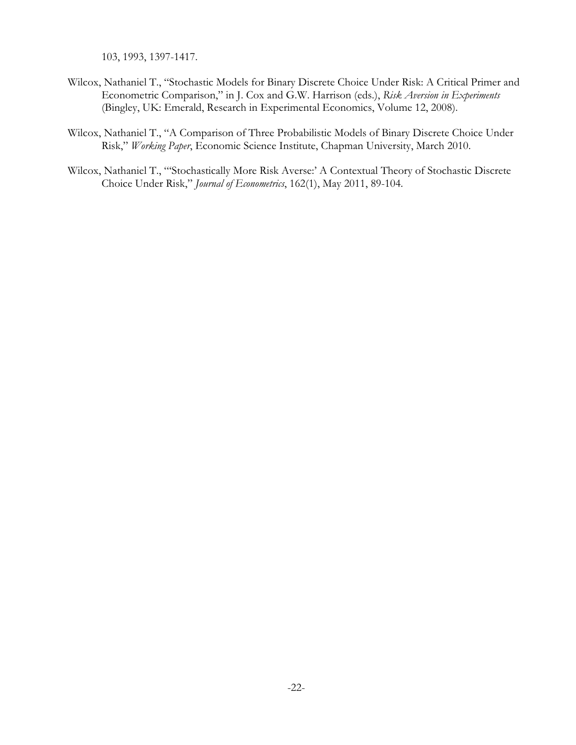103, 1993, 1397-1417.

Wilcox, Nathaniel T., "Stochastic Models for Binary Discrete Choice Under Risk: A Critical Primer and Econometric Comparison," in J. Cox and G.W. Harrison (eds.), *Risk Aversion in Experiments* (Bingley, UK: Emerald, Research in Experimental Economics, Volume 12, 2008).

Wilcox, Nathaniel T., "A Comparison of Three Probabilistic Models of Binary Discrete Choice Under Risk," *Working Paper*, Economic Science Institute, Chapman University, March 2010.

Wilcox, Nathaniel T., "'Stochastically More Risk Averse:' A Contextual Theory of Stochastic Discrete Choice Under Risk," *Journal of Econometrics*, 162(1), May 2011, 89-104.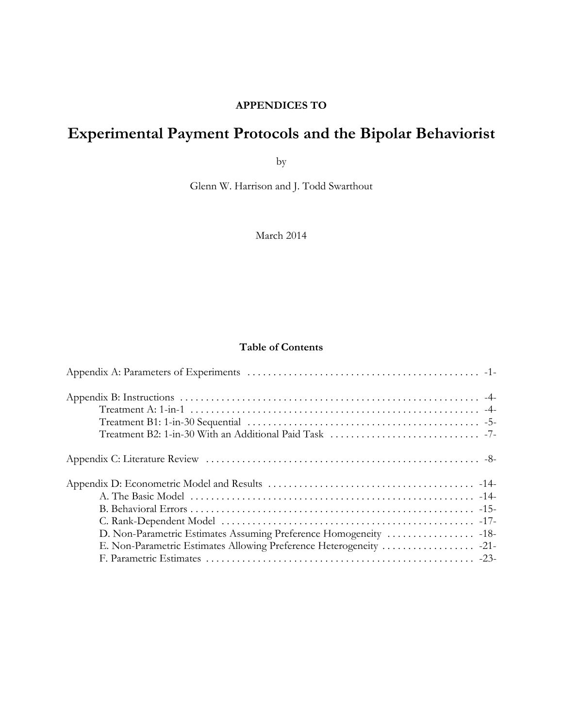**APPENDICES TO**

# Experimental Payment Protocols and the Bipolar Behaviorist

by

Glenn W. Harrison and J. Todd Swarthout

March 2014

## Table of Contents

Appendix A: Parameters of Experiments . . . . . . . . . . . . . . . . . . . . . . . . . . . . . . . . . . . . . . . . . . . . . -1-

Appendix B: Instructions . . . . . . . . . . . . . . . . . . . . . . . . . . . . . . . . . . . . . . . . . . . . . . . . . . . . . . . . . . -4-
- Treatment A: 1-in-1 . . . . . . . . . . . . . . . . . . . . . . . . . . . . . . . . . . . . . . . . . . . . . . . . . . . . . . . . . -4-
- Treatment B1: 1-in-30 Sequential . . . . . . . . . . . . . . . . . . . . . . . . . . . . . . . . . . . . . . . . . . . . . -5-
- Treatment B2: 1-in-30 With an Additional Paid Task . . . . . . . . . . . . . . . . . . . . . . . . . . . . . -7-

Appendix C: Literature Review . . . . . . . . . . . . . . . . . . . . . . . . . . . . . . . . . . . . . . . . . . . . . . . . . . . . . -8-

Appendix D: Econometric Model and Results . . . . . . . . . . . . . . . . . . . . . . . . . . . . . . . . . . . . . . . . -14-
- A. The Basic Model . . . . . . . . . . . . . . . . . . . . . . . . . . . . . . . . . . . . . . . . . . . . . . . . . . . . . . . -14-
- B. Behavioral Errors . . . . . . . . . . . . . . . . . . . . . . . . . . . . . . . . . . . . . . . . . . . . . . . . . . . . . . . -15-
- C. Rank-Dependent Model . . . . . . . . . . . . . . . . . . . . . . . . . . . . . . . . . . . . . . . . . . . . . . . . . -17-
- D. Non-Parametric Estimates Assuming Preference Homogeneity . . . . . . . . . . . . . . . . . -18-
- E. Non-Parametric Estimates Allowing Preference Heterogeneity . . . . . . . . . . . . . . . . . . -21-
- F. Parametric Estimates . . . . . . . . . . . . . . . . . . . . . . . . . . . . . . . . . . . . . . . . . . . . . . . . . . . . -23-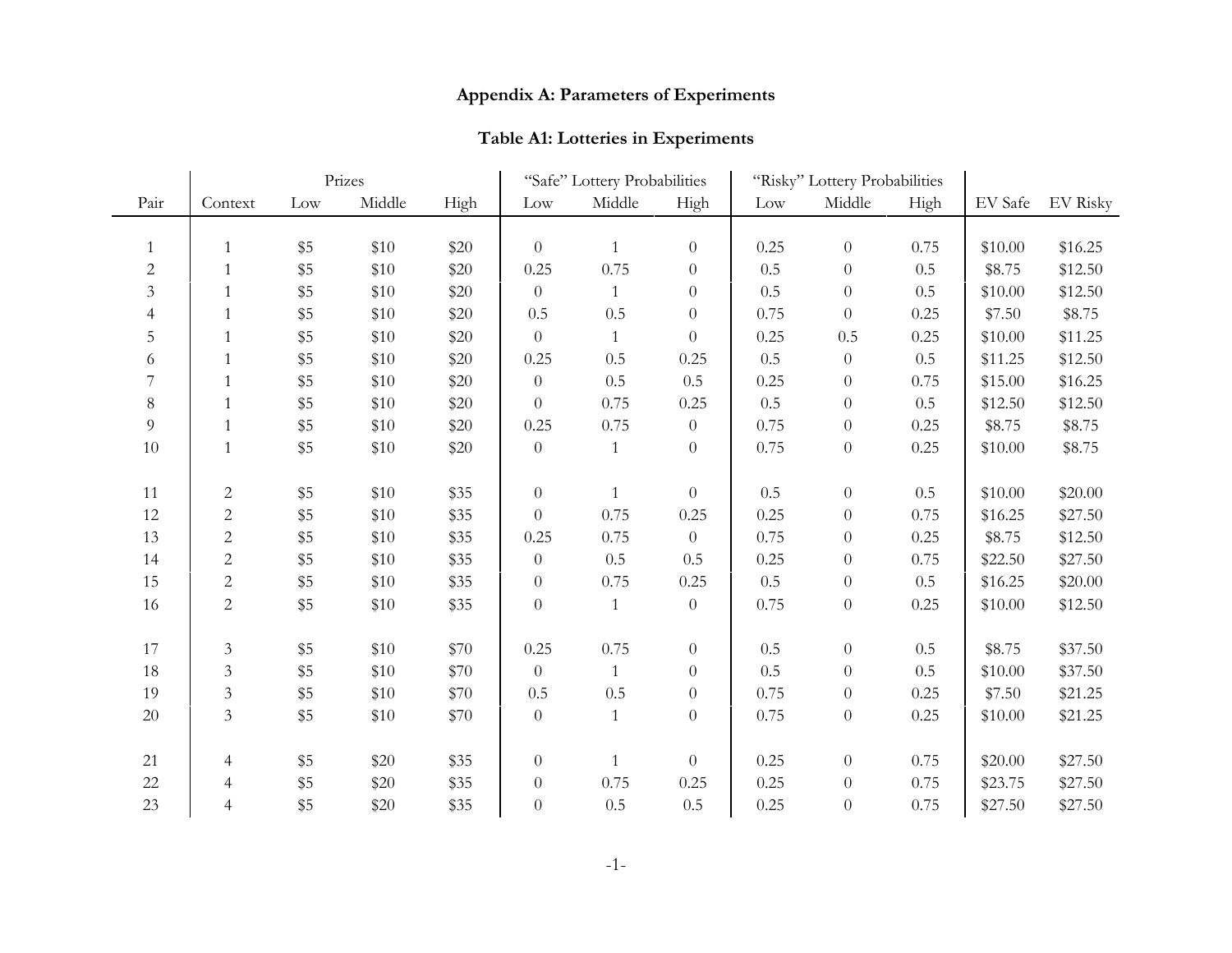## Appendix A: Parameters of Experiments

### Table A1: Lotteries in Experiments

| | | Prizes | | | "Safe" Lottery Probabilities | | | "Risky" Lottery Probabilities | | | | |
|---|---|---|---|---|---|---|---|---|---|---|---|---|
| Pair | Context | Low | Middle | High | Low | Middle | High | Low | Middle | High | EV Safe | EV Risky |
| 1 | 1 | $5 | $10 | $20 | 0 | 1 | 0 | 0.25 | 0 | 0.75 | $10.00 | $16.25 |
| 2 | 1 | $5 | $10 | $20 | 0.25 | 0.75 | 0 | 0.5 | 0 | 0.5 | $8.75 | $12.50 |
| 3 | 1 | $5 | $10 | $20 | 0 | 1 | 0 | 0.5 | 0 | 0.5 | $10.00 | $12.50 |
| 4 | 1 | $5 | $10 | $20 | 0.5 | 0.5 | 0 | 0.75 | 0 | 0.25 | $7.50 | $8.75 |
| 5 | 1 | $5 | $10 | $20 | 0 | 1 | 0 | 0.25 | 0.5 | 0.25 | $10.00 | $11.25 |
| 6 | 1 | $5 | $10 | $20 | 0.25 | 0.5 | 0.25 | 0.5 | 0 | 0.5 | $11.25 | $12.50 |
| 7 | 1 | $5 | $10 | $20 | 0 | 0.5 | 0.5 | 0.25 | 0 | 0.75 | $15.00 | $16.25 |
| 8 | 1 | $5 | $10 | $20 | 0 | 0.75 | 0.25 | 0.5 | 0 | 0.5 | $12.50 | $12.50 |
| 9 | 1 | $5 | $10 | $20 | 0.25 | 0.75 | 0 | 0.75 | 0 | 0.25 | $8.75 | $8.75 |
| 10 | 1 | $5 | $10 | $20 | 0 | 1 | 0 | 0.75 | 0 | 0.25 | $10.00 | $8.75 |
| 11 | 2 | $5 | $10 | $35 | 0 | 1 | 0 | 0.5 | 0 | 0.5 | $10.00 | $20.00 |
| 12 | 2 | $5 | $10 | $35 | 0 | 0.75 | 0.25 | 0.25 | 0 | 0.75 | $16.25 | $27.50 |
| 13 | 2 | $5 | $10 | $35 | 0.25 | 0.75 | 0 | 0.75 | 0 | 0.25 | $8.75 | $12.50 |
| 14 | 2 | $5 | $10 | $35 | 0 | 0.5 | 0.5 | 0.25 | 0 | 0.75 | $22.50 | $27.50 |
| 15 | 2 | $5 | $10 | $35 | 0 | 0.75 | 0.25 | 0.5 | 0 | 0.5 | $16.25 | $20.00 |
| 16 | 2 | $5 | $10 | $35 | 0 | 1 | 0 | 0.75 | 0 | 0.25 | $10.00 | $12.50 |
| 17 | 3 | $5 | $10 | $70 | 0.25 | 0.75 | 0 | 0.5 | 0 | 0.5 | $8.75 | $37.50 |
| 18 | 3 | $5 | $10 | $70 | 0 | 1 | 0 | 0.5 | 0 | 0.5 | $10.00 | $37.50 |
| 19 | 3 | $5 | $10 | $70 | 0.5 | 0.5 | 0 | 0.75 | 0 | 0.25 | $7.50 | $21.25 |
| 20 | 3 | $5 | $10 | $70 | 0 | 1 | 0 | 0.75 | 0 | 0.25 | $10.00 | $21.25 |
| 21 | 4 | $5 | $20 | $35 | 0 | 1 | 0 | 0.25 | 0 | 0.75 | $20.00 | $27.50 |
| 22 | 4 | $5 | $20 | $35 | 0 | 0.75 | 0.25 | 0.25 | 0 | 0.75 | $23.75 | $27.50 |
| 23 | 4 | $5 | $20 | $35 | 0 | 0.5 | 0.5 | 0.25 | 0 | 0.75 | $27.50 | $27.50 |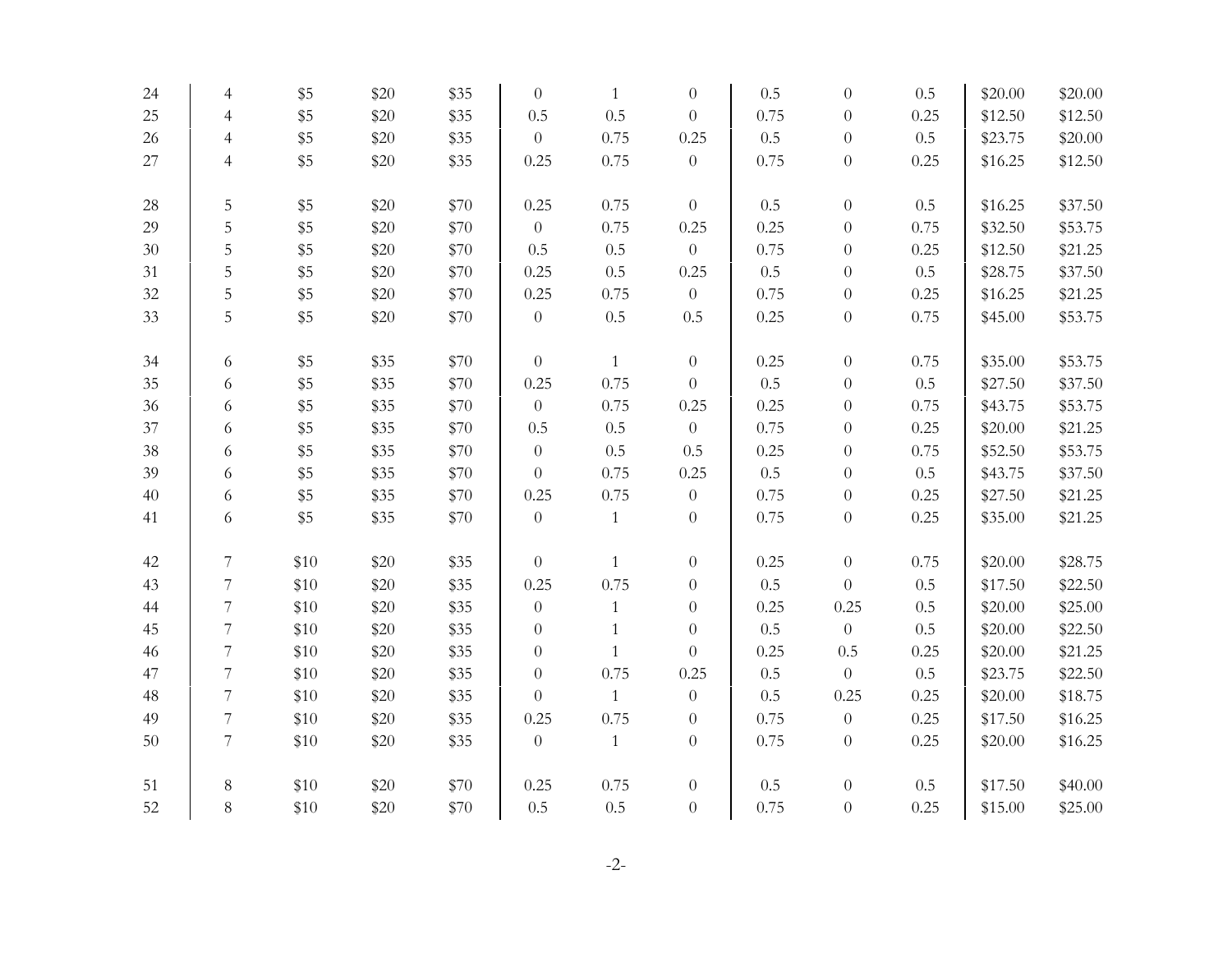| | | | | | | | | | | | | |
|---|---|---|---|---|---|---|---|---|---|---|---|---|
| 24 | 4 | $5 | $20 | $35 | 0 | 1 | 0 | 0.5 | 0 | 0.5 | $20.00 | $20.00 |
| 25 | 4 | $5 | $20 | $35 | 0.5 | 0.5 | 0 | 0.75 | 0 | 0.25 | $12.50 | $12.50 |
| 26 | 4 | $5 | $20 | $35 | 0 | 0.75 | 0.25 | 0.5 | 0 | 0.5 | $23.75 | $20.00 |
| 27 | 4 | $5 | $20 | $35 | 0.25 | 0.75 | 0 | 0.75 | 0 | 0.25 | $16.25 | $12.50 |
| 28 | 5 | $5 | $20 | $70 | 0.25 | 0.75 | 0 | 0.5 | 0 | 0.5 | $16.25 | $37.50 |
| 29 | 5 | $5 | $20 | $70 | 0 | 0.75 | 0.25 | 0.25 | 0 | 0.75 | $32.50 | $53.75 |
| 30 | 5 | $5 | $20 | $70 | 0.5 | 0.5 | 0 | 0.75 | 0 | 0.25 | $12.50 | $21.25 |
| 31 | 5 | $5 | $20 | $70 | 0.25 | 0.5 | 0.25 | 0.5 | 0 | 0.5 | $28.75 | $37.50 |
| 32 | 5 | $5 | $20 | $70 | 0.25 | 0.75 | 0 | 0.75 | 0 | 0.25 | $16.25 | $21.25 |
| 33 | 5 | $5 | $20 | $70 | 0 | 0.5 | 0.5 | 0.25 | 0 | 0.75 | $45.00 | $53.75 |
| 34 | 6 | $5 | $35 | $70 | 0 | 1 | 0 | 0.25 | 0 | 0.75 | $35.00 | $53.75 |
| 35 | 6 | $5 | $35 | $70 | 0.25 | 0.75 | 0 | 0.5 | 0 | 0.5 | $27.50 | $37.50 |
| 36 | 6 | $5 | $35 | $70 | 0 | 0.75 | 0.25 | 0.25 | 0 | 0.75 | $43.75 | $53.75 |
| 37 | 6 | $5 | $35 | $70 | 0.5 | 0.5 | 0 | 0.75 | 0 | 0.25 | $20.00 | $21.25 |
| 38 | 6 | $5 | $35 | $70 | 0 | 0.5 | 0.5 | 0.25 | 0 | 0.75 | $52.50 | $53.75 |
| 39 | 6 | $5 | $35 | $70 | 0 | 0.75 | 0.25 | 0.5 | 0 | 0.5 | $43.75 | $37.50 |
| 40 | 6 | $5 | $35 | $70 | 0.25 | 0.75 | 0 | 0.75 | 0 | 0.25 | $27.50 | $21.25 |
| 41 | 6 | $5 | $35 | $70 | 0 | 1 | 0 | 0.75 | 0 | 0.25 | $35.00 | $21.25 |
| 42 | 7 | $10 | $20 | $35 | 0 | 1 | 0 | 0.25 | 0 | 0.75 | $20.00 | $28.75 |
| 43 | 7 | $10 | $20 | $35 | 0.25 | 0.75 | 0 | 0.5 | 0 | 0.5 | $17.50 | $22.50 |
| 44 | 7 | $10 | $20 | $35 | 0 | 1 | 0 | 0.25 | 0.25 | 0.5 | $20.00 | $25.00 |
| 45 | 7 | $10 | $20 | $35 | 0 | 1 | 0 | 0.5 | 0 | 0.5 | $20.00 | $22.50 |
| 46 | 7 | $10 | $20 | $35 | 0 | 1 | 0 | 0.25 | 0.5 | 0.25 | $20.00 | $21.25 |
| 47 | 7 | $10 | $20 | $35 | 0 | 0.75 | 0.25 | 0.5 | 0 | 0.5 | $23.75 | $22.50 |
| 48 | 7 | $10 | $20 | $35 | 0 | 1 | 0 | 0.5 | 0.25 | 0.25 | $20.00 | $18.75 |
| 49 | 7 | $10 | $20 | $35 | 0.25 | 0.75 | 0 | 0.75 | 0 | 0.25 | $17.50 | $16.25 |
| 50 | 7 | $10 | $20 | $35 | 0 | 1 | 0 | 0.75 | 0 | 0.25 | $20.00 | $16.25 |
| 51 | 8 | $10 | $20 | $70 | 0.25 | 0.75 | 0 | 0.5 | 0 | 0.5 | $17.50 | $40.00 |
| 52 | 8 | $10 | $20 | $70 | 0.5 | 0.5 | 0 | 0.75 | 0 | 0.25 | $15.00 | $25.00 |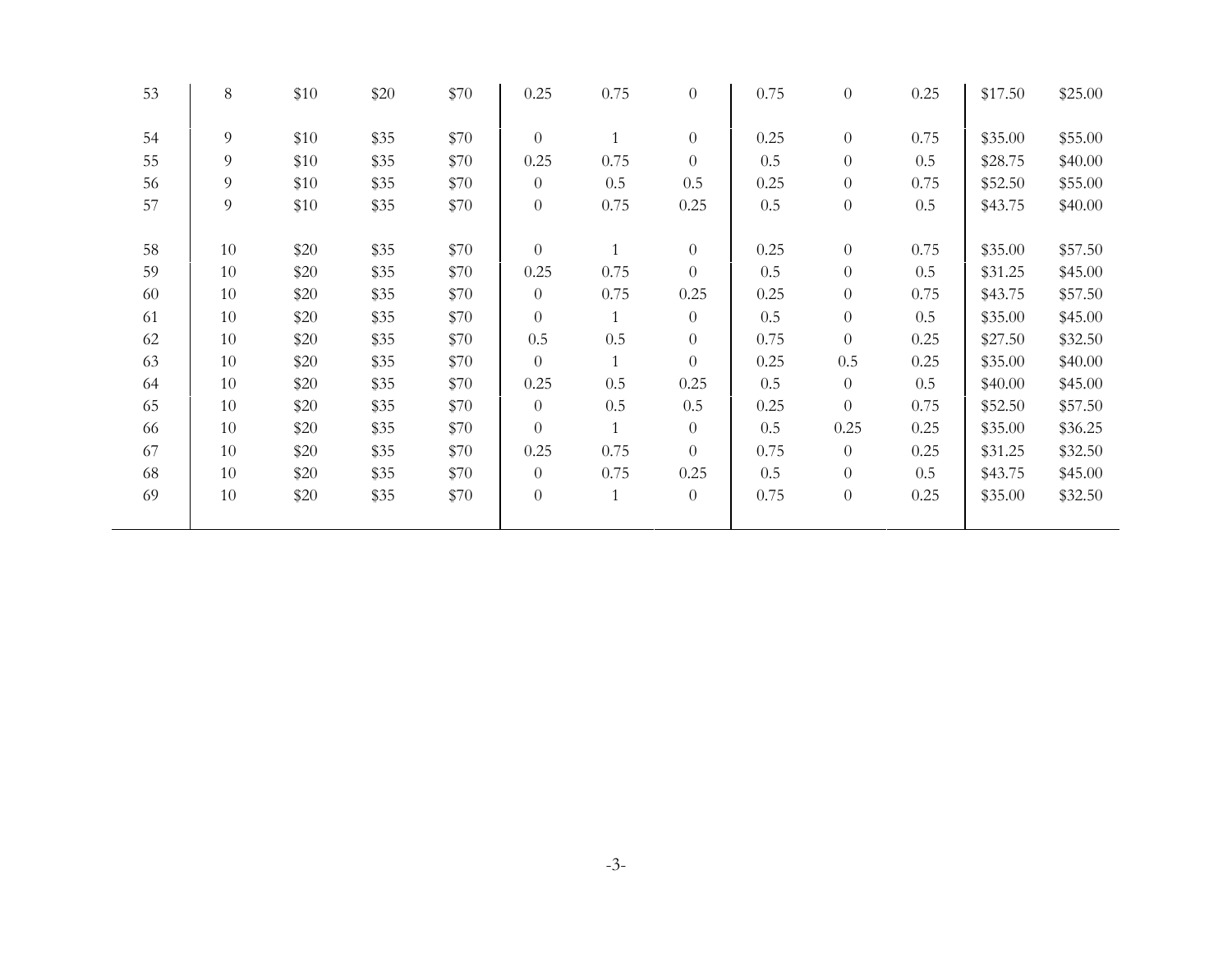| | | | | | | | | | | | | |
|---|---|---|---|---|---|---|---|---|---|---|---|---|
| 53 | 8 | $10 | $20 | $70 | 0.25 | 0.75 | 0 | 0.75 | 0 | 0.25 | $17.50 | $25.00 |
| 54 | 9 | $10 | $35 | $70 | 0 | 1 | 0 | 0.25 | 0 | 0.75 | $35.00 | $55.00 |
| 55 | 9 | $10 | $35 | $70 | 0.25 | 0.75 | 0 | 0.5 | 0 | 0.5 | $28.75 | $40.00 |
| 56 | 9 | $10 | $35 | $70 | 0 | 0.5 | 0.5 | 0.25 | 0 | 0.75 | $52.50 | $55.00 |
| 57 | 9 | $10 | $35 | $70 | 0 | 0.75 | 0.25 | 0.5 | 0 | 0.5 | $43.75 | $40.00 |
| 58 | 10 | $20 | $35 | $70 | 0 | 1 | 0 | 0.25 | 0 | 0.75 | $35.00 | $57.50 |
| 59 | 10 | $20 | $35 | $70 | 0.25 | 0.75 | 0 | 0.5 | 0 | 0.5 | $31.25 | $45.00 |
| 60 | 10 | $20 | $35 | $70 | 0 | 0.75 | 0.25 | 0.25 | 0 | 0.75 | $43.75 | $57.50 |
| 61 | 10 | $20 | $35 | $70 | 0 | 1 | 0 | 0.5 | 0 | 0.5 | $35.00 | $45.00 |
| 62 | 10 | $20 | $35 | $70 | 0.5 | 0.5 | 0 | 0.75 | 0 | 0.25 | $27.50 | $32.50 |
| 63 | 10 | $20 | $35 | $70 | 0 | 1 | 0 | 0.25 | 0.5 | 0.25 | $35.00 | $40.00 |
| 64 | 10 | $20 | $35 | $70 | 0.25 | 0.5 | 0.25 | 0.5 | 0 | 0.5 | $40.00 | $45.00 |
| 65 | 10 | $20 | $35 | $70 | 0 | 0.5 | 0.5 | 0.25 | 0 | 0.75 | $52.50 | $57.50 |
| 66 | 10 | $20 | $35 | $70 | 0 | 1 | 0 | 0.5 | 0.25 | 0.25 | $35.00 | $36.25 |
| 67 | 10 | $20 | $35 | $70 | 0.25 | 0.75 | 0 | 0.75 | 0 | 0.25 | $31.25 | $32.50 |
| 68 | 10 | $20 | $35 | $70 | 0 | 0.75 | 0.25 | 0.5 | 0 | 0.5 | $43.75 | $45.00 |
| 69 | 10 | $20 | $35 | $70 | 0 | 1 | 0 | 0.75 | 0 | 0.25 | $35.00 | $32.50 |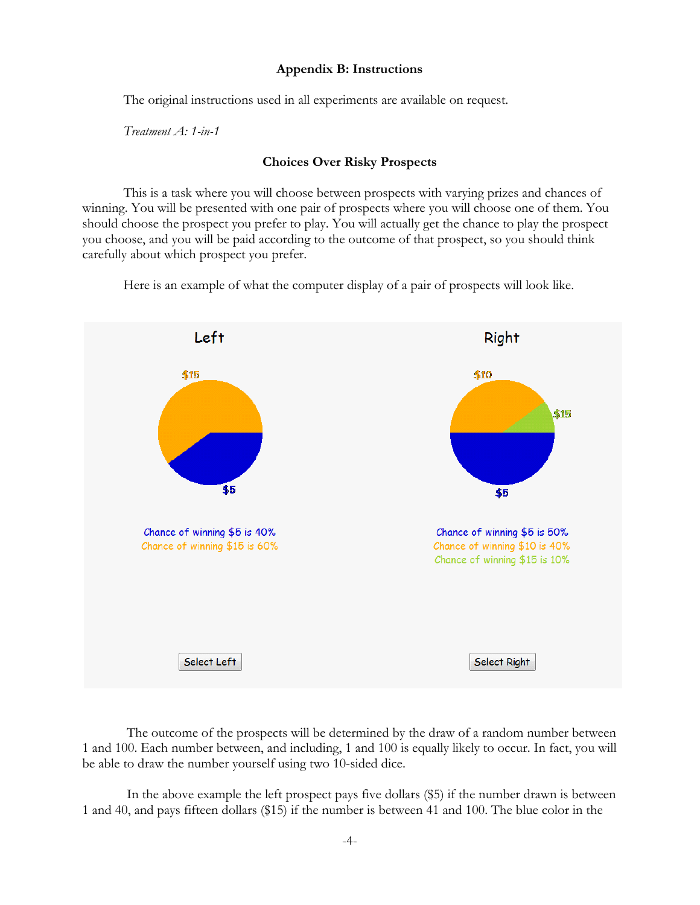## Appendix B: Instructions

The original instructions used in all experiments are available on request.

*Treatment A: 1-in-1*

### Choices Over Risky Prospects

This is a task where you will choose between prospects with varying prizes and chances of winning. You will be presented with one pair of prospects where you will choose one of them. You should choose the prospect you prefer to play. You will actually get the chance to play the prospect you choose, and you will be paid according to the outcome of that prospect, so you should think carefully about which prospect you prefer.

Here is an example of what the computer display of a pair of prospects will look like.

| Left | Right |
|---|---|
| Chance of winning $5 is 40% | Chance of winning $5 is 50% |
| Chance of winning $15 is 60% | Chance of winning $10 is 40% |
| | Chance of winning $15 is 10% |
| Select Left | Select Right |

The outcome of the prospects will be determined by the draw of a random number between 1 and 100. Each number between, and including, 1 and 100 is equally likely to occur. In fact, you will be able to draw the number yourself using two 10-sided dice.

In the above example the left prospect pays five dollars ($5) if the number drawn is between 1 and 40, and pays fifteen dollars ($15) if the number is between 41 and 100. The blue color in the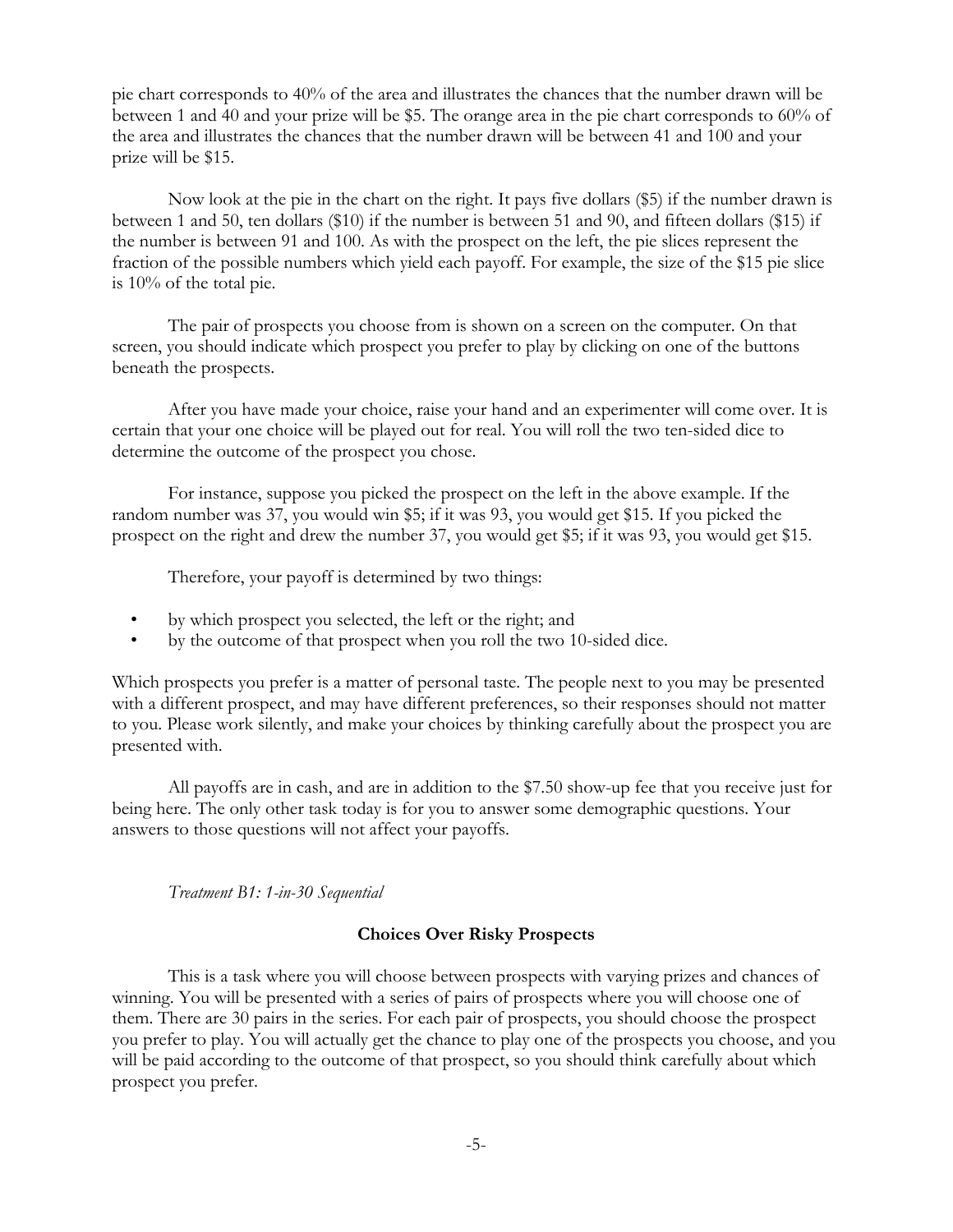pie chart corresponds to 40% of the area and illustrates the chances that the number drawn will be between 1 and 40 and your prize will be $5. The orange area in the pie chart corresponds to 60% of the area and illustrates the chances that the number drawn will be between 41 and 100 and your prize will be $15.

Now look at the pie in the chart on the right. It pays five dollars ($5) if the number drawn is between 1 and 50, ten dollars ($10) if the number is between 51 and 90, and fifteen dollars ($15) if the number is between 91 and 100. As with the prospect on the left, the pie slices represent the fraction of the possible numbers which yield each payoff. For example, the size of the $15 pie slice is 10% of the total pie.

The pair of prospects you choose from is shown on a screen on the computer. On that screen, you should indicate which prospect you prefer to play by clicking on one of the buttons beneath the prospects.

After you have made your choice, raise your hand and an experimenter will come over. It is certain that your one choice will be played out for real. You will roll the two ten-sided dice to determine the outcome of the prospect you chose.

For instance, suppose you picked the prospect on the left in the above example. If the random number was 37, you would win $5; if it was 93, you would get $15. If you picked the prospect on the right and drew the number 37, you would get $5; if it was 93, you would get $15.

Therefore, your payoff is determined by two things:

- by which prospect you selected, the left or the right; and
- by the outcome of that prospect when you roll the two 10-sided dice.

Which prospects you prefer is a matter of personal taste. The people next to you may be presented with a different prospect, and may have different preferences, so their responses should not matter to you. Please work silently, and make your choices by thinking carefully about the prospect you are presented with.

All payoffs are in cash, and are in addition to the $7.50 show-up fee that you receive just for being here. The only other task today is for you to answer some demographic questions. Your answers to those questions will not affect your payoffs.

*Treatment B1: 1-in-30 Sequential*

**Choices Over Risky Prospects**

This is a task where you will choose between prospects with varying prizes and chances of winning. You will be presented with a series of pairs of prospects where you will choose one of them. There are 30 pairs in the series. For each pair of prospects, you should choose the prospect you prefer to play. You will actually get the chance to play one of the prospects you choose, and you will be paid according to the outcome of that prospect, so you should think carefully about which prospect you prefer.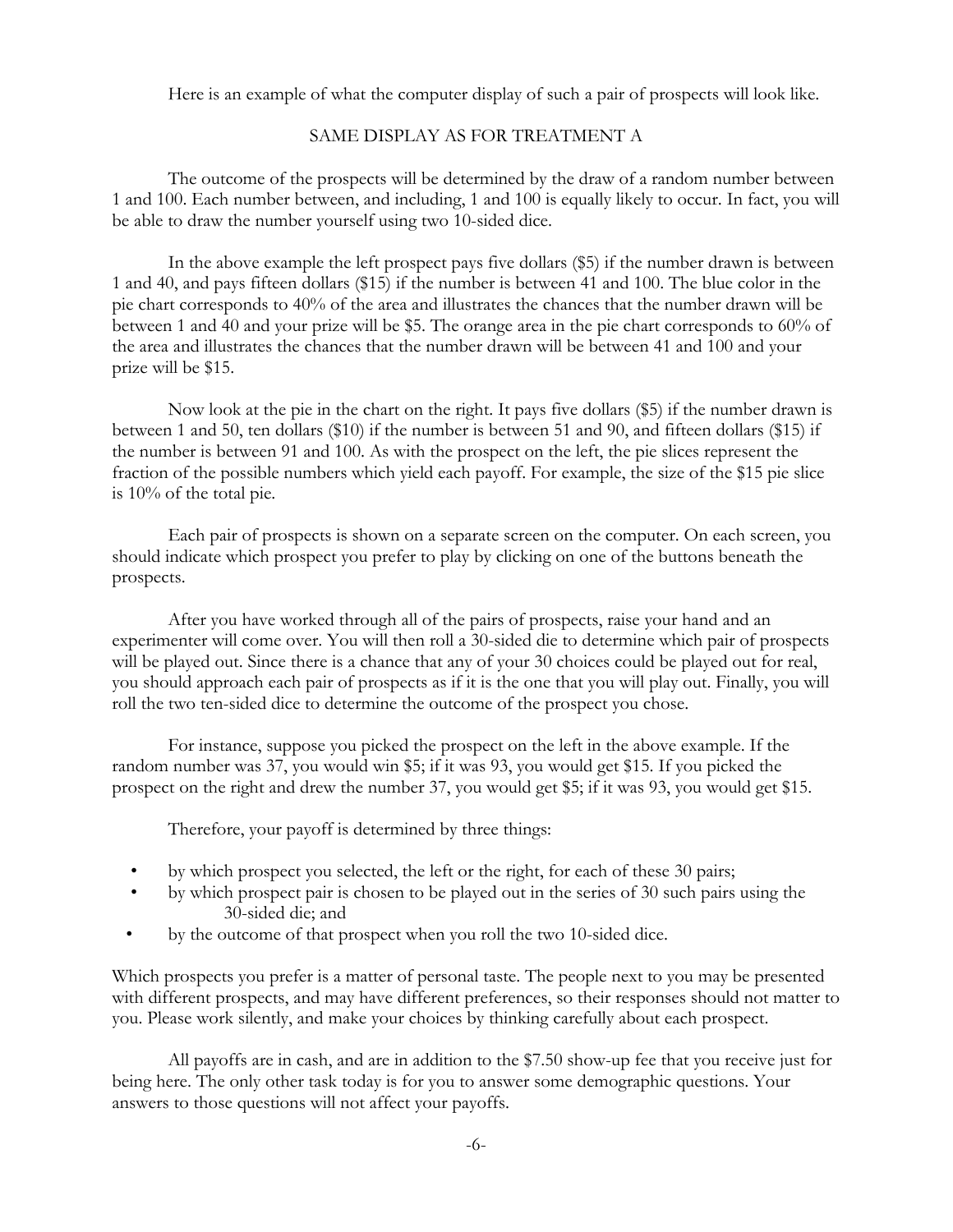Here is an example of what the computer display of such a pair of prospects will look like.

SAME DISPLAY AS FOR TREATMENT A

The outcome of the prospects will be determined by the draw of a random number between 1 and 100. Each number between, and including, 1 and 100 is equally likely to occur. In fact, you will be able to draw the number yourself using two 10-sided dice.

In the above example the left prospect pays five dollars ($5) if the number drawn is between 1 and 40, and pays fifteen dollars ($15) if the number is between 41 and 100. The blue color in the pie chart corresponds to 40% of the area and illustrates the chances that the number drawn will be between 1 and 40 and your prize will be $5. The orange area in the pie chart corresponds to 60% of the area and illustrates the chances that the number drawn will be between 41 and 100 and your prize will be $15.

Now look at the pie in the chart on the right. It pays five dollars ($5) if the number drawn is between 1 and 50, ten dollars ($10) if the number is between 51 and 90, and fifteen dollars ($15) if the number is between 91 and 100. As with the prospect on the left, the pie slices represent the fraction of the possible numbers which yield each payoff. For example, the size of the $15 pie slice is 10% of the total pie.

Each pair of prospects is shown on a separate screen on the computer. On each screen, you should indicate which prospect you prefer to play by clicking on one of the buttons beneath the prospects.

After you have worked through all of the pairs of prospects, raise your hand and an experimenter will come over. You will then roll a 30-sided die to determine which pair of prospects will be played out. Since there is a chance that any of your 30 choices could be played out for real, you should approach each pair of prospects as if it is the one that you will play out. Finally, you will roll the two ten-sided dice to determine the outcome of the prospect you chose.

For instance, suppose you picked the prospect on the left in the above example. If the random number was 37, you would win $5; if it was 93, you would get $15. If you picked the prospect on the right and drew the number 37, you would get $5; if it was 93, you would get $15.

Therefore, your payoff is determined by three things:

- by which prospect you selected, the left or the right, for each of these 30 pairs;
- by which prospect pair is chosen to be played out in the series of 30 such pairs using the 30-sided die; and
- by the outcome of that prospect when you roll the two 10-sided dice.

Which prospects you prefer is a matter of personal taste. The people next to you may be presented with different prospects, and may have different preferences, so their responses should not matter to you. Please work silently, and make your choices by thinking carefully about each prospect.

All payoffs are in cash, and are in addition to the $7.50 show-up fee that you receive just for being here. The only other task today is for you to answer some demographic questions. Your answers to those questions will not affect your payoffs.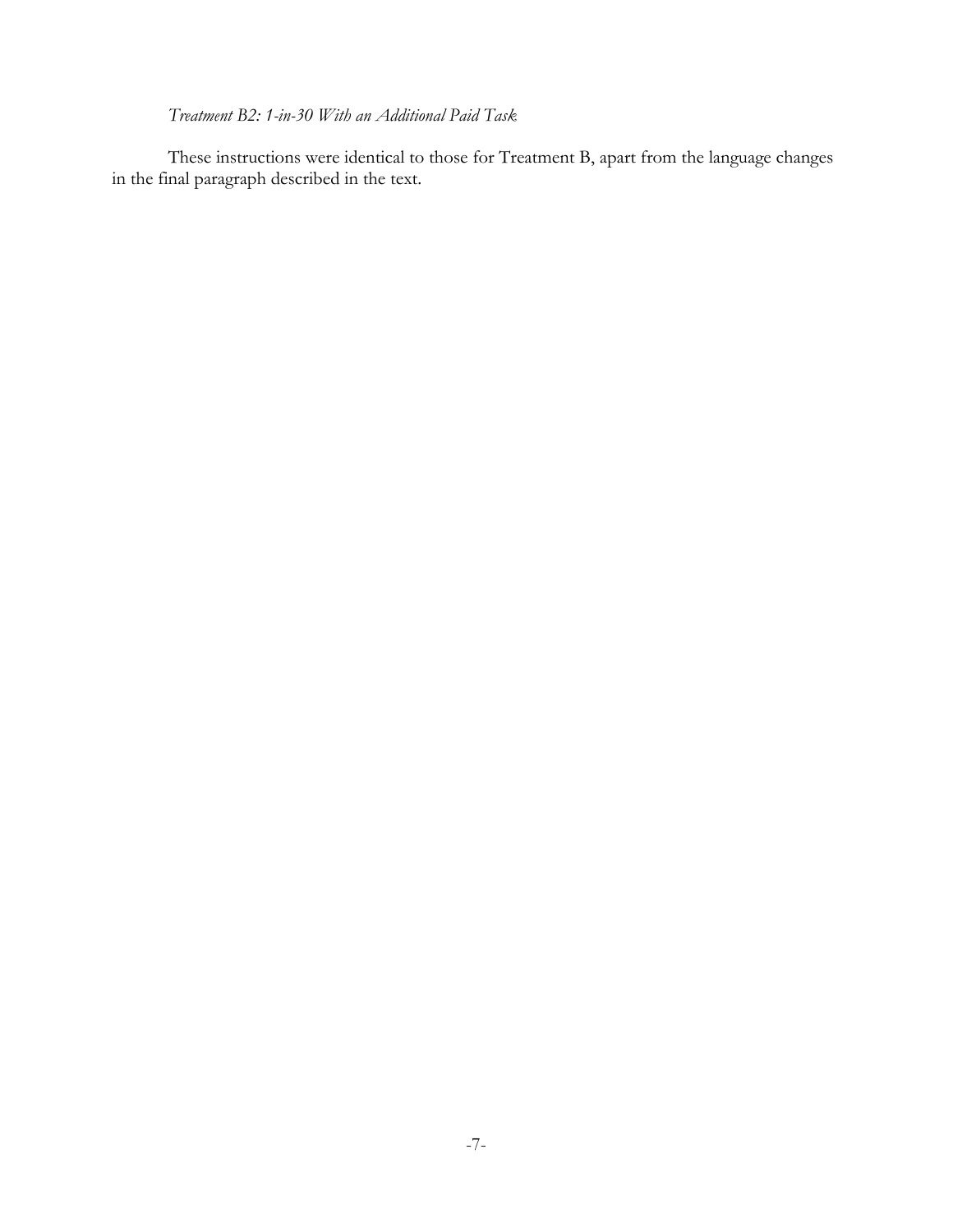*Treatment B2: 1-in-30 With an Additional Paid Task*

These instructions were identical to those for Treatment B, apart from the language changes in the final paragraph described in the text.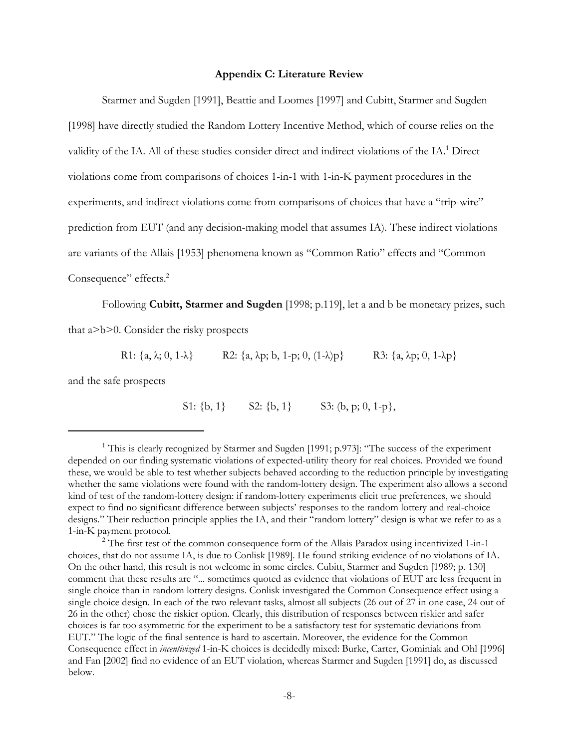## Appendix C: Literature Review

Starmer and Sugden [1991], Beattie and Loomes [1997] and Cubitt, Starmer and Sugden [1998] have directly studied the Random Lottery Incentive Method, which of course relies on the validity of the IA. All of these studies consider direct and indirect violations of the IA.[1] Direct violations come from comparisons of choices 1-in-1 with 1-in-K payment procedures in the experiments, and indirect violations come from comparisons of choices that have a "trip-wire" prediction from EUT (and any decision-making model that assumes IA). These indirect violations are variants of the Allais [1953] phenomena known as "Common Ratio" effects and "Common Consequence" effects.[2]

Following **Cubitt, Starmer and Sugden** [1998; p.119], let a and b be monetary prizes, such that a>b>0. Consider the risky prospects

$$\text{R1: } \{a, \lambda; 0, 1\text{-}\lambda\} \qquad \text{R2: } \{a, \lambda p; b, 1\text{-}p; 0, (1\text{-}\lambda)p\} \qquad \text{R3: } \{a, \lambda p; 0, 1\text{-}\lambda p\}$$

and the safe prospects

$$\text{S1: } \{b, 1\} \qquad \text{S2: } \{b, 1\} \qquad \text{S3: } (b, p; 0, 1\text{-}p\},$$

---

[1] This is clearly recognized by Starmer and Sugden [1991; p.973]: "The success of the experiment depended on our finding systematic violations of expected-utility theory for real choices. Provided we found these, we would be able to test whether subjects behaved according to the reduction principle by investigating whether the same violations were found with the random-lottery design. The experiment also allows a second kind of test of the random-lottery design: if random-lottery experiments elicit true preferences, we should expect to find no significant difference between subjects' responses to the random lottery and real-choice designs." Their reduction principle applies the IA, and their "random lottery" design is what we refer to as a 1-in-K payment protocol.

[2] The first test of the common consequence form of the Allais Paradox using incentivized 1-in-1 choices, that do not assume IA, is due to Conlisk [1989]. He found striking evidence of no violations of IA. On the other hand, this result is not welcome in some circles. Cubitt, Starmer and Sugden [1989; p. 130] comment that these results are "... sometimes quoted as evidence that violations of EUT are less frequent in single choice than in random lottery designs. Conlisk investigated the Common Consequence effect using a single choice design. In each of the two relevant tasks, almost all subjects (26 out of 27 in one case, 24 out of 26 in the other) chose the riskier option. Clearly, this distribution of responses between riskier and safer choices is far too asymmetric for the experiment to be a satisfactory test for systematic deviations from EUT." The logic of the final sentence is hard to ascertain. Moreover, the evidence for the Common Consequence effect in *incentivized* 1-in-K choices is decidedly mixed: Burke, Carter, Gominiak and Ohl [1996] and Fan [2002] find no evidence of an EUT violation, whereas Starmer and Sugden [1991] do, as discussed below.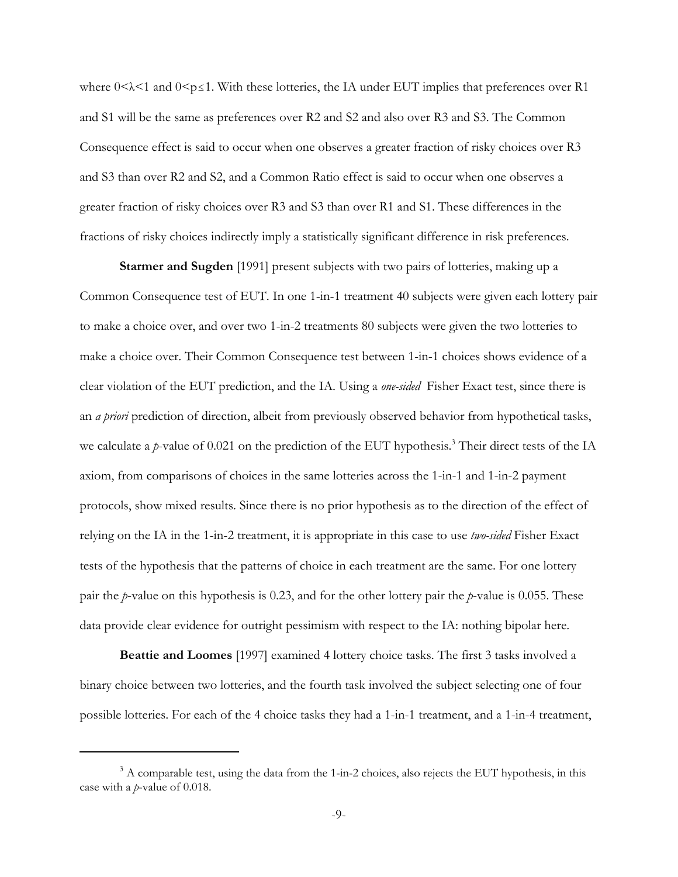where $0<\lambda<1$ and $0<p\leq 1$. With these lotteries, the IA under EUT implies that preferences over R1 and S1 will be the same as preferences over R2 and S2 and also over R3 and S3. The Common Consequence effect is said to occur when one observes a greater fraction of risky choices over R3 and S3 than over R2 and S2, and a Common Ratio effect is said to occur when one observes a greater fraction of risky choices over R3 and S3 than over R1 and S1. These differences in the fractions of risky choices indirectly imply a statistically significant difference in risk preferences.

**Starmer and Sugden** [1991] present subjects with two pairs of lotteries, making up a Common Consequence test of EUT. In one 1-in-1 treatment 40 subjects were given each lottery pair to make a choice over, and over two 1-in-2 treatments 80 subjects were given the two lotteries to make a choice over. Their Common Consequence test between 1-in-1 choices shows evidence of a clear violation of the EUT prediction, and the IA. Using a *one-sided* Fisher Exact test, since there is an *a priori* prediction of direction, albeit from previously observed behavior from hypothetical tasks, we calculate a $p$-value of 0.021 on the prediction of the EUT hypothesis.[3] Their direct tests of the IA axiom, from comparisons of choices in the same lotteries across the 1-in-1 and 1-in-2 payment protocols, show mixed results. Since there is no prior hypothesis as to the direction of the effect of relying on the IA in the 1-in-2 treatment, it is appropriate in this case to use *two-sided* Fisher Exact tests of the hypothesis that the patterns of choice in each treatment are the same. For one lottery pair the $p$-value on this hypothesis is 0.23, and for the other lottery pair the $p$-value is 0.055. These data provide clear evidence for outright pessimism with respect to the IA: nothing bipolar here.

**Beattie and Loomes** [1997] examined 4 lottery choice tasks. The first 3 tasks involved a binary choice between two lotteries, and the fourth task involved the subject selecting one of four possible lotteries. For each of the 4 choice tasks they had a 1-in-1 treatment, and a 1-in-4 treatment,

[3] A comparable test, using the data from the 1-in-2 choices, also rejects the EUT hypothesis, in this case with a $p$-value of 0.018.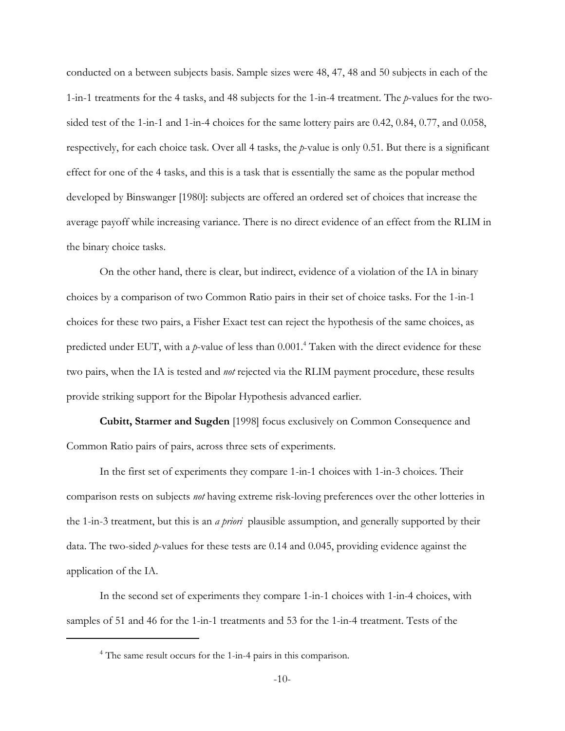conducted on a between subjects basis. Sample sizes were 48, 47, 48 and 50 subjects in each of the 1-in-1 treatments for the 4 tasks, and 48 subjects for the 1-in-4 treatment. The *p*-values for the two-sided test of the 1-in-1 and 1-in-4 choices for the same lottery pairs are 0.42, 0.84, 0.77, and 0.058, respectively, for each choice task. Over all 4 tasks, the *p*-value is only 0.51. But there is a significant effect for one of the 4 tasks, and this is a task that is essentially the same as the popular method developed by Binswanger [1980]: subjects are offered an ordered set of choices that increase the average payoff while increasing variance. There is no direct evidence of an effect from the RLIM in the binary choice tasks.

On the other hand, there is clear, but indirect, evidence of a violation of the IA in binary choices by a comparison of two Common Ratio pairs in their set of choice tasks. For the 1-in-1 choices for these two pairs, a Fisher Exact test can reject the hypothesis of the same choices, as predicted under EUT, with a *p*-value of less than 0.001.[4] Taken with the direct evidence for these two pairs, when the IA is tested and *not* rejected via the RLIM payment procedure, these results provide striking support for the Bipolar Hypothesis advanced earlier.

**Cubitt, Starmer and Sugden** [1998] focus exclusively on Common Consequence and Common Ratio pairs of pairs, across three sets of experiments.

In the first set of experiments they compare 1-in-1 choices with 1-in-3 choices. Their comparison rests on subjects *not* having extreme risk-loving preferences over the other lotteries in the 1-in-3 treatment, but this is an *a priori* plausible assumption, and generally supported by their data. The two-sided *p*-values for these tests are 0.14 and 0.045, providing evidence against the application of the IA.

In the second set of experiments they compare 1-in-1 choices with 1-in-4 choices, with samples of 51 and 46 for the 1-in-1 treatments and 53 for the 1-in-4 treatment. Tests of the

[4] The same result occurs for the 1-in-4 pairs in this comparison.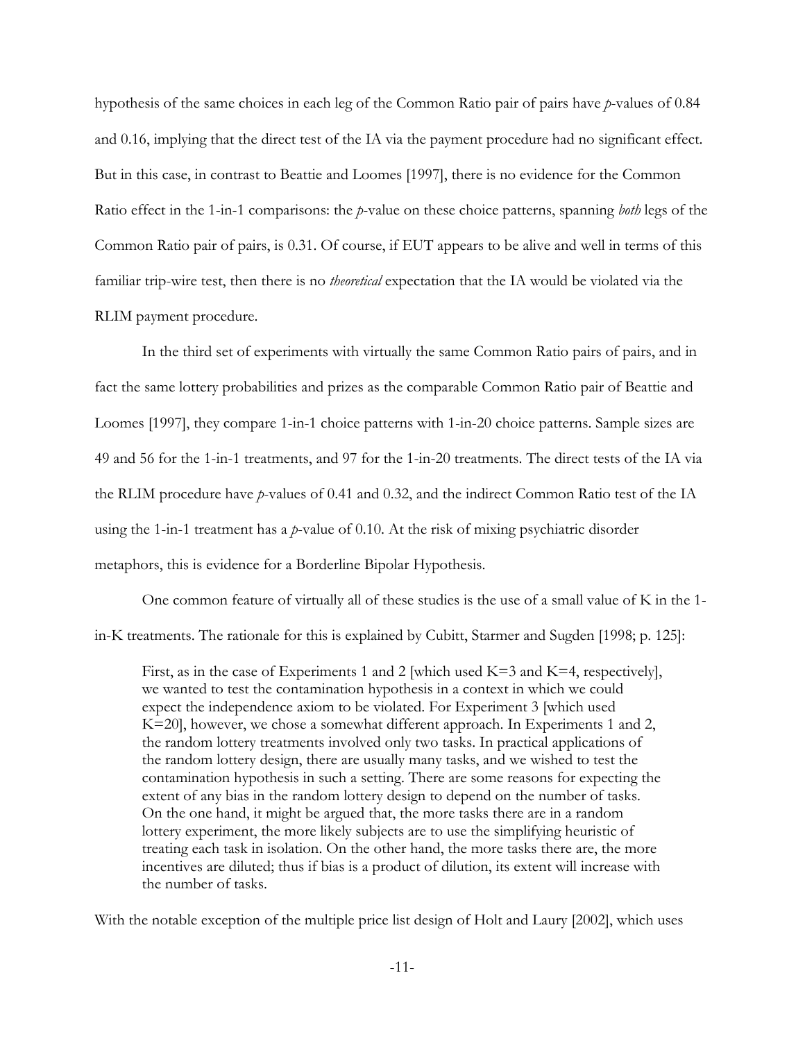hypothesis of the same choices in each leg of the Common Ratio pair of pairs have *p*-values of 0.84 and 0.16, implying that the direct test of the IA via the payment procedure had no significant effect. But in this case, in contrast to Beattie and Loomes [1997], there is no evidence for the Common Ratio effect in the 1-in-1 comparisons: the *p*-value on these choice patterns, spanning *both* legs of the Common Ratio pair of pairs, is 0.31. Of course, if EUT appears to be alive and well in terms of this familiar trip-wire test, then there is no *theoretical* expectation that the IA would be violated via the RLIM payment procedure.

In the third set of experiments with virtually the same Common Ratio pairs of pairs, and in fact the same lottery probabilities and prizes as the comparable Common Ratio pair of Beattie and Loomes [1997], they compare 1-in-1 choice patterns with 1-in-20 choice patterns. Sample sizes are 49 and 56 for the 1-in-1 treatments, and 97 for the 1-in-20 treatments. The direct tests of the IA via the RLIM procedure have *p*-values of 0.41 and 0.32, and the indirect Common Ratio test of the IA using the 1-in-1 treatment has a *p*-value of 0.10. At the risk of mixing psychiatric disorder metaphors, this is evidence for a Borderline Bipolar Hypothesis.

One common feature of virtually all of these studies is the use of a small value of K in the 1-in-K treatments. The rationale for this is explained by Cubitt, Starmer and Sugden [1998; p. 125]:

> First, as in the case of Experiments 1 and 2 [which used K=3 and K=4, respectively], we wanted to test the contamination hypothesis in a context in which we could expect the independence axiom to be violated. For Experiment 3 [which used K=20], however, we chose a somewhat different approach. In Experiments 1 and 2, the random lottery treatments involved only two tasks. In practical applications of the random lottery design, there are usually many tasks, and we wished to test the contamination hypothesis in such a setting. There are some reasons for expecting the extent of any bias in the random lottery design to depend on the number of tasks. On the one hand, it might be argued that, the more tasks there are in a random lottery experiment, the more likely subjects are to use the simplifying heuristic of treating each task in isolation. On the other hand, the more tasks there are, the more incentives are diluted; thus if bias is a product of dilution, its extent will increase with the number of tasks.

With the notable exception of the multiple price list design of Holt and Laury [2002], which uses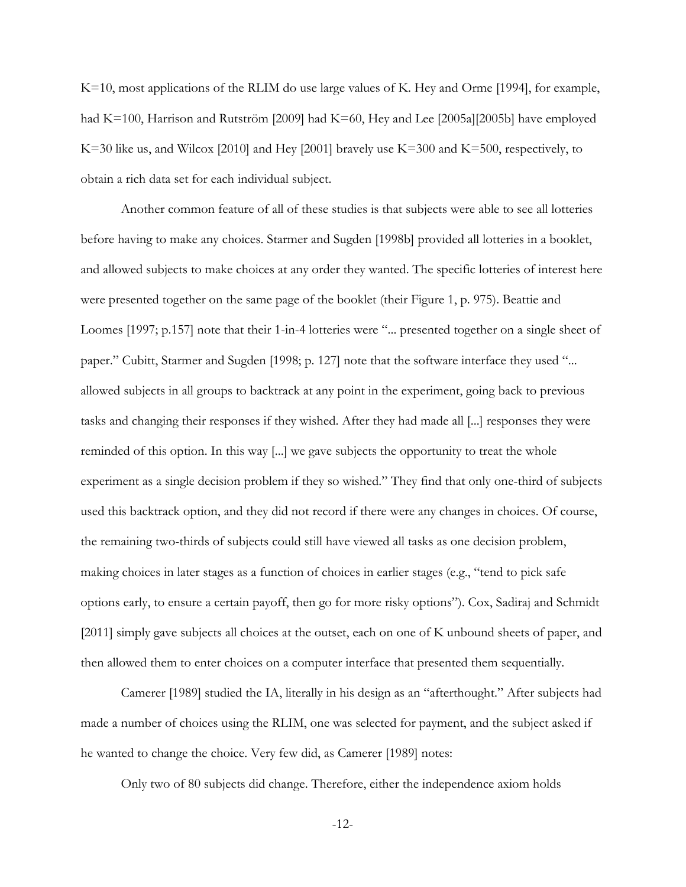K=10, most applications of the RLIM do use large values of K. Hey and Orme [1994], for example, had K=100, Harrison and Rutström [2009] had K=60, Hey and Lee [2005a][2005b] have employed K=30 like us, and Wilcox [2010] and Hey [2001] bravely use K=300 and K=500, respectively, to obtain a rich data set for each individual subject.

Another common feature of all of these studies is that subjects were able to see all lotteries before having to make any choices. Starmer and Sugden [1998b] provided all lotteries in a booklet, and allowed subjects to make choices at any order they wanted. The specific lotteries of interest here were presented together on the same page of the booklet (their Figure 1, p. 975). Beattie and Loomes [1997; p.157] note that their 1-in-4 lotteries were "... presented together on a single sheet of paper." Cubitt, Starmer and Sugden [1998; p. 127] note that the software interface they used "... allowed subjects in all groups to backtrack at any point in the experiment, going back to previous tasks and changing their responses if they wished. After they had made all [...] responses they were reminded of this option. In this way [...] we gave subjects the opportunity to treat the whole experiment as a single decision problem if they so wished." They find that only one-third of subjects used this backtrack option, and they did not record if there were any changes in choices. Of course, the remaining two-thirds of subjects could still have viewed all tasks as one decision problem, making choices in later stages as a function of choices in earlier stages (e.g., "tend to pick safe options early, to ensure a certain payoff, then go for more risky options"). Cox, Sadiraj and Schmidt [2011] simply gave subjects all choices at the outset, each on one of K unbound sheets of paper, and then allowed them to enter choices on a computer interface that presented them sequentially.

Camerer [1989] studied the IA, literally in his design as an "afterthought." After subjects had made a number of choices using the RLIM, one was selected for payment, and the subject asked if he wanted to change the choice. Very few did, as Camerer [1989] notes:

> Only two of 80 subjects did change. Therefore, either the independence axiom holds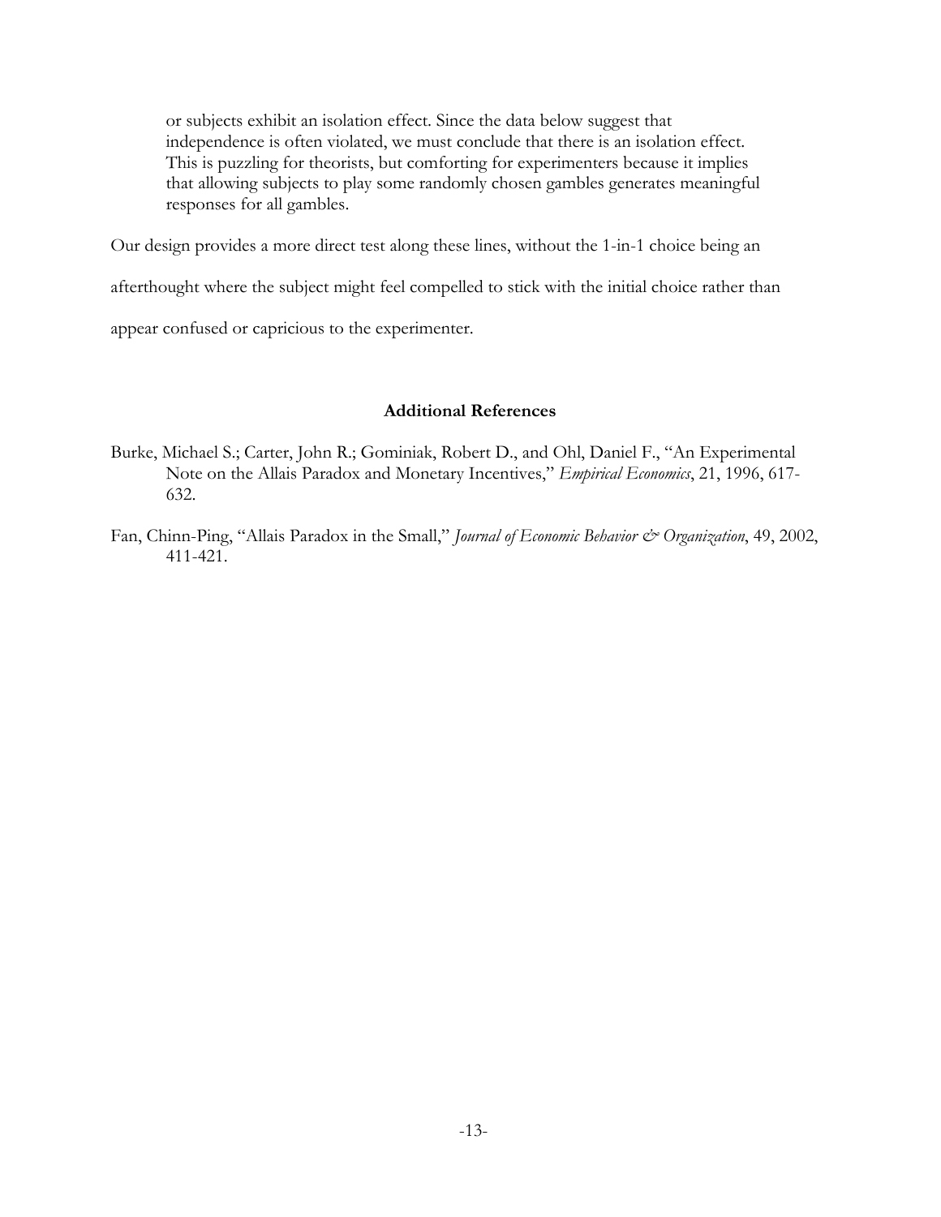> or subjects exhibit an isolation effect. Since the data below suggest that independence is often violated, we must conclude that there is an isolation effect. This is puzzling for theorists, but comforting for experimenters because it implies that allowing subjects to play some randomly chosen gambles generates meaningful responses for all gambles.

Our design provides a more direct test along these lines, without the 1-in-1 choice being an afterthought where the subject might feel compelled to stick with the initial choice rather than appear confused or capricious to the experimenter.

### Additional References

Burke, Michael S.; Carter, John R.; Gominiak, Robert D., and Ohl, Daniel F., "An Experimental Note on the Allais Paradox and Monetary Incentives," *Empirical Economics*, 21, 1996, 617-632.

Fan, Chinn-Ping, "Allais Paradox in the Small," *Journal of Economic Behavior & Organization*, 49, 2002, 411-421.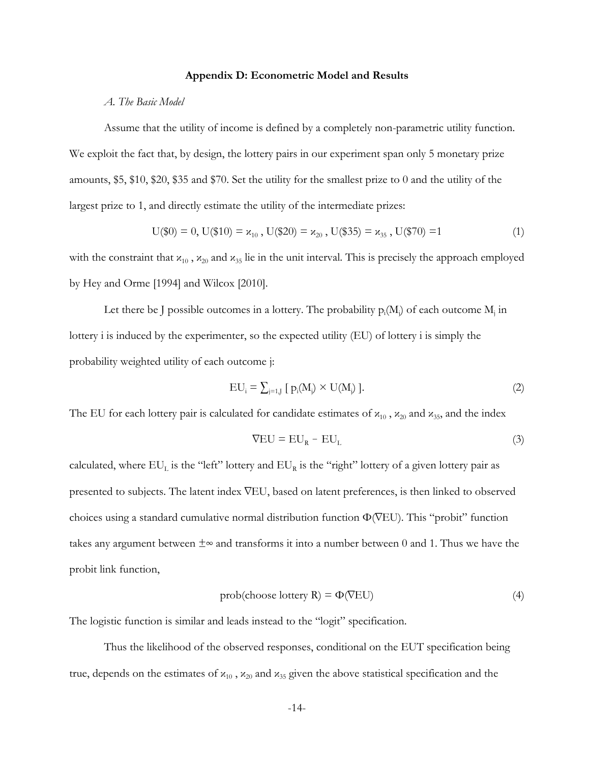**Appendix D: Econometric Model and Results**

*A. The Basic Model*

Assume that the utility of income is defined by a completely non-parametric utility function. We exploit the fact that, by design, the lottery pairs in our experiment span only 5 monetary prize amounts, \$5, \$10, \$20, \$35 and \$70. Set the utility for the smallest prize to 0 and the utility of the largest prize to 1, and directly estimate the utility of the intermediate prizes:

$$\text{U}(\$0) = 0,\ \text{U}(\$10) = \varkappa_{10}\ ,\ \text{U}(\$20) = \varkappa_{20}\ ,\ \text{U}(\$35) = \varkappa_{35}\ ,\ \text{U}(\$70) = 1 \tag{1}$$

with the constraint that $\varkappa_{10}$ , $\varkappa_{20}$ and $\varkappa_{35}$ lie in the unit interval. This is precisely the approach employed by Hey and Orme [1994] and Wilcox [2010].

Let there be J possible outcomes in a lottery. The probability $p_i(M_j)$ of each outcome $M_j$ in lottery i is induced by the experimenter, so the expected utility (EU) of lottery i is simply the probability weighted utility of each outcome j:

$$\text{EU}_i = \textstyle\sum_{j=1,J} [\ p_i(M_j) \times \text{U}(M_j)\ ]. \tag{2}$$

The EU for each lottery pair is calculated for candidate estimates of $\varkappa_{10}$ , $\varkappa_{20}$ and $\varkappa_{35}$, and the index

$$\nabla\text{EU} = \text{EU}_R - \text{EU}_L \tag{3}$$

calculated, where $\text{EU}_L$ is the "left" lottery and $\text{EU}_R$ is the "right" lottery of a given lottery pair as presented to subjects. The latent index $\nabla$EU, based on latent preferences, is then linked to observed choices using a standard cumulative normal distribution function $\Phi(\nabla\text{EU})$. This "probit" function takes any argument between $\pm\infty$ and transforms it into a number between 0 and 1. Thus we have the probit link function,

$$\text{prob(choose lottery R)} = \Phi(\nabla\text{EU}) \tag{4}$$

The logistic function is similar and leads instead to the "logit" specification.

Thus the likelihood of the observed responses, conditional on the EUT specification being true, depends on the estimates of $\varkappa_{10}$ , $\varkappa_{20}$ and $\varkappa_{35}$ given the above statistical specification and the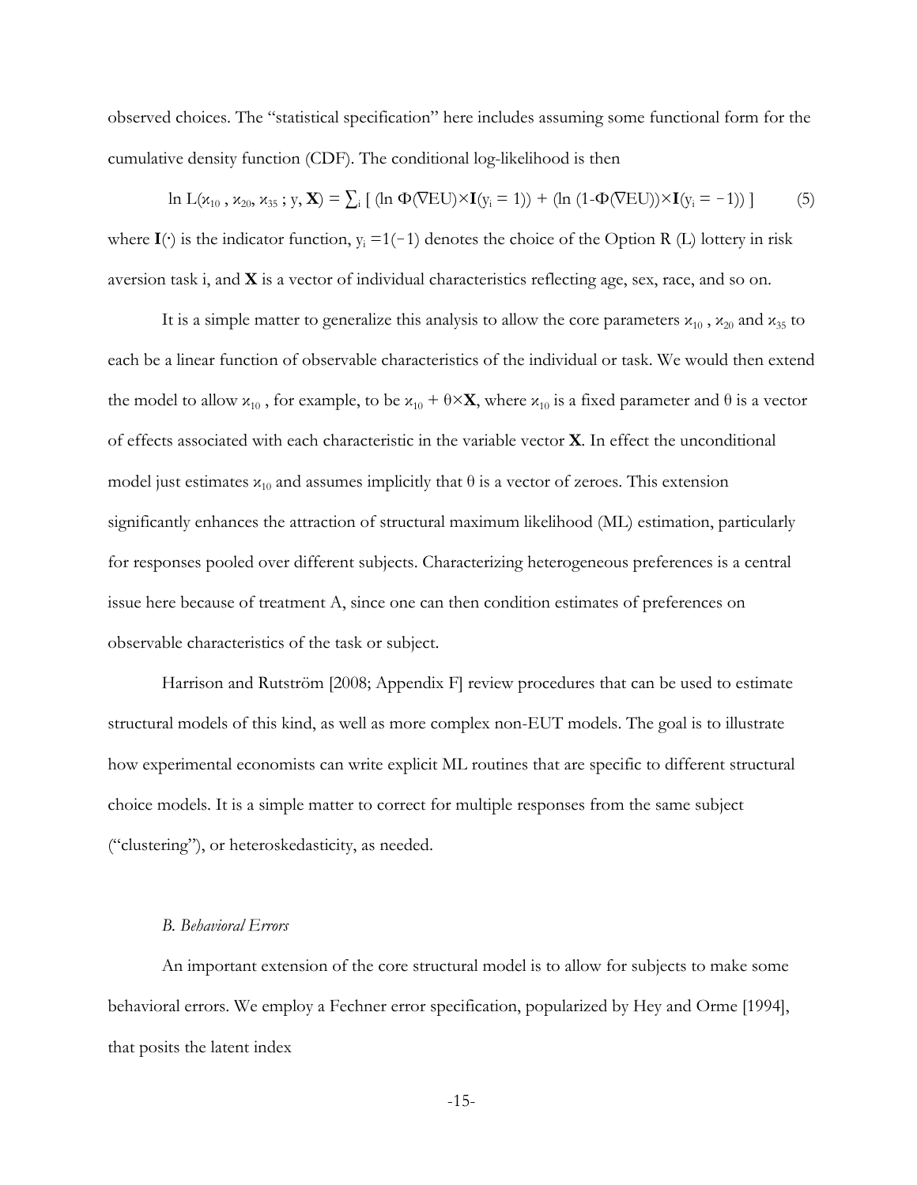observed choices. The "statistical specification" here includes assuming some functional form for the cumulative density function (CDF). The conditional log-likelihood is then

$$\ln L(\varkappa_{10}, \varkappa_{20}, \varkappa_{35} ; y, \mathbf{X}) = \sum_i [ (\ln \Phi(\nabla EU) \times \mathbf{I}(y_i = 1)) + (\ln (1-\Phi(\nabla EU)) \times \mathbf{I}(y_i = -1)) ] \quad (5)$$

where $\mathbf{I}(\cdot)$ is the indicator function, $y_i = 1(-1)$ denotes the choice of the Option R (L) lottery in risk aversion task i, and $\mathbf{X}$ is a vector of individual characteristics reflecting age, sex, race, and so on.

It is a simple matter to generalize this analysis to allow the core parameters $\varkappa_{10}$, $\varkappa_{20}$ and $\varkappa_{35}$ to each be a linear function of observable characteristics of the individual or task. We would then extend the model to allow $\varkappa_{10}$, for example, to be $\varkappa_{10} + \theta \times \mathbf{X}$, where $\varkappa_{10}$ is a fixed parameter and $\theta$ is a vector of effects associated with each characteristic in the variable vector $\mathbf{X}$. In effect the unconditional model just estimates $\varkappa_{10}$ and assumes implicitly that $\theta$ is a vector of zeroes. This extension significantly enhances the attraction of structural maximum likelihood (ML) estimation, particularly for responses pooled over different subjects. Characterizing heterogeneous preferences is a central issue here because of treatment A, since one can then condition estimates of preferences on observable characteristics of the task or subject.

Harrison and Rutström [2008; Appendix F] review procedures that can be used to estimate structural models of this kind, as well as more complex non-EUT models. The goal is to illustrate how experimental economists can write explicit ML routines that are specific to different structural choice models. It is a simple matter to correct for multiple responses from the same subject ("clustering"), or heteroskedasticity, as needed.

### *B. Behavioral Errors*

An important extension of the core structural model is to allow for subjects to make some behavioral errors. We employ a Fechner error specification, popularized by Hey and Orme [1994], that posits the latent index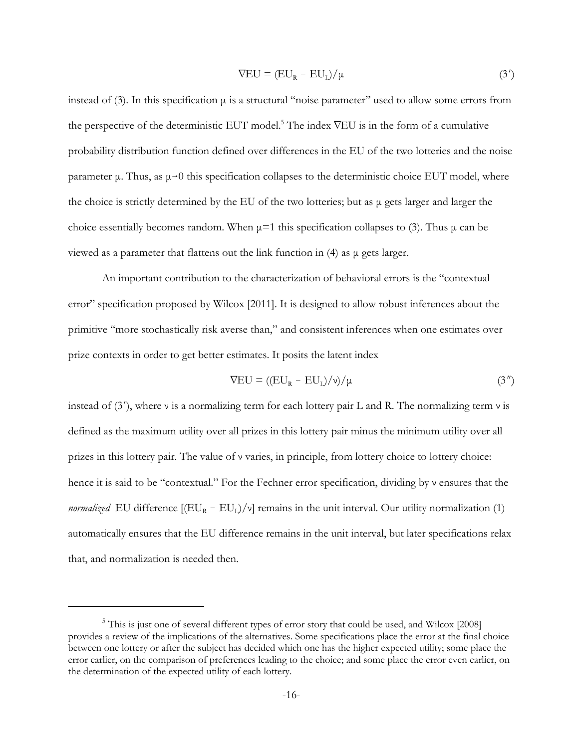$$\nabla EU = (EU_R - EU_L)/\mu \tag{3'}$$

instead of (3). In this specification μ is a structural "noise parameter" used to allow some errors from the perspective of the deterministic EUT model.[5] The index ∇EU is in the form of a cumulative probability distribution function defined over differences in the EU of the two lotteries and the noise parameter μ. Thus, as $\mu \rightarrow 0$ this specification collapses to the deterministic choice EUT model, where the choice is strictly determined by the EU of the two lotteries; but as μ gets larger and larger the choice essentially becomes random. When $\mu=1$ this specification collapses to (3). Thus μ can be viewed as a parameter that flattens out the link function in (4) as μ gets larger.

An important contribution to the characterization of behavioral errors is the "contextual error" specification proposed by Wilcox [2011]. It is designed to allow robust inferences about the primitive "more stochastically risk averse than," and consistent inferences when one estimates over prize contexts in order to get better estimates. It posits the latent index

$$\nabla EU = ((EU_R - EU_L)/\nu)/\mu \tag{3''}$$

instead of (3′), where ν is a normalizing term for each lottery pair L and R. The normalizing term ν is defined as the maximum utility over all prizes in this lottery pair minus the minimum utility over all prizes in this lottery pair. The value of ν varies, in principle, from lottery choice to lottery choice: hence it is said to be "contextual." For the Fechner error specification, dividing by ν ensures that the *normalized* EU difference $[(EU_R - EU_L)/\nu]$ remains in the unit interval. Our utility normalization (1) automatically ensures that the EU difference remains in the unit interval, but later specifications relax that, and normalization is needed then.

---

[5] This is just one of several different types of error story that could be used, and Wilcox [2008] provides a review of the implications of the alternatives. Some specifications place the error at the final choice between one lottery or after the subject has decided which one has the higher expected utility; some place the error earlier, on the comparison of preferences leading to the choice; and some place the error even earlier, on the determination of the expected utility of each lottery.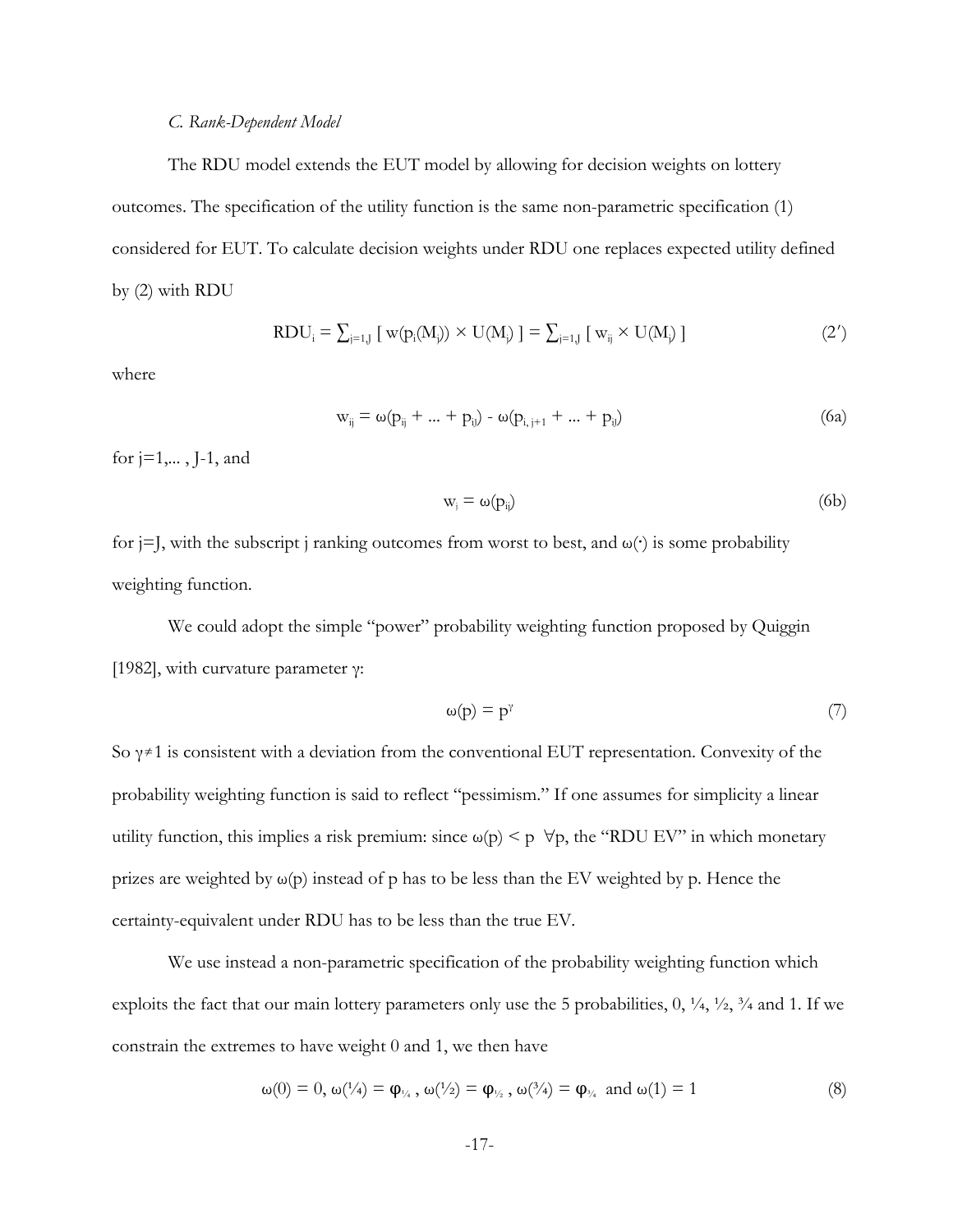*C. Rank-Dependent Model*

The RDU model extends the EUT model by allowing for decision weights on lottery outcomes. The specification of the utility function is the same non-parametric specification (1) considered for EUT. To calculate decision weights under RDU one replaces expected utility defined by (2) with RDU

$$\text{RDU}_i = \sum_{j=1,J} [\, w(p_i(M_j)) \times U(M_j) \,] = \sum_{j=1,J} [\, w_{ij} \times U(M_j) \,] \tag{2′}$$

where

$$w_{ij} = \omega(p_{ij} + ... + p_{iJ}) - \omega(p_{i,\,j+1} + ... + p_{iJ}) \tag{6a}$$

for j=1,... , J-1, and

$$w_j = \omega(p_{iJ}) \tag{6b}$$

for j=J, with the subscript j ranking outcomes from worst to best, and $\omega(\cdot)$ is some probability weighting function.

We could adopt the simple "power" probability weighting function proposed by Quiggin [1982], with curvature parameter $\gamma$:

$$\omega(p) = p^{\gamma} \tag{7}$$

So $\gamma \neq 1$ is consistent with a deviation from the conventional EUT representation. Convexity of the probability weighting function is said to reflect "pessimism." If one assumes for simplicity a linear utility function, this implies a risk premium: since $\omega(p) < p \;\; \forall p$, the "RDU EV" in which monetary prizes are weighted by $\omega(p)$ instead of p has to be less than the EV weighted by p. Hence the certainty-equivalent under RDU has to be less than the true EV.

We use instead a non-parametric specification of the probability weighting function which exploits the fact that our main lottery parameters only use the 5 probabilities, 0, ¼, ½, ¾ and 1. If we constrain the extremes to have weight 0 and 1, we then have

$$\omega(0) = 0,\; \omega(1/4) = \varphi_{1/4}\,,\; \omega(1/2) = \varphi_{1/2}\,,\; \omega(3/4) = \varphi_{3/4} \;\text{ and }\; \omega(1) = 1 \tag{8}$$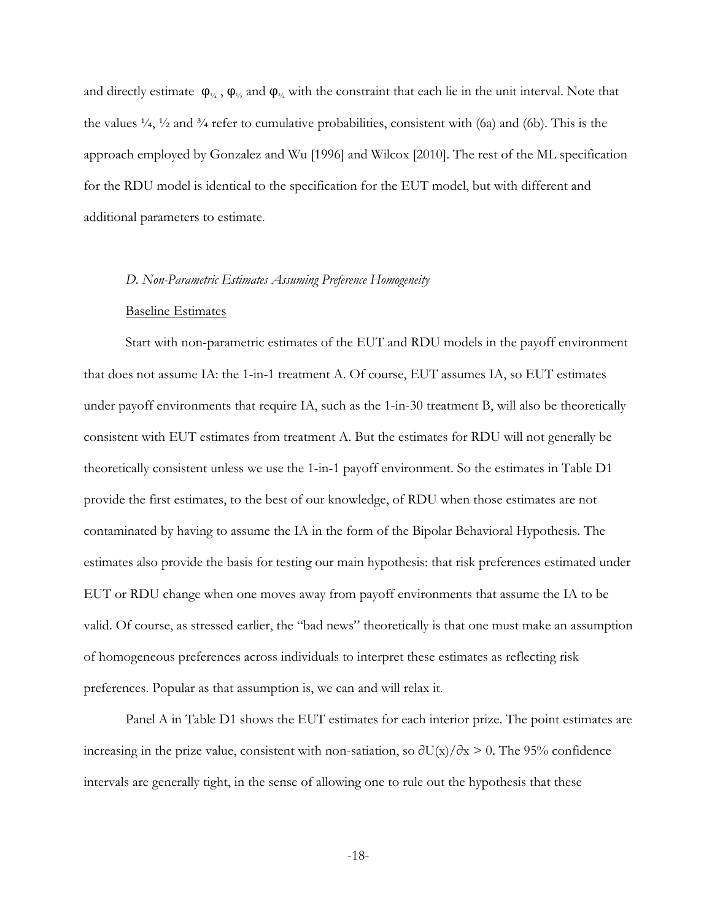and directly estimate $\varphi_{1/4}$, $\varphi_{1/2}$ and $\varphi_{3/4}$ with the constraint that each lie in the unit interval. Note that the values ¼, ½ and ¾ refer to cumulative probabilities, consistent with (6a) and (6b). This is the approach employed by Gonzalez and Wu [1996] and Wilcox [2010]. The rest of the ML specification for the RDU model is identical to the specification for the EUT model, but with different and additional parameters to estimate.

*D. Non-Parametric Estimates Assuming Preference Homogeneity*

Baseline Estimates

Start with non-parametric estimates of the EUT and RDU models in the payoff environment that does not assume IA: the 1-in-1 treatment A. Of course, EUT assumes IA, so EUT estimates under payoff environments that require IA, such as the 1-in-30 treatment B, will also be theoretically consistent with EUT estimates from treatment A. But the estimates for RDU will not generally be theoretically consistent unless we use the 1-in-1 payoff environment. So the estimates in Table D1 provide the first estimates, to the best of our knowledge, of RDU when those estimates are not contaminated by having to assume the IA in the form of the Bipolar Behavioral Hypothesis. The estimates also provide the basis for testing our main hypothesis: that risk preferences estimated under EUT or RDU change when one moves away from payoff environments that assume the IA to be valid. Of course, as stressed earlier, the "bad news" theoretically is that one must make an assumption of homogeneous preferences across individuals to interpret these estimates as reflecting risk preferences. Popular as that assumption is, we can and will relax it.

Panel A in Table D1 shows the EUT estimates for each interior prize. The point estimates are increasing in the prize value, consistent with non-satiation, so $\partial U(x)/\partial x > 0$. The 95% confidence intervals are generally tight, in the sense of allowing one to rule out the hypothesis that these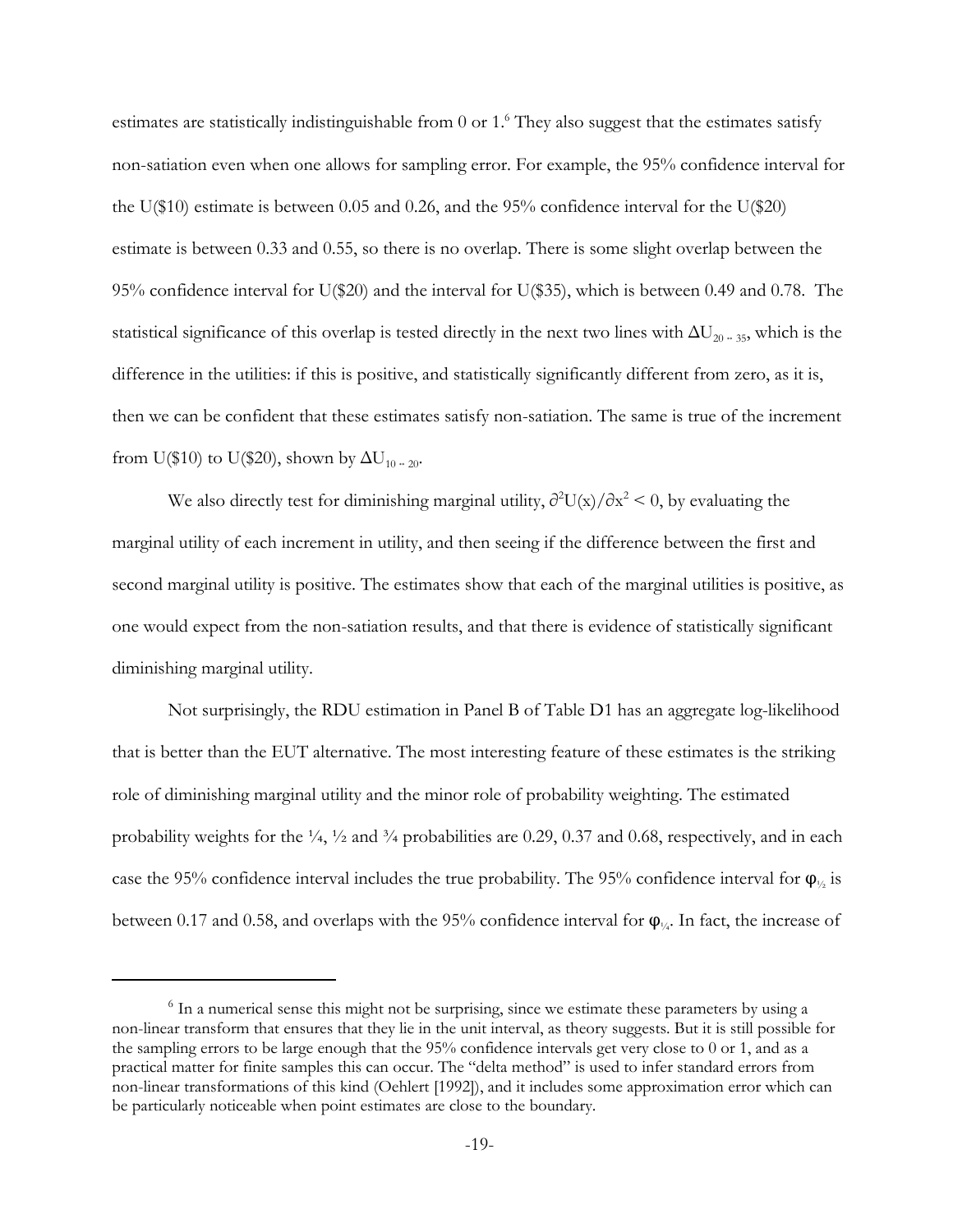estimates are statistically indistinguishable from 0 or 1.[6] They also suggest that the estimates satisfy non-satiation even when one allows for sampling error. For example, the 95% confidence interval for the U($10) estimate is between 0.05 and 0.26, and the 95% confidence interval for the U($20) estimate is between 0.33 and 0.55, so there is no overlap. There is some slight overlap between the 95% confidence interval for U($20) and the interval for U($35), which is between 0.49 and 0.78. The statistical significance of this overlap is tested directly in the next two lines with $\Delta U_{20-35}$, which is the difference in the utilities: if this is positive, and statistically significantly different from zero, as it is, then we can be confident that these estimates satisfy non-satiation. The same is true of the increment from U($10) to U($20), shown by $\Delta U_{10-20}$.

We also directly test for diminishing marginal utility, $\partial^2 U(x)/\partial x^2 < 0$, by evaluating the marginal utility of each increment in utility, and then seeing if the difference between the first and second marginal utility is positive. The estimates show that each of the marginal utilities is positive, as one would expect from the non-satiation results, and that there is evidence of statistically significant diminishing marginal utility.

Not surprisingly, the RDU estimation in Panel B of Table D1 has an aggregate log-likelihood that is better than the EUT alternative. The most interesting feature of these estimates is the striking role of diminishing marginal utility and the minor role of probability weighting. The estimated probability weights for the ¼, ½ and ¾ probabilities are 0.29, 0.37 and 0.68, respectively, and in each case the 95% confidence interval includes the true probability. The 95% confidence interval for $\varphi_{1/2}$ is between 0.17 and 0.58, and overlaps with the 95% confidence interval for $\varphi_{1/4}$. In fact, the increase of

[6] In a numerical sense this might not be surprising, since we estimate these parameters by using a non-linear transform that ensures that they lie in the unit interval, as theory suggests. But it is still possible for the sampling errors to be large enough that the 95% confidence intervals get very close to 0 or 1, and as a practical matter for finite samples this can occur. The "delta method" is used to infer standard errors from non-linear transformations of this kind (Oehlert [1992]), and it includes some approximation error which can be particularly noticeable when point estimates are close to the boundary.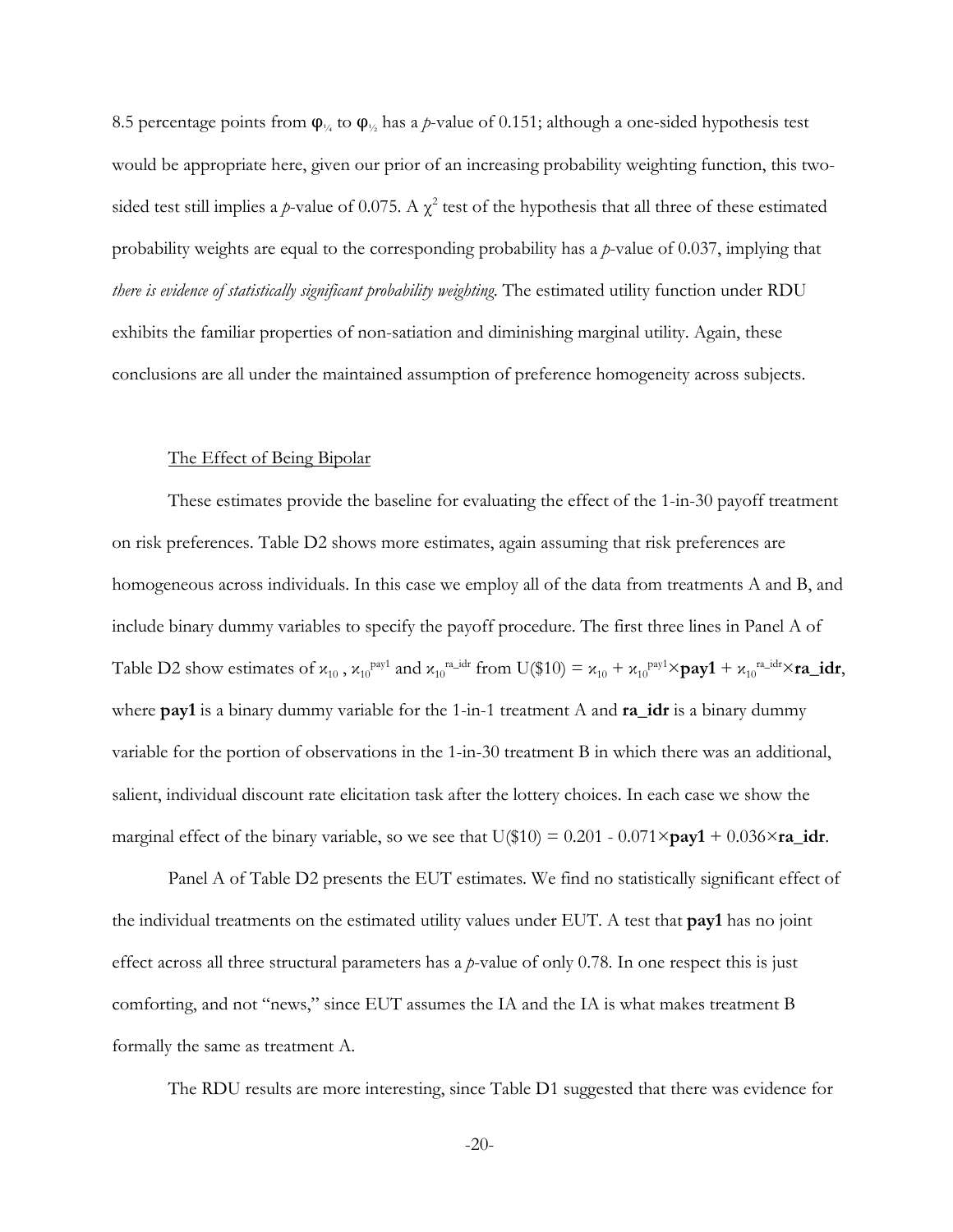8.5 percentage points from $\varphi_{1/4}$ to $\varphi_{1/2}$ has a *p*-value of 0.151; although a one-sided hypothesis test would be appropriate here, given our prior of an increasing probability weighting function, this two-sided test still implies a *p*-value of 0.075. A $\chi^2$ test of the hypothesis that all three of these estimated probability weights are equal to the corresponding probability has a *p*-value of 0.037, implying that *there is evidence of statistically significant probability weighting.* The estimated utility function under RDU exhibits the familiar properties of non-satiation and diminishing marginal utility. Again, these conclusions are all under the maintained assumption of preference homogeneity across subjects.

### The Effect of Being Bipolar

These estimates provide the baseline for evaluating the effect of the 1-in-30 payoff treatment on risk preferences. Table D2 shows more estimates, again assuming that risk preferences are homogeneous across individuals. In this case we employ all of the data from treatments A and B, and include binary dummy variables to specify the payoff procedure. The first three lines in Panel A of Table D2 show estimates of $\varkappa_{10}$ , $\varkappa_{10}^{\text{pay1}}$ and $\varkappa_{10}^{\text{ra\_idr}}$ from U(\$10) = $\varkappa_{10} + \varkappa_{10}^{\text{pay1}} \times$**pay1** + $\varkappa_{10}^{\text{ra\_idr}} \times$**ra_idr**, where **pay1** is a binary dummy variable for the 1-in-1 treatment A and **ra_idr** is a binary dummy variable for the portion of observations in the 1-in-30 treatment B in which there was an additional, salient, individual discount rate elicitation task after the lottery choices. In each case we show the marginal effect of the binary variable, so we see that U(\$10) = 0.201 - 0.071×**pay1** + 0.036×**ra_idr**.

Panel A of Table D2 presents the EUT estimates. We find no statistically significant effect of the individual treatments on the estimated utility values under EUT. A test that **pay1** has no joint effect across all three structural parameters has a *p*-value of only 0.78. In one respect this is just comforting, and not "news," since EUT assumes the IA and the IA is what makes treatment B formally the same as treatment A.

The RDU results are more interesting, since Table D1 suggested that there was evidence for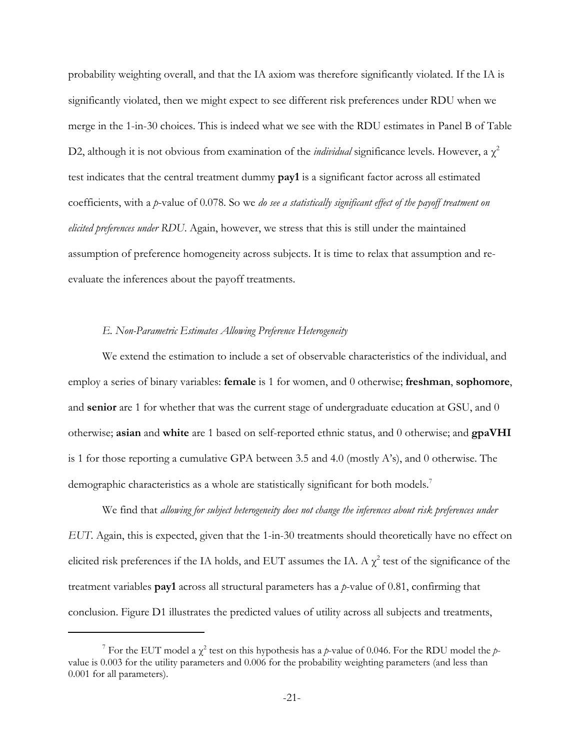probability weighting overall, and that the IA axiom was therefore significantly violated. If the IA is significantly violated, then we might expect to see different risk preferences under RDU when we merge in the 1-in-30 choices. This is indeed what we see with the RDU estimates in Panel B of Table D2, although it is not obvious from examination of the *individual* significance levels. However, a $\chi^2$ test indicates that the central treatment dummy **pay1** is a significant factor across all estimated coefficients, with a *p*-value of 0.078. So we *do see a statistically significant effect of the payoff treatment on elicited preferences under RDU*. Again, however, we stress that this is still under the maintained assumption of preference homogeneity across subjects. It is time to relax that assumption and re-evaluate the inferences about the payoff treatments.

### *E. Non-Parametric Estimates Allowing Preference Heterogeneity*

We extend the estimation to include a set of observable characteristics of the individual, and employ a series of binary variables: **female** is 1 for women, and 0 otherwise; **freshman**, **sophomore**, and **senior** are 1 for whether that was the current stage of undergraduate education at GSU, and 0 otherwise; **asian** and **white** are 1 based on self-reported ethnic status, and 0 otherwise; and **gpaVHI** is 1 for those reporting a cumulative GPA between 3.5 and 4.0 (mostly A's), and 0 otherwise. The demographic characteristics as a whole are statistically significant for both models.[7]

We find that *allowing for subject heterogeneity does not change the inferences about risk preferences under EUT*. Again, this is expected, given that the 1-in-30 treatments should theoretically have no effect on elicited risk preferences if the IA holds, and EUT assumes the IA. A $\chi^2$ test of the significance of the treatment variables **pay1** across all structural parameters has a *p*-value of 0.81, confirming that conclusion. Figure D1 illustrates the predicted values of utility across all subjects and treatments,

---

[7] For the EUT model a $\chi^2$ test on this hypothesis has a *p*-value of 0.046. For the RDU model the *p*-value is 0.003 for the utility parameters and 0.006 for the probability weighting parameters (and less than 0.001 for all parameters).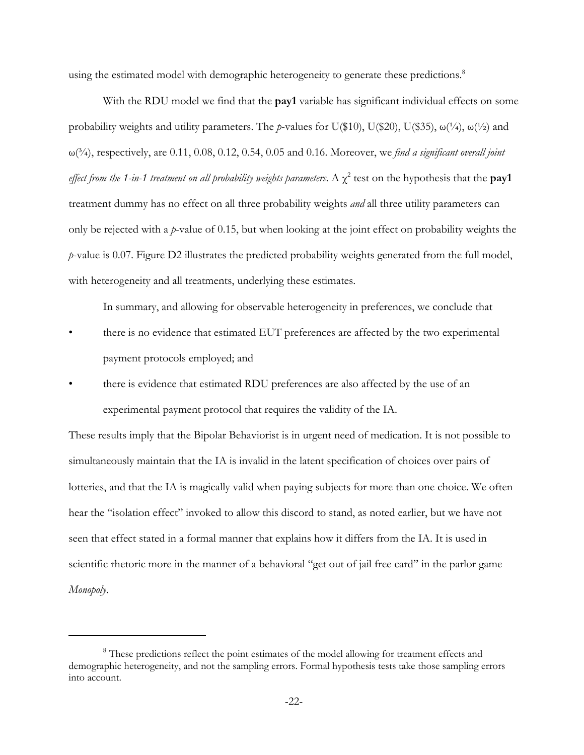using the estimated model with demographic heterogeneity to generate these predictions.[8]

With the RDU model we find that the **pay1** variable has significant individual effects on some probability weights and utility parameters. The *p*-values for U($10), U($20), U($35), ω(¼), ω(½) and ω(¾), respectively, are 0.11, 0.08, 0.12, 0.54, 0.05 and 0.16. Moreover, we *find a significant overall joint effect from the 1-in-1 treatment on all probability weights parameters.* A $\chi^2$ test on the hypothesis that the **pay1** treatment dummy has no effect on all three probability weights *and* all three utility parameters can only be rejected with a *p*-value of 0.15, but when looking at the joint effect on probability weights the *p*-value is 0.07. Figure D2 illustrates the predicted probability weights generated from the full model, with heterogeneity and all treatments, underlying these estimates.

In summary, and allowing for observable heterogeneity in preferences, we conclude that

- there is no evidence that estimated EUT preferences are affected by the two experimental payment protocols employed; and
- there is evidence that estimated RDU preferences are also affected by the use of an experimental payment protocol that requires the validity of the IA.

These results imply that the Bipolar Behaviorist is in urgent need of medication. It is not possible to simultaneously maintain that the IA is invalid in the latent specification of choices over pairs of lotteries, and that the IA is magically valid when paying subjects for more than one choice. We often hear the "isolation effect" invoked to allow this discord to stand, as noted earlier, but we have not seen that effect stated in a formal manner that explains how it differs from the IA. It is used in scientific rhetoric more in the manner of a behavioral "get out of jail free card" in the parlor game *Monopoly*.

---

[8] These predictions reflect the point estimates of the model allowing for treatment effects and demographic heterogeneity, and not the sampling errors. Formal hypothesis tests take those sampling errors into account.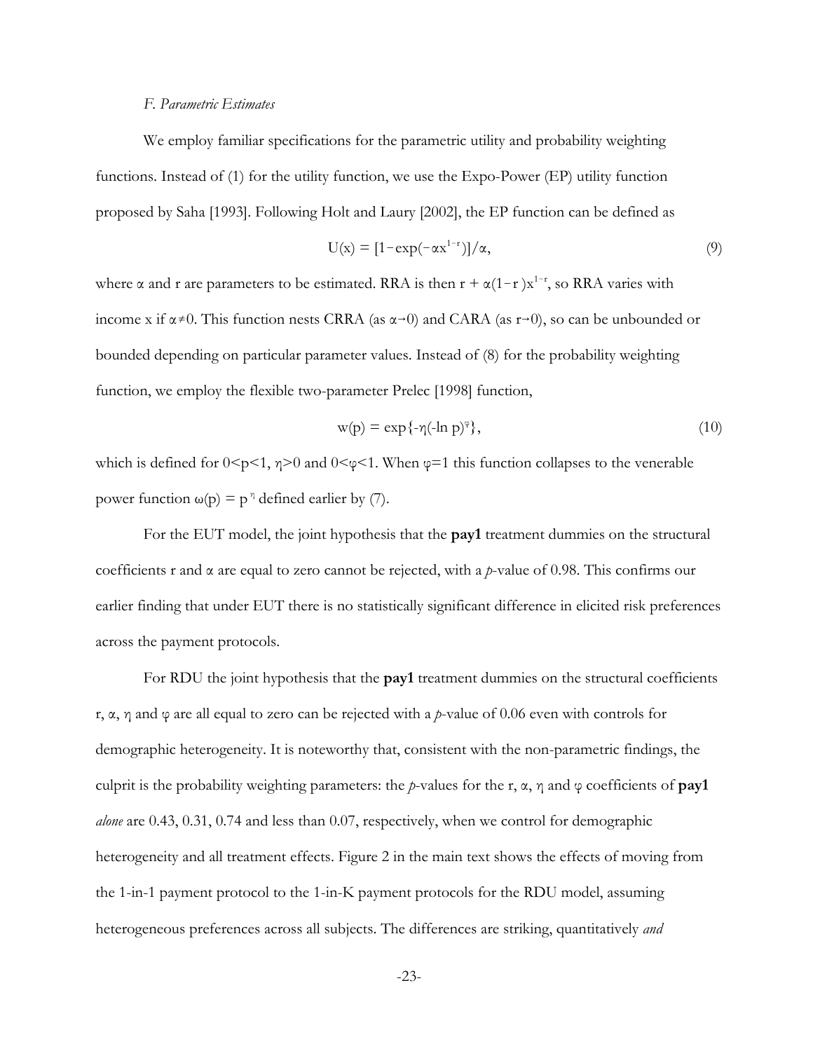*F. Parametric Estimates*

We employ familiar specifications for the parametric utility and probability weighting functions. Instead of (1) for the utility function, we use the Expo-Power (EP) utility function proposed by Saha [1993]. Following Holt and Laury [2002], the EP function can be defined as

$$U(x) = [1 - \exp(-\alpha x^{1-r})]/\alpha, \tag{9}$$

where $\alpha$ and r are parameters to be estimated. RRA is then $r + \alpha(1-r)x^{1-r}$, so RRA varies with income x if $\alpha \neq 0$. This function nests CRRA (as $\alpha \rightarrow 0$) and CARA (as $r \rightarrow 0$), so can be unbounded or bounded depending on particular parameter values. Instead of (8) for the probability weighting function, we employ the flexible two-parameter Prelec [1998] function,

$$w(p) = \exp\{-\eta(-\ln p)^{\varphi}\}, \tag{10}$$

which is defined for $0<p<1$, $\eta>0$ and $0<\varphi<1$. When $\varphi=1$ this function collapses to the venerable power function $\omega(p) = p^{\eta}$ defined earlier by (7).

For the EUT model, the joint hypothesis that the **pay1** treatment dummies on the structural coefficients r and $\alpha$ are equal to zero cannot be rejected, with a *p*-value of 0.98. This confirms our earlier finding that under EUT there is no statistically significant difference in elicited risk preferences across the payment protocols.

For RDU the joint hypothesis that the **pay1** treatment dummies on the structural coefficients r, $\alpha$, $\eta$ and $\varphi$ are all equal to zero can be rejected with a *p*-value of 0.06 even with controls for demographic heterogeneity. It is noteworthy that, consistent with the non-parametric findings, the culprit is the probability weighting parameters: the *p*-values for the r, $\alpha$, $\eta$ and $\varphi$ coefficients of **pay1** *alone* are 0.43, 0.31, 0.74 and less than 0.07, respectively, when we control for demographic heterogeneity and all treatment effects. Figure 2 in the main text shows the effects of moving from the 1-in-1 payment protocol to the 1-in-K payment protocols for the RDU model, assuming heterogeneous preferences across all subjects. The differences are striking, quantitatively *and*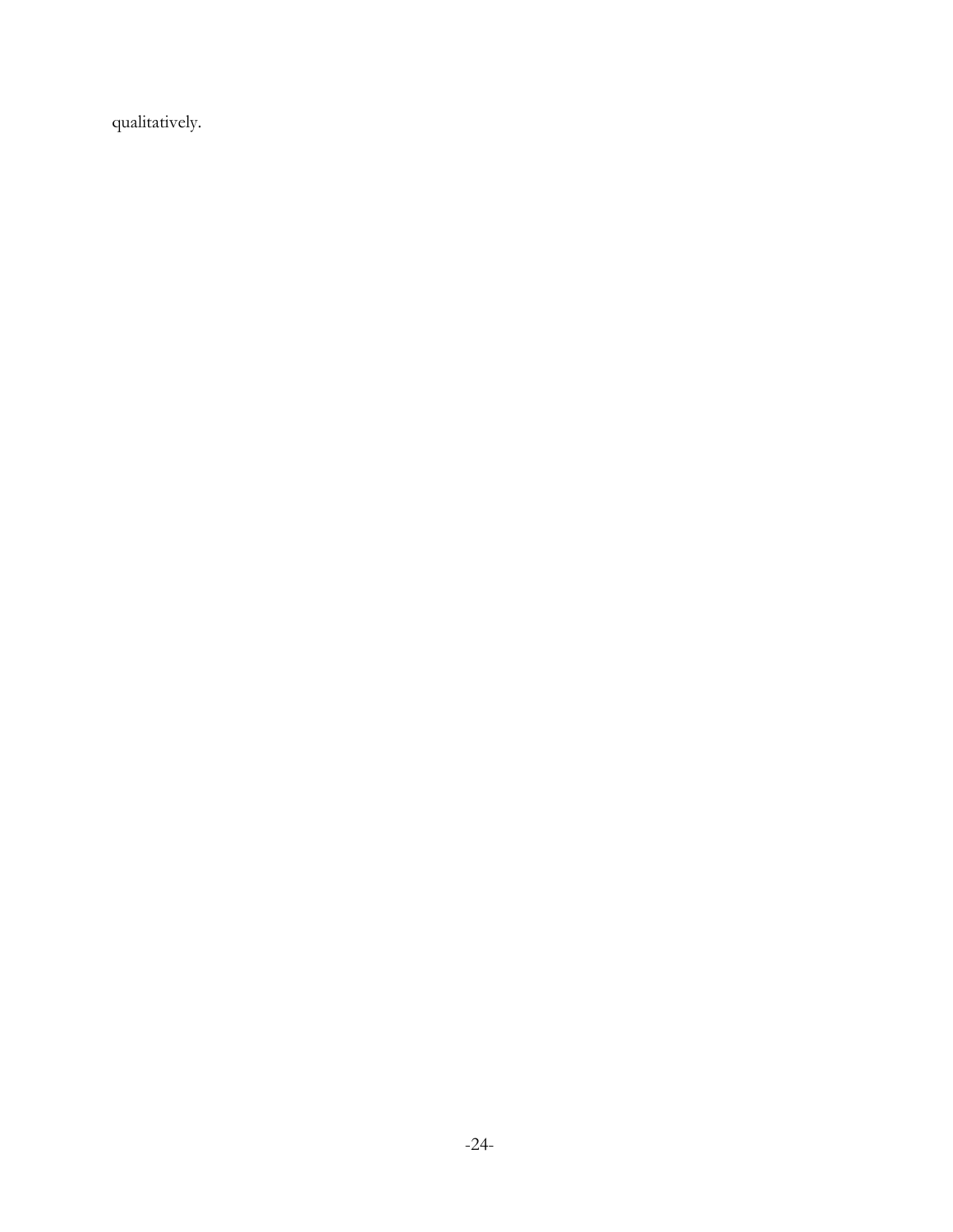qualitatively.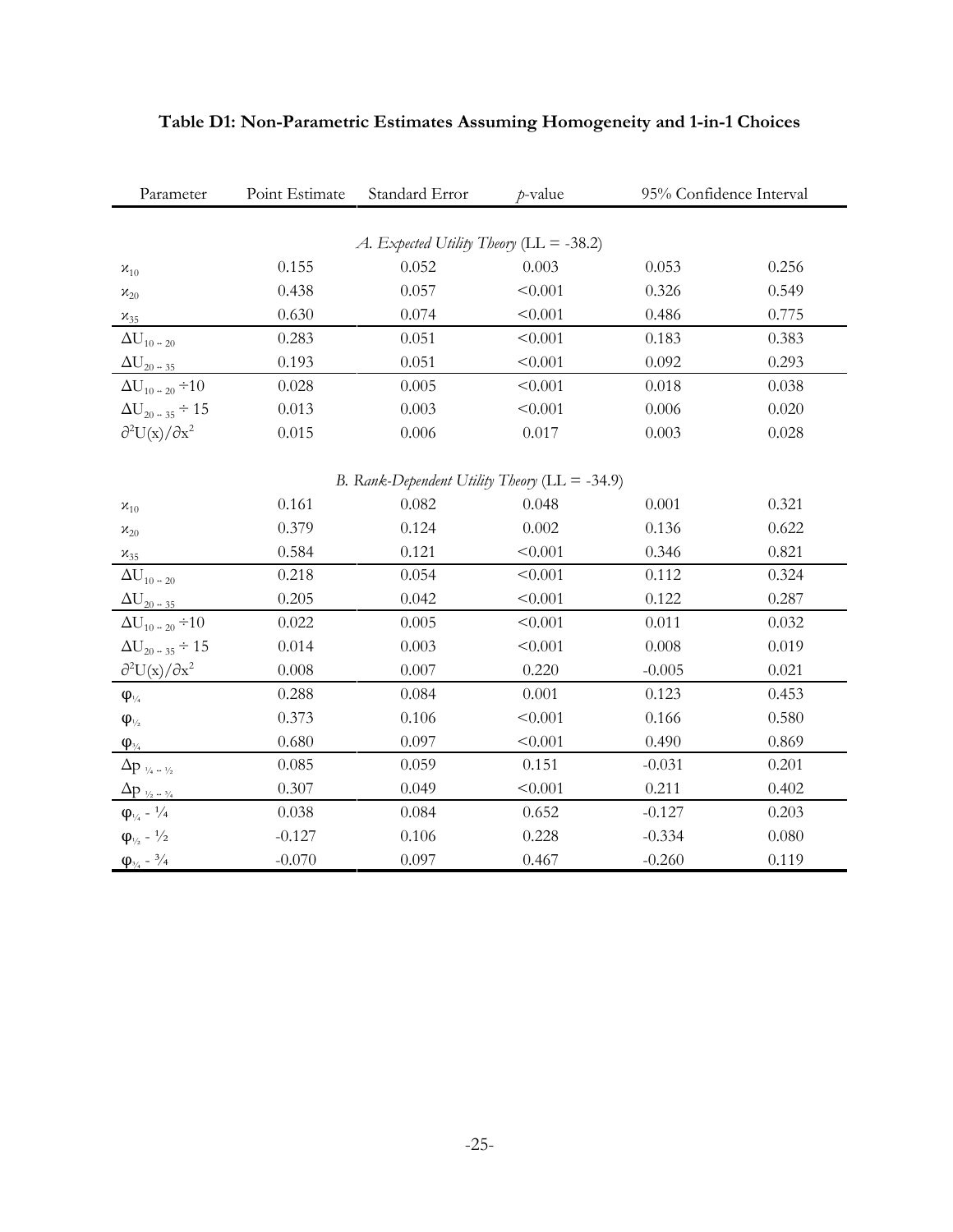**Table D1: Non-Parametric Estimates Assuming Homogeneity and 1-in-1 Choices**

| Parameter | Point Estimate | Standard Error | $p$-value | 95% Confidence Interval | |
|---|---|---|---|---|---|
| *A. Expected Utility Theory* (LL = -38.2) | | | | | |
| $\varkappa_{10}$ | 0.155 | 0.052 | 0.003 | 0.053 | 0.256 |
| $\varkappa_{20}$ | 0.438 | 0.057 | <0.001 | 0.326 | 0.549 |
| $\varkappa_{35}$ | 0.630 | 0.074 | <0.001 | 0.486 | 0.775 |
| $\Delta U_{10 \leftrightarrow 20}$ | 0.283 | 0.051 | <0.001 | 0.183 | 0.383 |
| $\Delta U_{20 \leftrightarrow 35}$ | 0.193 | 0.051 | <0.001 | 0.092 | 0.293 |
| $\Delta U_{10 \leftrightarrow 20} \div 10$ | 0.028 | 0.005 | <0.001 | 0.018 | 0.038 |
| $\Delta U_{20 \leftrightarrow 35} \div 15$ | 0.013 | 0.003 | <0.001 | 0.006 | 0.020 |
| $\partial^2 U(x)/\partial x^2$ | 0.015 | 0.006 | 0.017 | 0.003 | 0.028 |
| *B. Rank-Dependent Utility Theory* (LL = -34.9) | | | | | |
| $\varkappa_{10}$ | 0.161 | 0.082 | 0.048 | 0.001 | 0.321 |
| $\varkappa_{20}$ | 0.379 | 0.124 | 0.002 | 0.136 | 0.622 |
| $\varkappa_{35}$ | 0.584 | 0.121 | <0.001 | 0.346 | 0.821 |
| $\Delta U_{10 \leftrightarrow 20}$ | 0.218 | 0.054 | <0.001 | 0.112 | 0.324 |
| $\Delta U_{20 \leftrightarrow 35}$ | 0.205 | 0.042 | <0.001 | 0.122 | 0.287 |
| $\Delta U_{10 \leftrightarrow 20} \div 10$ | 0.022 | 0.005 | <0.001 | 0.011 | 0.032 |
| $\Delta U_{20 \leftrightarrow 35} \div 15$ | 0.014 | 0.003 | <0.001 | 0.008 | 0.019 |
| $\partial^2 U(x)/\partial x^2$ | 0.008 | 0.007 | 0.220 | -0.005 | 0.021 |
| $\varphi_{1/4}$ | 0.288 | 0.084 | 0.001 | 0.123 | 0.453 |
| $\varphi_{1/2}$ | 0.373 | 0.106 | <0.001 | 0.166 | 0.580 |
| $\varphi_{3/4}$ | 0.680 | 0.097 | <0.001 | 0.490 | 0.869 |
| $\Delta p_{1/4 \leftrightarrow 1/2}$ | 0.085 | 0.059 | 0.151 | -0.031 | 0.201 |
| $\Delta p_{1/2 \leftrightarrow 3/4}$ | 0.307 | 0.049 | <0.001 | 0.211 | 0.402 |
| $\varphi_{1/4} - 1/4$ | 0.038 | 0.084 | 0.652 | -0.127 | 0.203 |
| $\varphi_{1/2} - 1/2$ | -0.127 | 0.106 | 0.228 | -0.334 | 0.080 |
| $\varphi_{3/4} - 3/4$ | -0.070 | 0.097 | 0.467 | -0.260 | 0.119 |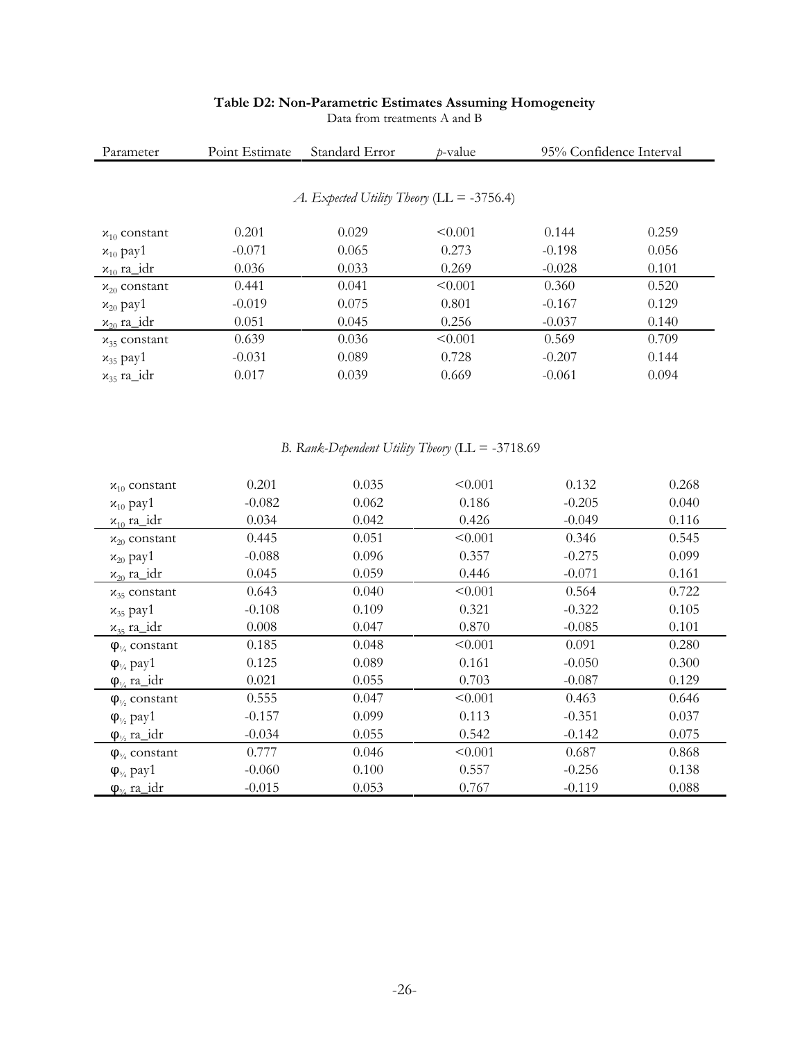**Table D2: Non-Parametric Estimates Assuming Homogeneity**

Data from treatments A and B

| Parameter | Point Estimate | Standard Error | *p*-value | 95% Confidence Interval | |
|---|---|---|---|---|---|
| *A. Expected Utility Theory* (LL = -3756.4) | | | | | |
| $\varkappa_{10}$ constant | 0.201 | 0.029 | <0.001 | 0.144 | 0.259 |
| $\varkappa_{10}$ pay1 | -0.071 | 0.065 | 0.273 | -0.198 | 0.056 |
| $\varkappa_{10}$ ra_idr | 0.036 | 0.033 | 0.269 | -0.028 | 0.101 |
| $\varkappa_{20}$ constant | 0.441 | 0.041 | <0.001 | 0.360 | 0.520 |
| $\varkappa_{20}$ pay1 | -0.019 | 0.075 | 0.801 | -0.167 | 0.129 |
| $\varkappa_{20}$ ra_idr | 0.051 | 0.045 | 0.256 | -0.037 | 0.140 |
| $\varkappa_{35}$ constant | 0.639 | 0.036 | <0.001 | 0.569 | 0.709 |
| $\varkappa_{35}$ pay1 | -0.031 | 0.089 | 0.728 | -0.207 | 0.144 |
| $\varkappa_{35}$ ra_idr | 0.017 | 0.039 | 0.669 | -0.061 | 0.094 |
| *B. Rank-Dependent Utility Theory* (LL = -3718.69 | | | | | |
| $\varkappa_{10}$ constant | 0.201 | 0.035 | <0.001 | 0.132 | 0.268 |
| $\varkappa_{10}$ pay1 | -0.082 | 0.062 | 0.186 | -0.205 | 0.040 |
| $\varkappa_{10}$ ra_idr | 0.034 | 0.042 | 0.426 | -0.049 | 0.116 |
| $\varkappa_{20}$ constant | 0.445 | 0.051 | <0.001 | 0.346 | 0.545 |
| $\varkappa_{20}$ pay1 | -0.088 | 0.096 | 0.357 | -0.275 | 0.099 |
| $\varkappa_{20}$ ra_idr | 0.045 | 0.059 | 0.446 | -0.071 | 0.161 |
| $\varkappa_{35}$ constant | 0.643 | 0.040 | <0.001 | 0.564 | 0.722 |
| $\varkappa_{35}$ pay1 | -0.108 | 0.109 | 0.321 | -0.322 | 0.105 |
| $\varkappa_{35}$ ra_idr | 0.008 | 0.047 | 0.870 | -0.085 | 0.101 |
| $\varphi_{1/4}$ constant | 0.185 | 0.048 | <0.001 | 0.091 | 0.280 |
| $\varphi_{1/4}$ pay1 | 0.125 | 0.089 | 0.161 | -0.050 | 0.300 |
| $\varphi_{1/4}$ ra_idr | 0.021 | 0.055 | 0.703 | -0.087 | 0.129 |
| $\varphi_{1/2}$ constant | 0.555 | 0.047 | <0.001 | 0.463 | 0.646 |
| $\varphi_{1/2}$ pay1 | -0.157 | 0.099 | 0.113 | -0.351 | 0.037 |
| $\varphi_{1/2}$ ra_idr | -0.034 | 0.055 | 0.542 | -0.142 | 0.075 |
| $\varphi_{3/4}$ constant | 0.777 | 0.046 | <0.001 | 0.687 | 0.868 |
| $\varphi_{3/4}$ pay1 | -0.060 | 0.100 | 0.557 | -0.256 | 0.138 |
| $\varphi_{3/4}$ ra_idr | -0.015 | 0.053 | 0.767 | -0.119 | 0.088 |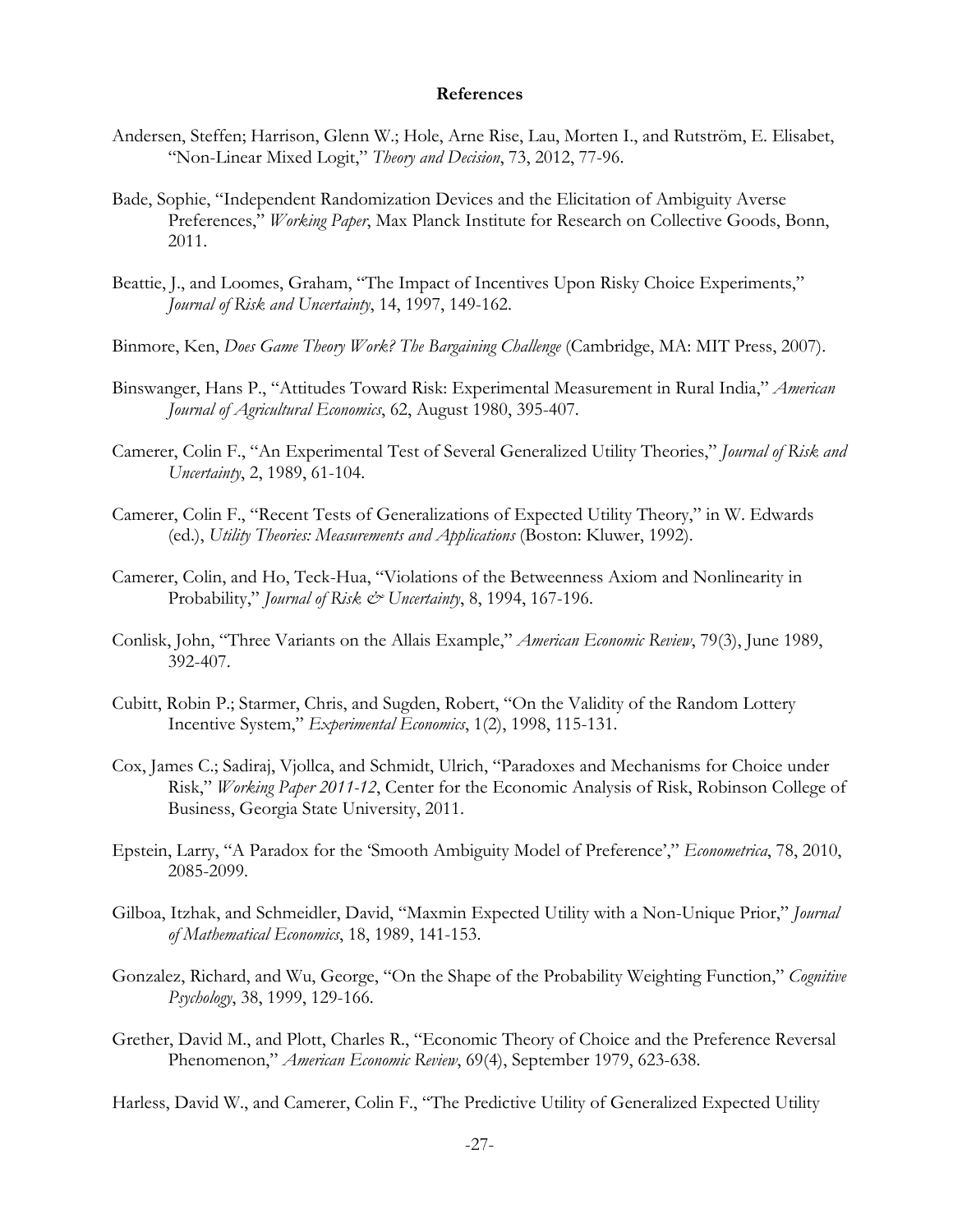## References

Andersen, Steffen; Harrison, Glenn W.; Hole, Arne Rise, Lau, Morten I., and Rutström, E. Elisabet, "Non-Linear Mixed Logit," *Theory and Decision*, 73, 2012, 77-96.

Bade, Sophie, "Independent Randomization Devices and the Elicitation of Ambiguity Averse Preferences," *Working Paper*, Max Planck Institute for Research on Collective Goods, Bonn, 2011.

Beattie, J., and Loomes, Graham, "The Impact of Incentives Upon Risky Choice Experiments," *Journal of Risk and Uncertainty*, 14, 1997, 149-162.

Binmore, Ken, *Does Game Theory Work? The Bargaining Challenge* (Cambridge, MA: MIT Press, 2007).

Binswanger, Hans P., "Attitudes Toward Risk: Experimental Measurement in Rural India," *American Journal of Agricultural Economics*, 62, August 1980, 395-407.

Camerer, Colin F., "An Experimental Test of Several Generalized Utility Theories," *Journal of Risk and Uncertainty*, 2, 1989, 61-104.

Camerer, Colin F., "Recent Tests of Generalizations of Expected Utility Theory," in W. Edwards (ed.), *Utility Theories: Measurements and Applications* (Boston: Kluwer, 1992).

Camerer, Colin, and Ho, Teck-Hua, "Violations of the Betweenness Axiom and Nonlinearity in Probability," *Journal of Risk & Uncertainty*, 8, 1994, 167-196.

Conlisk, John, "Three Variants on the Allais Example," *American Economic Review*, 79(3), June 1989, 392-407.

Cubitt, Robin P.; Starmer, Chris, and Sugden, Robert, "On the Validity of the Random Lottery Incentive System," *Experimental Economics*, 1(2), 1998, 115-131.

Cox, James C.; Sadiraj, Vjollca, and Schmidt, Ulrich, "Paradoxes and Mechanisms for Choice under Risk," *Working Paper 2011-12*, Center for the Economic Analysis of Risk, Robinson College of Business, Georgia State University, 2011.

Epstein, Larry, "A Paradox for the 'Smooth Ambiguity Model of Preference'," *Econometrica*, 78, 2010, 2085-2099.

Gilboa, Itzhak, and Schmeidler, David, "Maxmin Expected Utility with a Non-Unique Prior," *Journal of Mathematical Economics*, 18, 1989, 141-153.

Gonzalez, Richard, and Wu, George, "On the Shape of the Probability Weighting Function," *Cognitive Psychology*, 38, 1999, 129-166.

Grether, David M., and Plott, Charles R., "Economic Theory of Choice and the Preference Reversal Phenomenon," *American Economic Review*, 69(4), September 1979, 623-638.

Harless, David W., and Camerer, Colin F., "The Predictive Utility of Generalized Expected Utility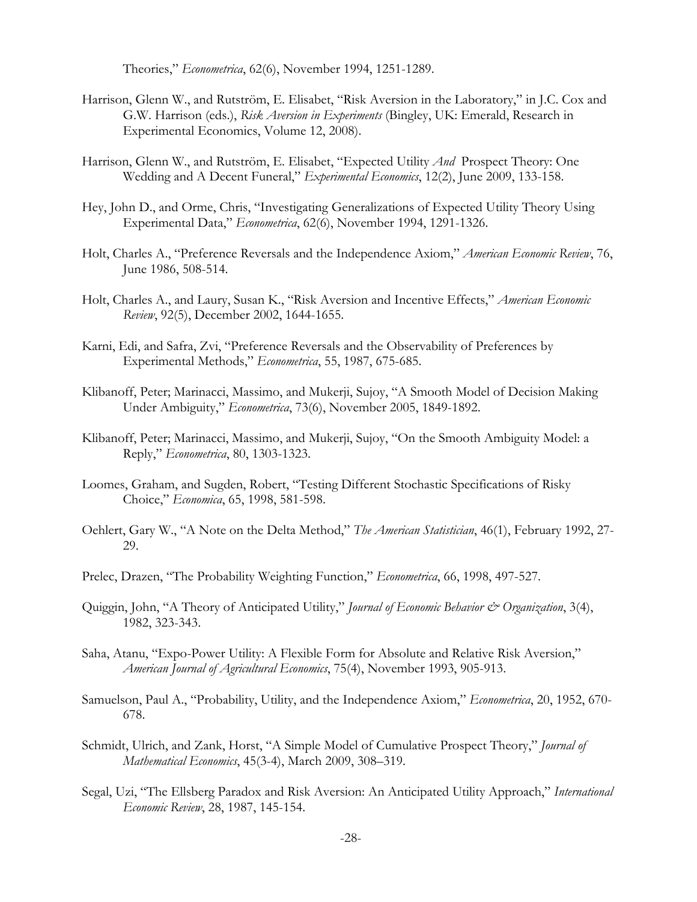Theories," *Econometrica*, 62(6), November 1994, 1251-1289.

Harrison, Glenn W., and Rutström, E. Elisabet, "Risk Aversion in the Laboratory," in J.C. Cox and G.W. Harrison (eds.), *Risk Aversion in Experiments* (Bingley, UK: Emerald, Research in Experimental Economics, Volume 12, 2008).

Harrison, Glenn W., and Rutström, E. Elisabet, "Expected Utility *And* Prospect Theory: One Wedding and A Decent Funeral," *Experimental Economics*, 12(2), June 2009, 133-158.

Hey, John D., and Orme, Chris, "Investigating Generalizations of Expected Utility Theory Using Experimental Data," *Econometrica*, 62(6), November 1994, 1291-1326.

Holt, Charles A., "Preference Reversals and the Independence Axiom," *American Economic Review*, 76, June 1986, 508-514.

Holt, Charles A., and Laury, Susan K., "Risk Aversion and Incentive Effects," *American Economic Review*, 92(5), December 2002, 1644-1655.

Karni, Edi, and Safra, Zvi, "Preference Reversals and the Observability of Preferences by Experimental Methods," *Econometrica*, 55, 1987, 675-685.

Klibanoff, Peter; Marinacci, Massimo, and Mukerji, Sujoy, "A Smooth Model of Decision Making Under Ambiguity," *Econometrica*, 73(6), November 2005, 1849-1892.

Klibanoff, Peter; Marinacci, Massimo, and Mukerji, Sujoy, "On the Smooth Ambiguity Model: a Reply," *Econometrica*, 80, 1303-1323.

Loomes, Graham, and Sugden, Robert, "Testing Different Stochastic Specifications of Risky Choice," *Economica*, 65, 1998, 581-598.

Oehlert, Gary W., "A Note on the Delta Method," *The American Statistician*, 46(1), February 1992, 27-29.

Prelec, Drazen, "The Probability Weighting Function," *Econometrica*, 66, 1998, 497-527.

Quiggin, John, "A Theory of Anticipated Utility," *Journal of Economic Behavior & Organization*, 3(4), 1982, 323-343.

Saha, Atanu, "Expo-Power Utility: A Flexible Form for Absolute and Relative Risk Aversion," *American Journal of Agricultural Economics*, 75(4), November 1993, 905-913.

Samuelson, Paul A., "Probability, Utility, and the Independence Axiom," *Econometrica*, 20, 1952, 670-678.

Schmidt, Ulrich, and Zank, Horst, "A Simple Model of Cumulative Prospect Theory," *Journal of Mathematical Economics*, 45(3-4), March 2009, 308–319.

Segal, Uzi, "The Ellsberg Paradox and Risk Aversion: An Anticipated Utility Approach," *International Economic Review*, 28, 1987, 145-154.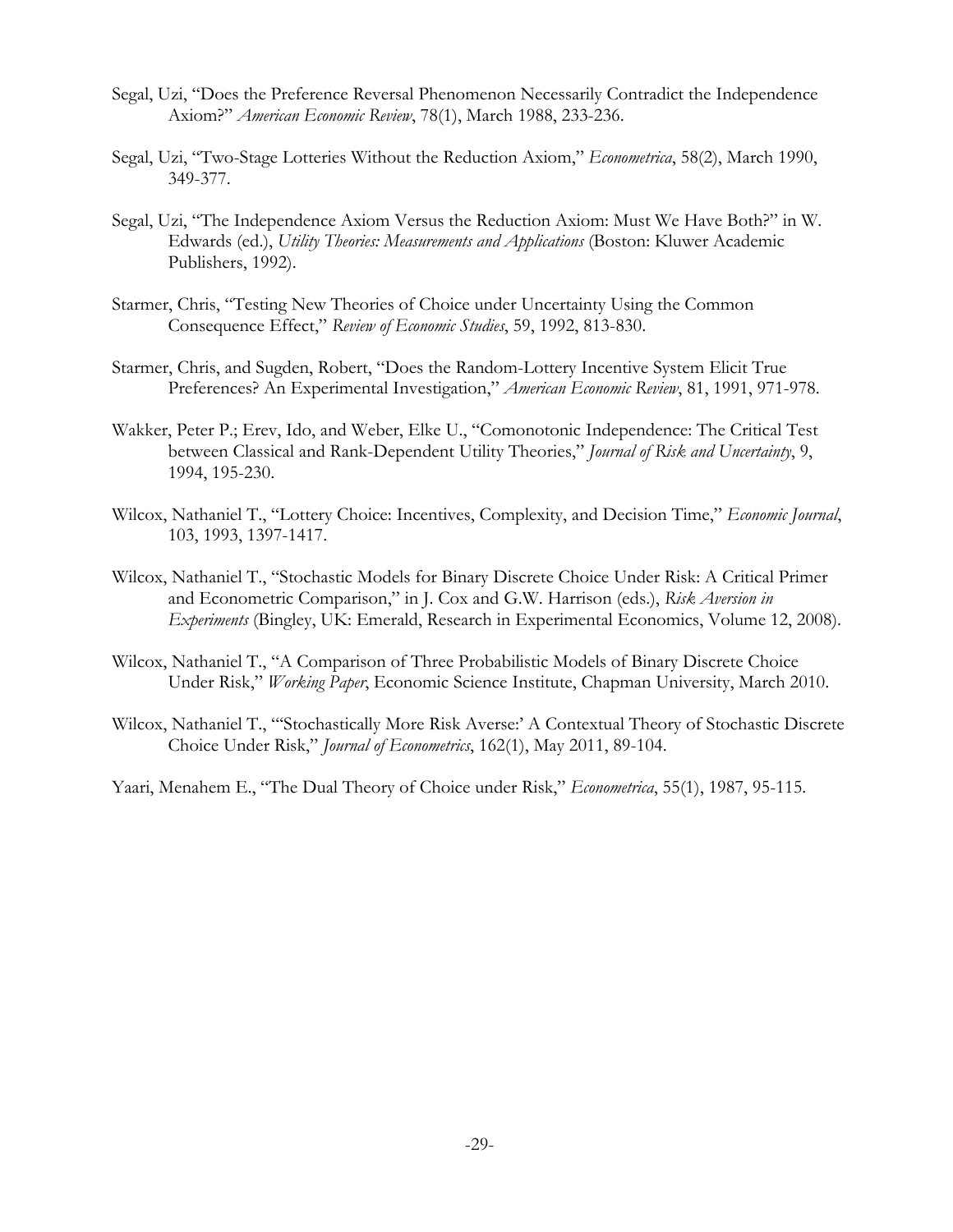Segal, Uzi, "Does the Preference Reversal Phenomenon Necessarily Contradict the Independence Axiom?" *American Economic Review*, 78(1), March 1988, 233-236.

Segal, Uzi, "Two-Stage Lotteries Without the Reduction Axiom," *Econometrica*, 58(2), March 1990, 349-377.

Segal, Uzi, "The Independence Axiom Versus the Reduction Axiom: Must We Have Both?" in W. Edwards (ed.), *Utility Theories: Measurements and Applications* (Boston: Kluwer Academic Publishers, 1992).

Starmer, Chris, "Testing New Theories of Choice under Uncertainty Using the Common Consequence Effect," *Review of Economic Studies*, 59, 1992, 813-830.

Starmer, Chris, and Sugden, Robert, "Does the Random-Lottery Incentive System Elicit True Preferences? An Experimental Investigation," *American Economic Review*, 81, 1991, 971-978.

Wakker, Peter P.; Erev, Ido, and Weber, Elke U., "Comonotonic Independence: The Critical Test between Classical and Rank-Dependent Utility Theories," *Journal of Risk and Uncertainty*, 9, 1994, 195-230.

Wilcox, Nathaniel T., "Lottery Choice: Incentives, Complexity, and Decision Time," *Economic Journal*, 103, 1993, 1397-1417.

Wilcox, Nathaniel T., "Stochastic Models for Binary Discrete Choice Under Risk: A Critical Primer and Econometric Comparison," in J. Cox and G.W. Harrison (eds.), *Risk Aversion in Experiments* (Bingley, UK: Emerald, Research in Experimental Economics, Volume 12, 2008).

Wilcox, Nathaniel T., "A Comparison of Three Probabilistic Models of Binary Discrete Choice Under Risk," *Working Paper*, Economic Science Institute, Chapman University, March 2010.

Wilcox, Nathaniel T., "'Stochastically More Risk Averse:' A Contextual Theory of Stochastic Discrete Choice Under Risk," *Journal of Econometrics*, 162(1), May 2011, 89-104.

Yaari, Menahem E., "The Dual Theory of Choice under Risk," *Econometrica*, 55(1), 1987, 95-115.